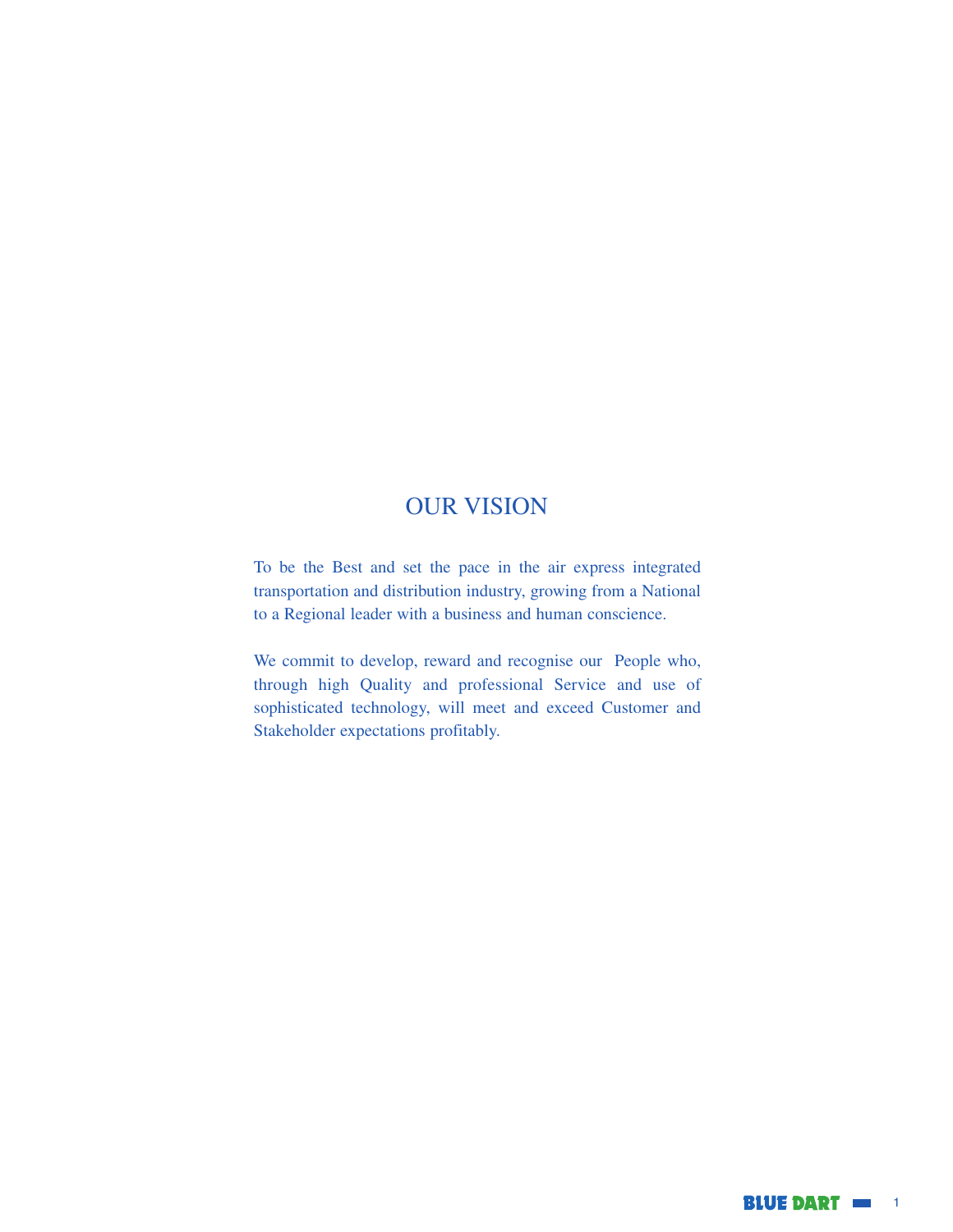# OUR VISION

To be the Best and set the pace in the air express integrated transportation and distribution industry, growing from a National to a Regional leader with a business and human conscience.

We commit to develop, reward and recognise our People who, through high Quality and professional Service and use of sophisticated technology, will meet and exceed Customer and Stakeholder expectations profitably.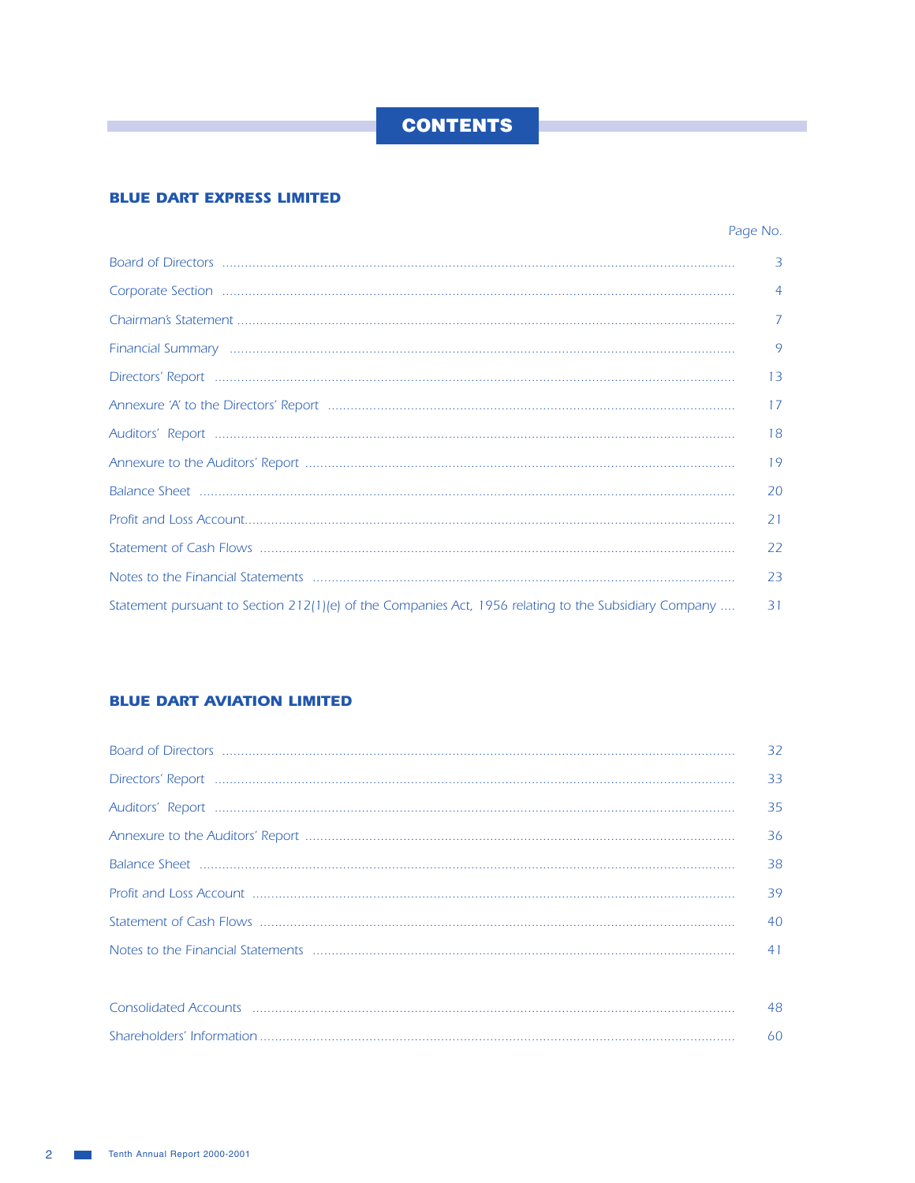# CONTENTS

## BLUE DART EXPRESS LIMITED

| | Page No. |
|---|---|
| Board of Directors | 3 |
| Corporate Section | 4 |
| Chairman's Statement | 7 |
| Financial Summary | 9 |
| Directors' Report | 13 |
| Annexure 'A' to the Directors' Report | 17 |
| Auditors' Report | 18 |
| Annexure to the Auditors' Report | 19 |
| Balance Sheet | 20 |
| Profit and Loss Account | 21 |
| Statement of Cash Flows | 22 |
| Notes to the Financial Statements | 23 |
| Statement pursuant to Section 212(1)(e) of the Companies Act, 1956 relating to the Subsidiary Company | 31 |

## BLUE DART AVIATION LIMITED

| | Page No. |
|---|---|
| Board of Directors | 32 |
| Directors' Report | 33 |
| Auditors' Report | 35 |
| Annexure to the Auditors' Report | 36 |
| Balance Sheet | 38 |
| Profit and Loss Account | 39 |
| Statement of Cash Flows | 40 |
| Notes to the Financial Statements | 41 |
| | |
| Consolidated Accounts | 48 |
| Shareholders' Information | 60 |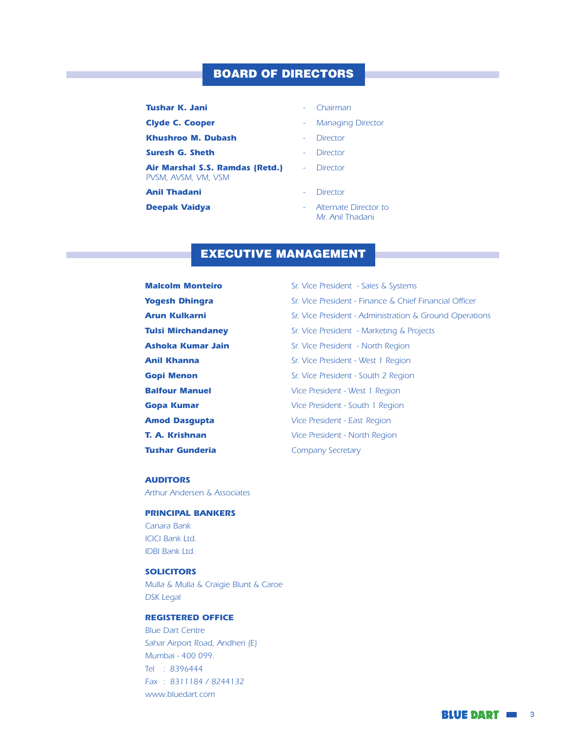## BOARD OF DIRECTORS

| | |
|---|---|
| **Tushar K. Jani** | - Chairman |
| **Clyde C. Cooper** | - Managing Director |
| **Khushroo M. Dubash** | - Director |
| **Suresh G. Sheth** | - Director |
| **Air Marshal S.S. Ramdas (Retd.)** *PVSM, AVSM, VM, VSM* | - Director |
| **Anil Thadani** | - Director |
| **Deepak Vaidya** | - Alternate Director to Mr. Anil Thadani |

## EXECUTIVE MANAGEMENT

| | |
|---|---|
| **Malcolm Monteiro** | Sr. Vice President - Sales & Systems |
| **Yogesh Dhingra** | Sr. Vice President - Finance & Chief Financial Officer |
| **Arun Kulkarni** | Sr. Vice President - Administration & Ground Operations |
| **Tulsi Mirchandaney** | Sr. Vice President - Marketing & Projects |
| **Ashoka Kumar Jain** | Sr. Vice President - North Region |
| **Anil Khanna** | Sr. Vice President - West 1 Region |
| **Gopi Menon** | Sr. Vice President - South 2 Region |
| **Balfour Manuel** | Vice President - West 1 Region |
| **Gopa Kumar** | Vice President - South 1 Region |
| **Amod Dasgupta** | Vice President - East Region |
| **T. A. Krishnan** | Vice President - North Region |
| **Tushar Gunderia** | Company Secretary |

**AUDITORS**

Arthur Andersen & Associates

**PRINCIPAL BANKERS**

Canara Bank
ICICI Bank Ltd.
IDBI Bank Ltd.

**SOLICITORS**

Mulla & Mulla & Craigie Blunt & Caroe
DSK Legal

**REGISTERED OFFICE**

Blue Dart Centre
Sahar Airport Road, Andheri (E)
Mumbai - 400 099.
Tel : 8396444
Fax : 8311184 / 8244132
www.bluedart.com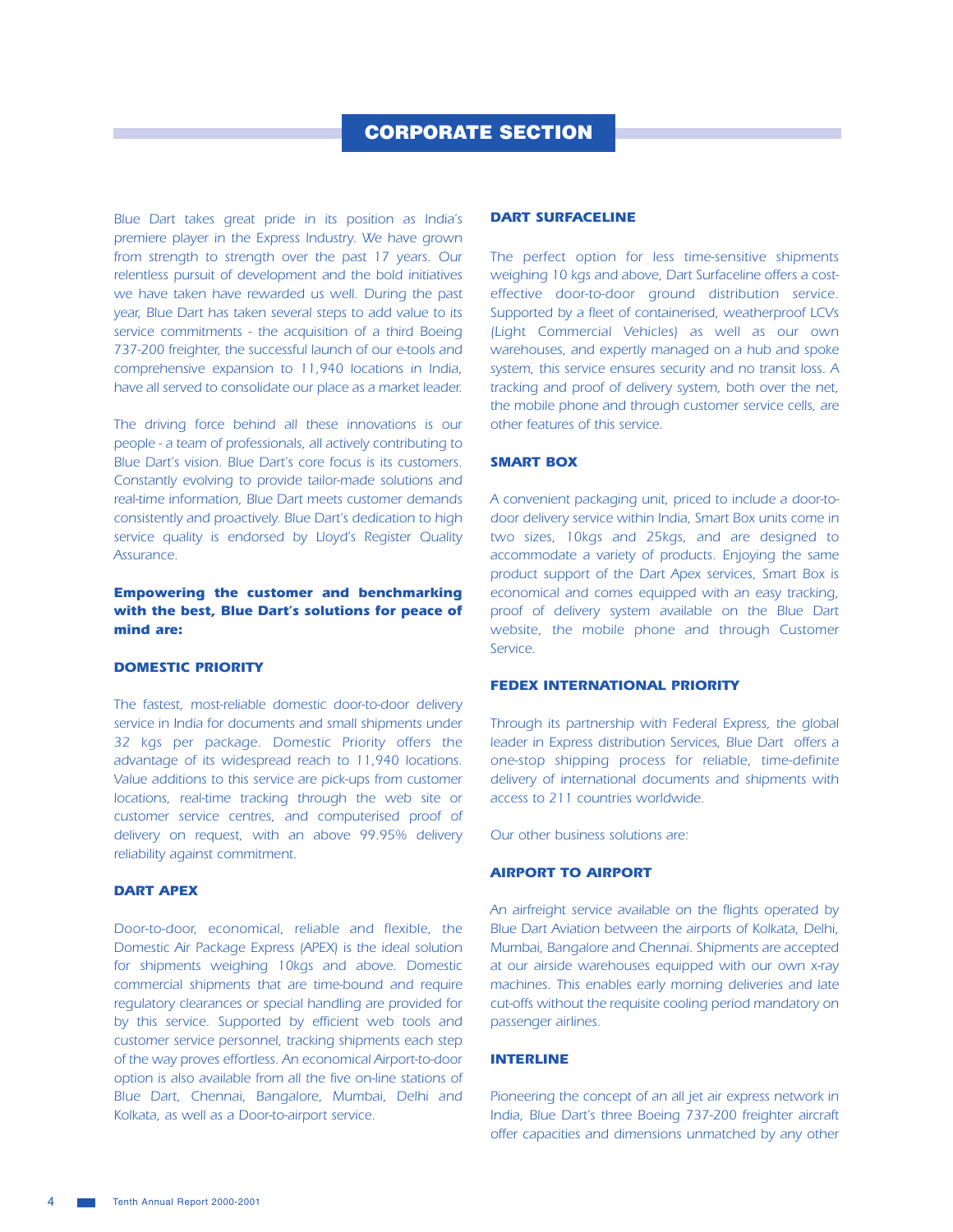# CORPORATE SECTION

*Blue Dart takes great pride in its position as India's premiere player in the Express Industry. We have grown from strength to strength over the past 17 years. Our relentless pursuit of development and the bold initiatives we have taken have rewarded us well. During the past year, Blue Dart has taken several steps to add value to its service commitments - the acquisition of a third Boeing 737-200 freighter, the successful launch of our e-tools and comprehensive expansion to 11,940 locations in India, have all served to consolidate our place as a market leader.*

*The driving force behind all these innovations is our people - a team of professionals, all actively contributing to Blue Dart's vision. Blue Dart's core focus is its customers. Constantly evolving to provide tailor-made solutions and real-time information, Blue Dart meets customer demands consistently and proactively. Blue Dart's dedication to high service quality is endorsed by Lloyd's Register Quality Assurance.*

***Empowering the customer and benchmarking with the best, Blue Dart's solutions for peace of mind are:***

### DOMESTIC PRIORITY

*The fastest, most-reliable domestic door-to-door delivery service in India for documents and small shipments under 32 kgs per package. Domestic Priority offers the advantage of its widespread reach to 11,940 locations. Value additions to this service are pick-ups from customer locations, real-time tracking through the web site or customer service centres, and computerised proof of delivery on request, with an above 99.95% delivery reliability against commitment.*

### DART APEX

*Door-to-door, economical, reliable and flexible, the Domestic Air Package Express (APEX) is the ideal solution for shipments weighing 10kgs and above. Domestic commercial shipments that are time-bound and require regulatory clearances or special handling are provided for by this service. Supported by efficient web tools and customer service personnel, tracking shipments each step of the way proves effortless. An economical Airport-to-door option is also available from all the five on-line stations of Blue Dart, Chennai, Bangalore, Mumbai, Delhi and Kolkata, as well as a Door-to-airport service.*

### DART SURFACELINE

*The perfect option for less time-sensitive shipments weighing 10 kgs and above, Dart Surfaceline offers a cost-effective door-to-door ground distribution service. Supported by a fleet of containerised, weatherproof LCVs (Light Commercial Vehicles) as well as our own warehouses, and expertly managed on a hub and spoke system, this service ensures security and no transit loss. A tracking and proof of delivery system, both over the net, the mobile phone and through customer service cells, are other features of this service.*

### SMART BOX

*A convenient packaging unit, priced to include a door-to-door delivery service within India, Smart Box units come in two sizes, 10kgs and 25kgs, and are designed to accommodate a variety of products. Enjoying the same product support of the Dart Apex services, Smart Box is economical and comes equipped with an easy tracking, proof of delivery system available on the Blue Dart website, the mobile phone and through Customer Service.*

### FEDEX INTERNATIONAL PRIORITY

*Through its partnership with Federal Express, the global leader in Express distribution Services, Blue Dart offers a one-stop shipping process for reliable, time-definite delivery of international documents and shipments with access to 211 countries worldwide.*

*Our other business solutions are:*

### AIRPORT TO AIRPORT

*An airfreight service available on the flights operated by Blue Dart Aviation between the airports of Kolkata, Delhi, Mumbai, Bangalore and Chennai. Shipments are accepted at our airside warehouses equipped with our own x-ray machines. This enables early morning deliveries and late cut-offs without the requisite cooling period mandatory on passenger airlines.*

### INTERLINE

*Pioneering the concept of an all jet air express network in India, Blue Dart's three Boeing 737-200 freighter aircraft offer capacities and dimensions unmatched by any other*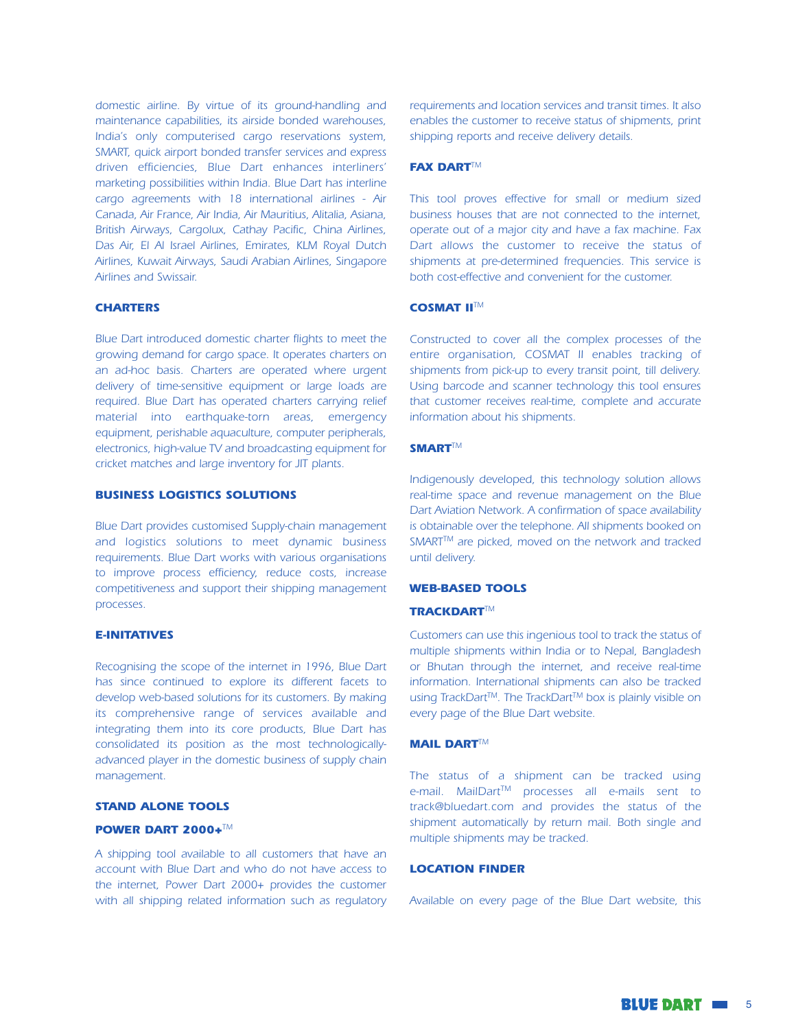domestic airline. By virtue of its ground-handling and maintenance capabilities, its airside bonded warehouses, India's only computerised cargo reservations system, SMART, quick airport bonded transfer services and express driven efficiencies, Blue Dart enhances interliners' marketing possibilities within India. Blue Dart has interline cargo agreements with 18 international airlines - Air Canada, Air France, Air India, Air Mauritius, Alitalia, Asiana, British Airways, Cargolux, Cathay Pacific, China Airlines, Das Air, El Al Israel Airlines, Emirates, KLM Royal Dutch Airlines, Kuwait Airways, Saudi Arabian Airlines, Singapore Airlines and Swissair.

### CHARTERS

Blue Dart introduced domestic charter flights to meet the growing demand for cargo space. It operates charters on an ad-hoc basis. Charters are operated where urgent delivery of time-sensitive equipment or large loads are required. Blue Dart has operated charters carrying relief material into earthquake-torn areas, emergency equipment, perishable aquaculture, computer peripherals, electronics, high-value TV and broadcasting equipment for cricket matches and large inventory for JIT plants.

### BUSINESS LOGISTICS SOLUTIONS

Blue Dart provides customised Supply-chain management and logistics solutions to meet dynamic business requirements. Blue Dart works with various organisations to improve process efficiency, reduce costs, increase competitiveness and support their shipping management processes.

### E-INITATIVES

Recognising the scope of the internet in 1996, Blue Dart has since continued to explore its different facets to develop web-based solutions for its customers. By making its comprehensive range of services available and integrating them into its core products, Blue Dart has consolidated its position as the most technologically-advanced player in the domestic business of supply chain management.

### STAND ALONE TOOLS

#### POWER DART 2000+™

A shipping tool available to all customers that have an account with Blue Dart and who do not have access to the internet, Power Dart 2000+ provides the customer with all shipping related information such as regulatory requirements and location services and transit times. It also enables the customer to receive status of shipments, print shipping reports and receive delivery details.

#### FAX DART™

This tool proves effective for small or medium sized business houses that are not connected to the internet, operate out of a major city and have a fax machine. Fax Dart allows the customer to receive the status of shipments at pre-determined frequencies. This service is both cost-effective and convenient for the customer.

#### COSMAT II™

Constructed to cover all the complex processes of the entire organisation, COSMAT II enables tracking of shipments from pick-up to every transit point, till delivery. Using barcode and scanner technology this tool ensures that customer receives real-time, complete and accurate information about his shipments.

#### SMART™

Indigenously developed, this technology solution allows real-time space and revenue management on the Blue Dart Aviation Network. A confirmation of space availability is obtainable over the telephone. All shipments booked on SMART™ are picked, moved on the network and tracked until delivery.

### WEB-BASED TOOLS

#### TRACKDART™

Customers can use this ingenious tool to track the status of multiple shipments within India or to Nepal, Bangladesh or Bhutan through the internet, and receive real-time information. International shipments can also be tracked using TrackDart™. The TrackDart™ box is plainly visible on every page of the Blue Dart website.

#### MAIL DART™

The status of a shipment can be tracked using e-mail. MailDart™ processes all e-mails sent to track@bluedart.com and provides the status of the shipment automatically by return mail. Both single and multiple shipments may be tracked.

#### LOCATION FINDER

Available on every page of the Blue Dart website, this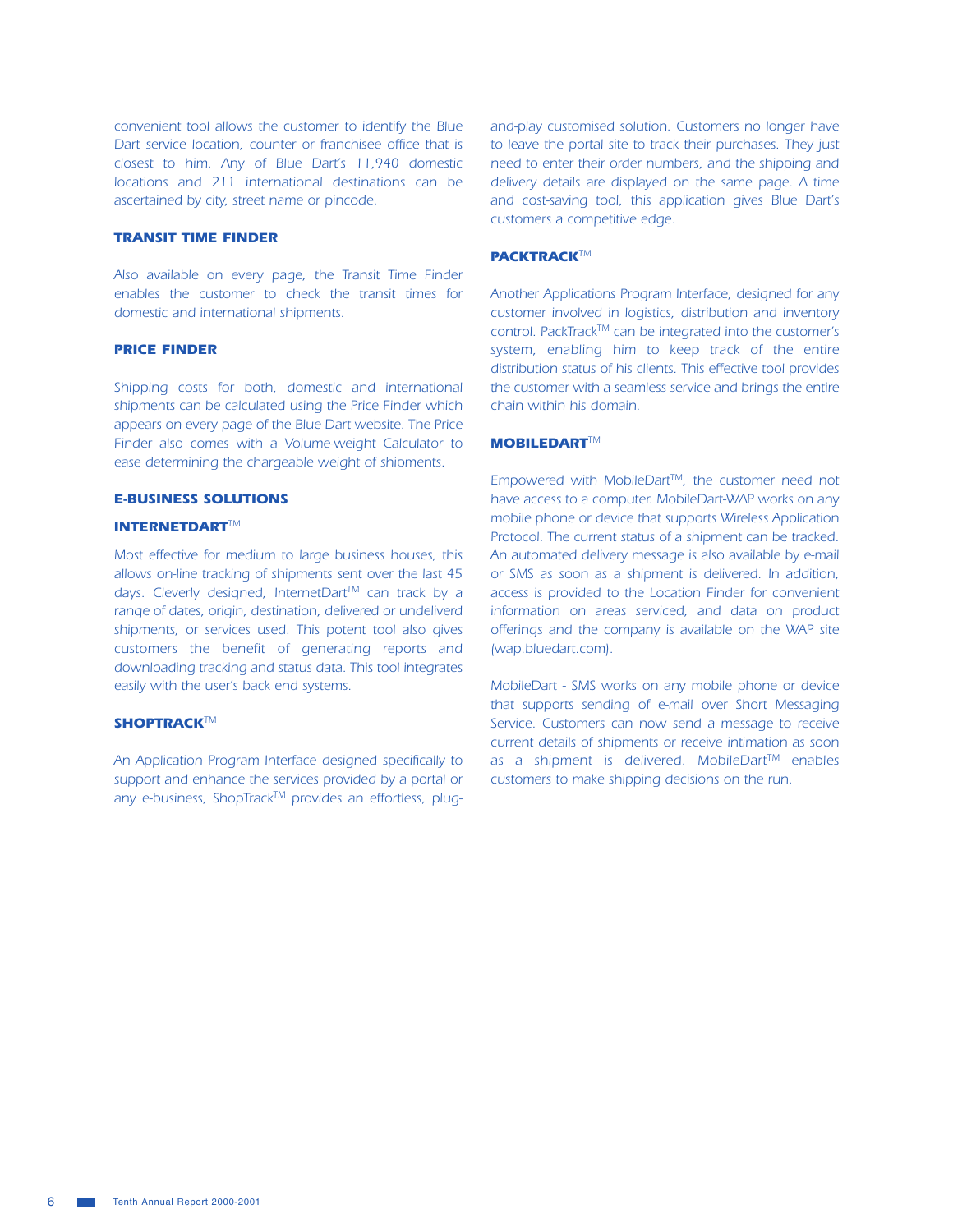convenient tool allows the customer to identify the Blue Dart service location, counter or franchisee office that is closest to him. Any of Blue Dart's 11,940 domestic locations and 211 international destinations can be ascertained by city, street name or pincode.

### TRANSIT TIME FINDER

Also available on every page, the Transit Time Finder enables the customer to check the transit times for domestic and international shipments.

### PRICE FINDER

Shipping costs for both, domestic and international shipments can be calculated using the Price Finder which appears on every page of the Blue Dart website. The Price Finder also comes with a Volume-weight Calculator to ease determining the chargeable weight of shipments.

## E-BUSINESS SOLUTIONS

### INTERNETDART™

Most effective for medium to large business houses, this allows on-line tracking of shipments sent over the last 45 days. Cleverly designed, InternetDart™ can track by a range of dates, origin, destination, delivered or undeliverd shipments, or services used. This potent tool also gives customers the benefit of generating reports and downloading tracking and status data. This tool integrates easily with the user's back end systems.

### SHOPTRACK™

An Application Program Interface designed specifically to support and enhance the services provided by a portal or any e-business, ShopTrack™ provides an effortless, plug-and-play customised solution. Customers no longer have to leave the portal site to track their purchases. They just need to enter their order numbers, and the shipping and delivery details are displayed on the same page. A time and cost-saving tool, this application gives Blue Dart's customers a competitive edge.

### PACKTRACK™

Another Applications Program Interface, designed for any customer involved in logistics, distribution and inventory control. PackTrack™ can be integrated into the customer's system, enabling him to keep track of the entire distribution status of his clients. This effective tool provides the customer with a seamless service and brings the entire chain within his domain.

### MOBILEDART™

Empowered with MobileDart™, the customer need not have access to a computer. MobileDart-WAP works on any mobile phone or device that supports Wireless Application Protocol. The current status of a shipment can be tracked. An automated delivery message is also available by e-mail or SMS as soon as a shipment is delivered. In addition, access is provided to the Location Finder for convenient information on areas serviced, and data on product offerings and the company is available on the WAP site (wap.bluedart.com).

MobileDart - SMS works on any mobile phone or device that supports sending of e-mail over Short Messaging Service. Customers can now send a message to receive current details of shipments or receive intimation as soon as a shipment is delivered. MobileDart™ enables customers to make shipping decisions on the run.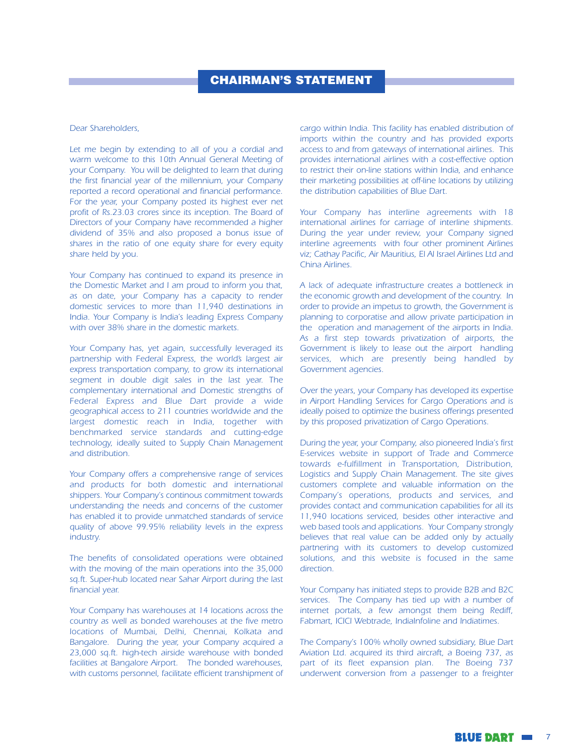# CHAIRMAN'S STATEMENT

*Dear Shareholders,*

*Let me begin by extending to all of you a cordial and warm welcome to this 10th Annual General Meeting of your Company. You will be delighted to learn that during the first financial year of the millennium, your Company reported a record operational and financial performance. For the year, your Company posted its highest ever net profit of Rs.23.03 crores since its inception. The Board of Directors of your Company have recommended a higher dividend of 35% and also proposed a bonus issue of shares in the ratio of one equity share for every equity share held by you.*

*Your Company has continued to expand its presence in the Domestic Market and I am proud to inform you that, as on date, your Company has a capacity to render domestic services to more than 11,940 destinations in India. Your Company is India's leading Express Company with over 38% share in the domestic markets.*

*Your Company has, yet again, successfully leveraged its partnership with Federal Express, the world's largest air express transportation company, to grow its international segment in double digit sales in the last year. The complementary international and Domestic strengths of Federal Express and Blue Dart provide a wide geographical access to 211 countries worldwide and the largest domestic reach in India, together with benchmarked service standards and cutting-edge technology, ideally suited to Supply Chain Management and distribution.*

*Your Company offers a comprehensive range of services and products for both domestic and international shippers. Your Company's continous commitment towards understanding the needs and concerns of the customer has enabled it to provide unmatched standards of service quality of above 99.95% reliability levels in the express industry.*

*The benefits of consolidated operations were obtained with the moving of the main operations into the 35,000 sq.ft. Super-hub located near Sahar Airport during the last financial year.*

*Your Company has warehouses at 14 locations across the country as well as bonded warehouses at the five metro locations of Mumbai, Delhi, Chennai, Kolkata and Bangalore. During the year, your Company acquired a 23,000 sq.ft. high-tech airside warehouse with bonded facilities at Bangalore Airport. The bonded warehouses, with customs personnel, facilitate efficient transhipment of cargo within India. This facility has enabled distribution of imports within the country and has provided exports access to and from gateways of international airlines. This provides international airlines with a cost-effective option to restrict their on-line stations within India, and enhance their marketing possibilities at off-line locations by utilizing the distribution capabilities of Blue Dart.*

*Your Company has interline agreements with 18 international airlines for carriage of interline shipments. During the year under review, your Company signed interline agreements with four other prominent Airlines viz; Cathay Pacific, Air Mauritius, El Al Israel Airlines Ltd and China Airlines.*

*A lack of adequate infrastructure creates a bottleneck in the economic growth and development of the country. In order to provide an impetus to growth, the Government is planning to corporatise and allow private participation in the operation and management of the airports in India. As a first step towards privatization of airports, the Government is likely to lease out the airport handling services, which are presently being handled by Government agencies.*

*Over the years, your Company has developed its expertise in Airport Handling Services for Cargo Operations and is ideally poised to optimize the business offerings presented by this proposed privatization of Cargo Operations.*

*During the year, your Company, also pioneered India's first E-services website in support of Trade and Commerce towards e-fulfillment in Transportation, Distribution, Logistics and Supply Chain Management. The site gives customers complete and valuable information on the Company's operations, products and services, and provides contact and communication capabilities for all its 11,940 locations serviced, besides other interactive and web based tools and applications. Your Company strongly believes that real value can be added only by actually partnering with its customers to develop customized solutions, and this website is focused in the same direction.*

*Your Company has initiated steps to provide B2B and B2C services. The Company has tied up with a number of internet portals, a few amongst them being Rediff, Fabmart, ICICI Webtrade, IndiaInfoline and Indiatimes.*

*The Company's 100% wholly owned subsidiary, Blue Dart Aviation Ltd. acquired its third aircraft, a Boeing 737, as part of its fleet expansion plan. The Boeing 737 underwent conversion from a passenger to a freighter*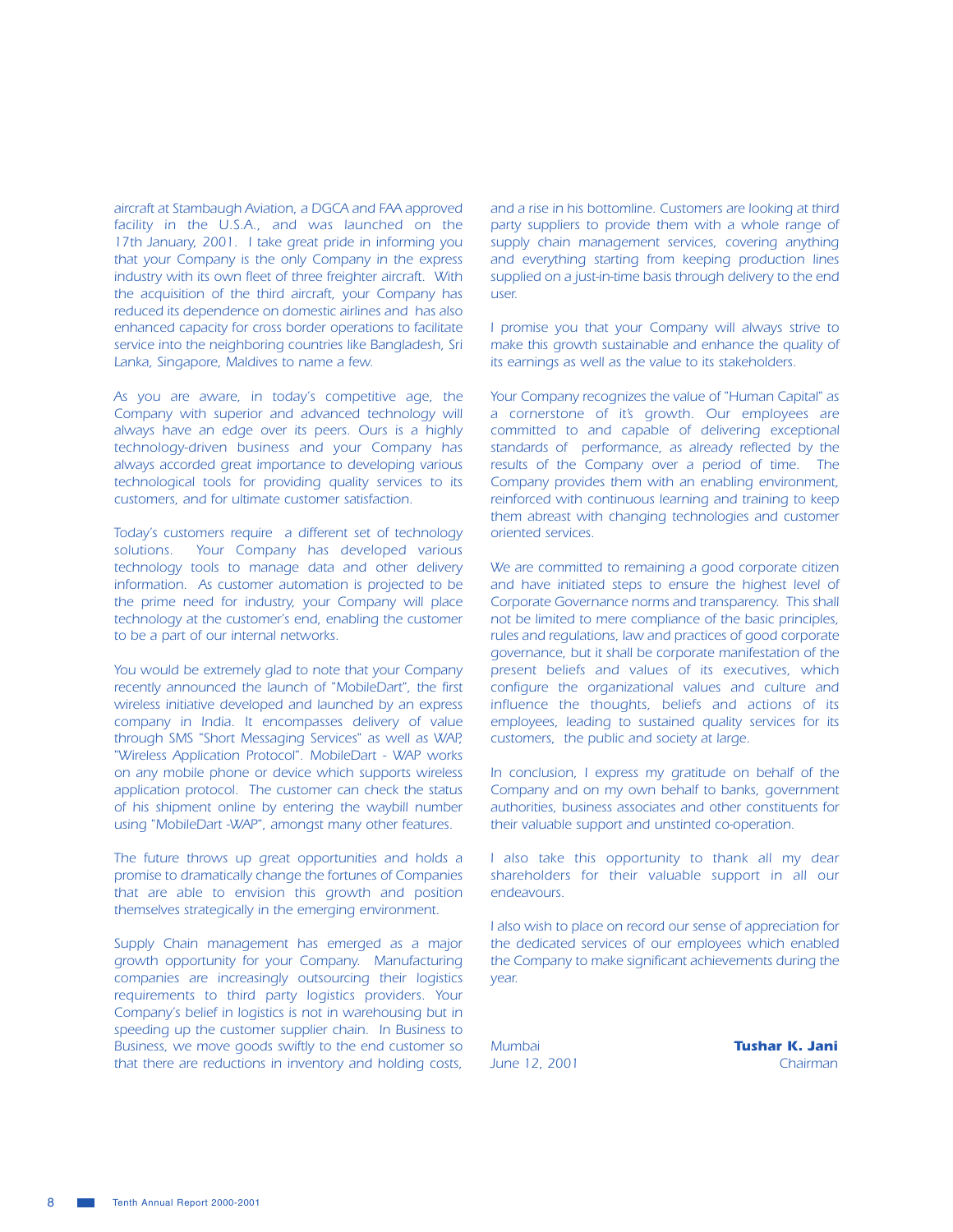aircraft at Stambaugh Aviation, a DGCA and FAA approved facility in the U.S.A., and was launched on the 17th January, 2001. I take great pride in informing you that your Company is the only Company in the express industry with its own fleet of three freighter aircraft. With the acquisition of the third aircraft, your Company has reduced its dependence on domestic airlines and has also enhanced capacity for cross border operations to facilitate service into the neighboring countries like Bangladesh, Sri Lanka, Singapore, Maldives to name a few.

As you are aware, in today's competitive age, the Company with superior and advanced technology will always have an edge over its peers. Ours is a highly technology-driven business and your Company has always accorded great importance to developing various technological tools for providing quality services to its customers, and for ultimate customer satisfaction.

Today's customers require a different set of technology solutions. Your Company has developed various technology tools to manage data and other delivery information. As customer automation is projected to be the prime need for industry, your Company will place technology at the customer's end, enabling the customer to be a part of our internal networks.

You would be extremely glad to note that your Company recently announced the launch of "MobileDart", the first wireless initiative developed and launched by an express company in India. It encompasses delivery of value through SMS "Short Messaging Services" as well as WAP, "Wireless Application Protocol". MobileDart - WAP works on any mobile phone or device which supports wireless application protocol. The customer can check the status of his shipment online by entering the waybill number using "MobileDart -WAP", amongst many other features.

The future throws up great opportunities and holds a promise to dramatically change the fortunes of Companies that are able to envision this growth and position themselves strategically in the emerging environment.

Supply Chain management has emerged as a major growth opportunity for your Company. Manufacturing companies are increasingly outsourcing their logistics requirements to third party logistics providers. Your Company's belief in logistics is not in warehousing but in speeding up the customer supplier chain. In Business to Business, we move goods swiftly to the end customer so that there are reductions in inventory and holding costs, and a rise in his bottomline. Customers are looking at third party suppliers to provide them with a whole range of supply chain management services, covering anything and everything starting from keeping production lines supplied on a just-in-time basis through delivery to the end user.

I promise you that your Company will always strive to make this growth sustainable and enhance the quality of its earnings as well as the value to its stakeholders.

Your Company recognizes the value of "Human Capital" as a cornerstone of it's growth. Our employees are committed to and capable of delivering exceptional standards of performance, as already reflected by the results of the Company over a period of time. The Company provides them with an enabling environment, reinforced with continuous learning and training to keep them abreast with changing technologies and customer oriented services.

We are committed to remaining a good corporate citizen and have initiated steps to ensure the highest level of Corporate Governance norms and transparency. This shall not be limited to mere compliance of the basic principles, rules and regulations, law and practices of good corporate governance, but it shall be corporate manifestation of the present beliefs and values of its executives, which configure the organizational values and culture and influence the thoughts, beliefs and actions of its employees, leading to sustained quality services for its customers, the public and society at large.

In conclusion, I express my gratitude on behalf of the Company and on my own behalf to banks, government authorities, business associates and other constituents for their valuable support and unstinted co-operation.

I also take this opportunity to thank all my dear shareholders for their valuable support in all our endeavours.

I also wish to place on record our sense of appreciation for the dedicated services of our employees which enabled the Company to make significant achievements during the year.

Mumbai
June 12, 2001

**Tushar K. Jani**
Chairman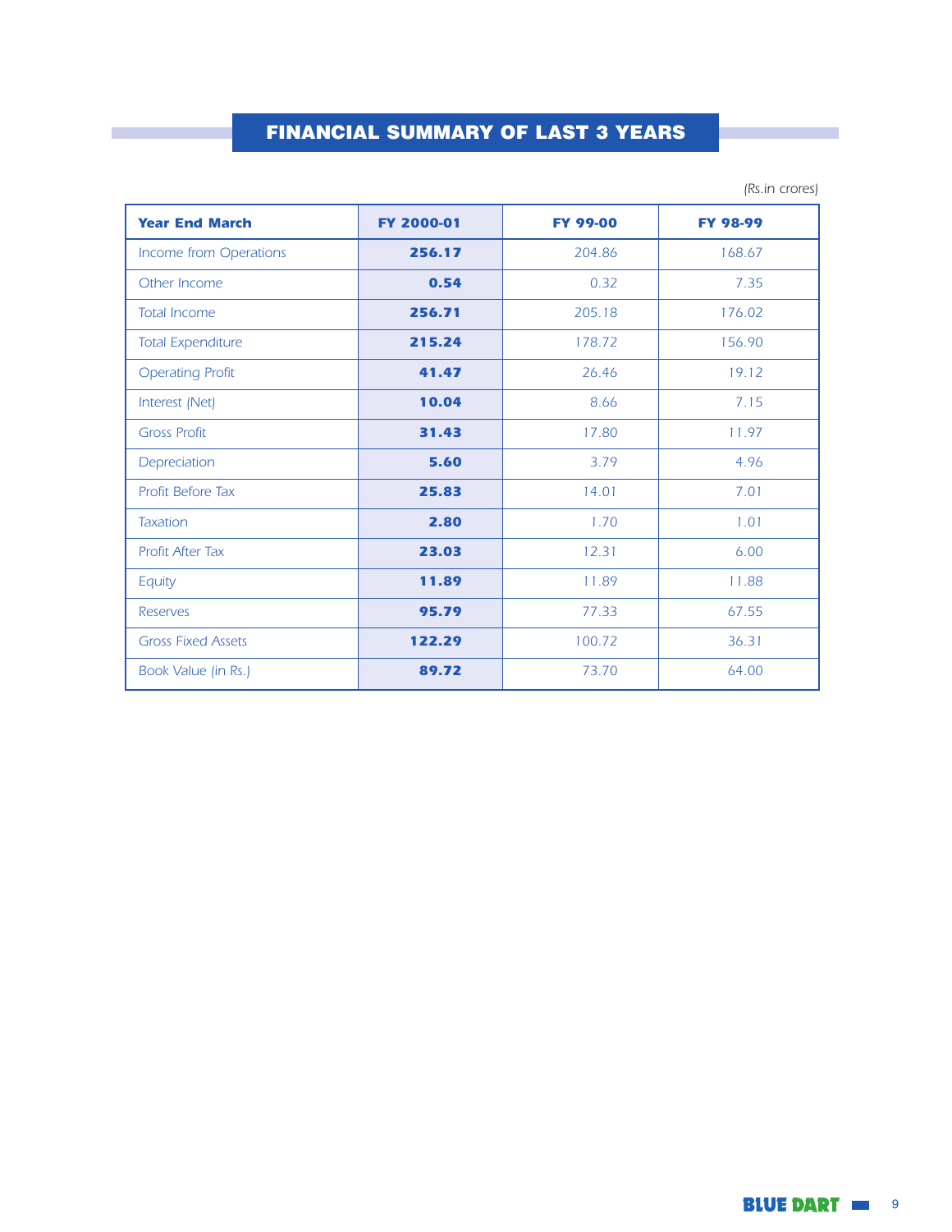## FINANCIAL SUMMARY OF LAST 3 YEARS

*(Rs.in crores)*

| Year End March | FY 2000-01 | FY 99-00 | FY 98-99 |
|---|---|---|---|
| Income from Operations | **256.17** | 204.86 | 168.67 |
| Other Income | **0.54** | 0.32 | 7.35 |
| Total Income | **256.71** | 205.18 | 176.02 |
| Total Expenditure | **215.24** | 178.72 | 156.90 |
| Operating Profit | **41.47** | 26.46 | 19.12 |
| Interest (Net) | **10.04** | 8.66 | 7.15 |
| Gross Profit | **31.43** | 17.80 | 11.97 |
| Depreciation | **5.60** | 3.79 | 4.96 |
| Profit Before Tax | **25.83** | 14.01 | 7.01 |
| Taxation | **2.80** | 1.70 | 1.01 |
| Profit After Tax | **23.03** | 12.31 | 6.00 |
| Equity | **11.89** | 11.89 | 11.88 |
| Reserves | **95.79** | 77.33 | 67.55 |
| Gross Fixed Assets | **122.29** | 100.72 | 36.31 |
| Book Value (in Rs.) | **89.72** | 73.70 | 64.00 |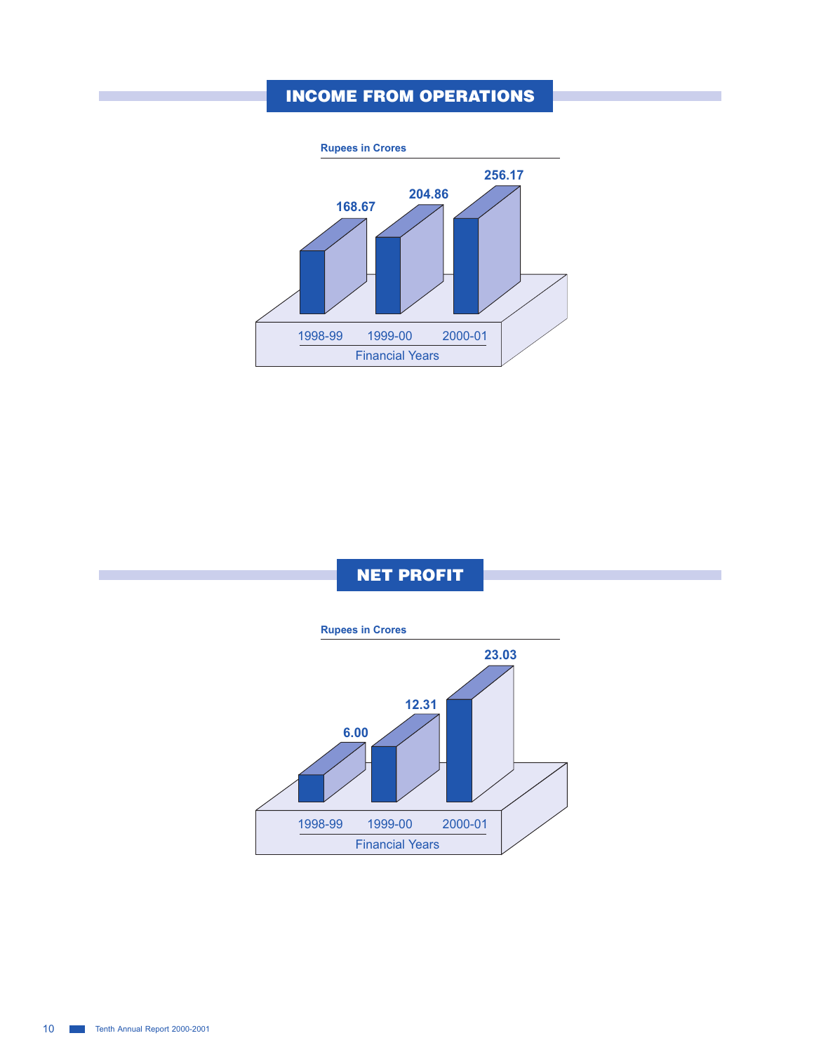## INCOME FROM OPERATIONS

Rupees in Crores

| Financial Years | 1998-99 | 1999-00 | 2000-01 |
|---|---|---|---|
| Income from Operations | 168.67 | 204.86 | 256.17 |

## NET PROFIT

Rupees in Crores

| Financial Years | 1998-99 | 1999-00 | 2000-01 |
|---|---|---|---|
| Net Profit | 6.00 | 12.31 | 23.03 |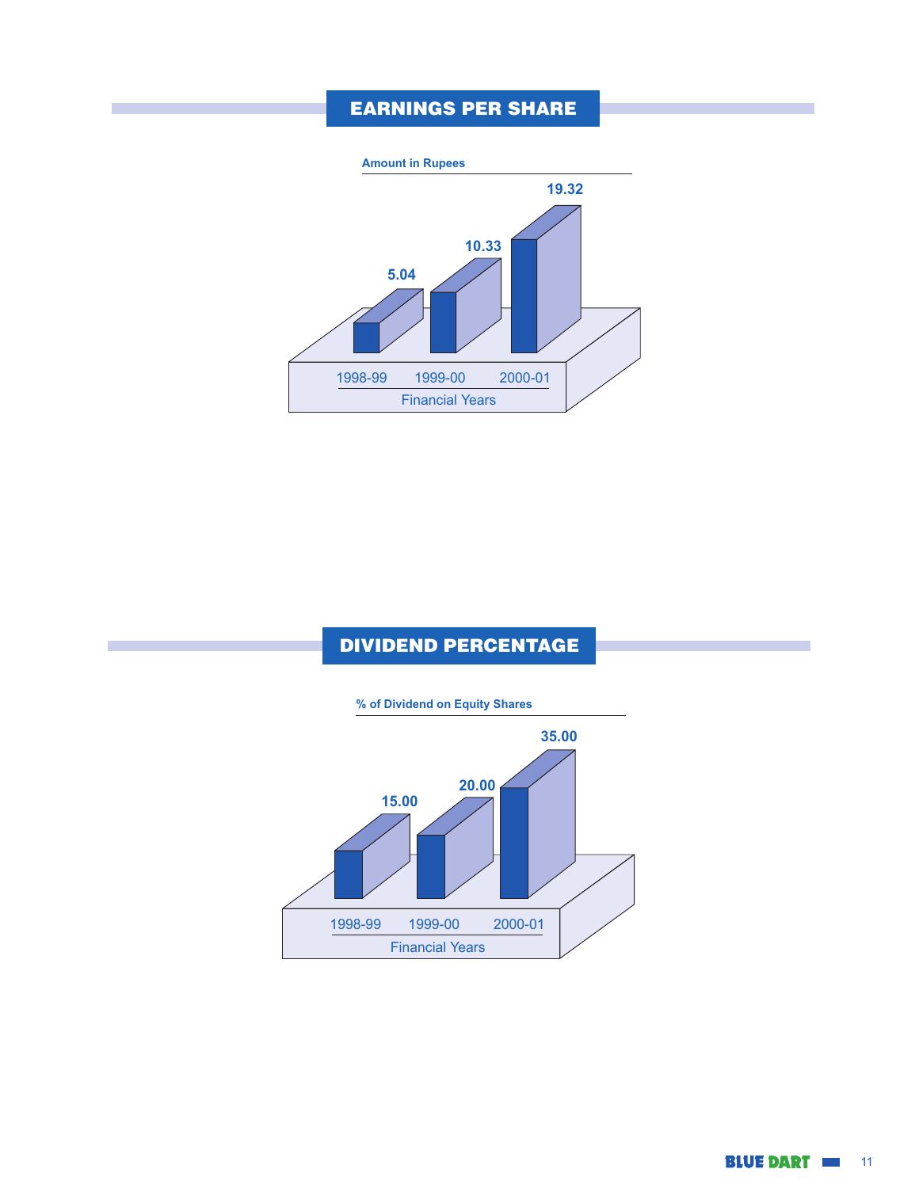# EARNINGS PER SHARE

**Amount in Rupees**

| Financial Years | 1998-99 | 1999-00 | 2000-01 |
|---|---|---|---|
| Amount in Rupees | 5.04 | 10.33 | 19.32 |

# DIVIDEND PERCENTAGE

**% of Dividend on Equity Shares**

| Financial Years | 1998-99 | 1999-00 | 2000-01 |
|---|---|---|---|
| % of Dividend on Equity Shares | 15.00 | 20.00 | 35.00 |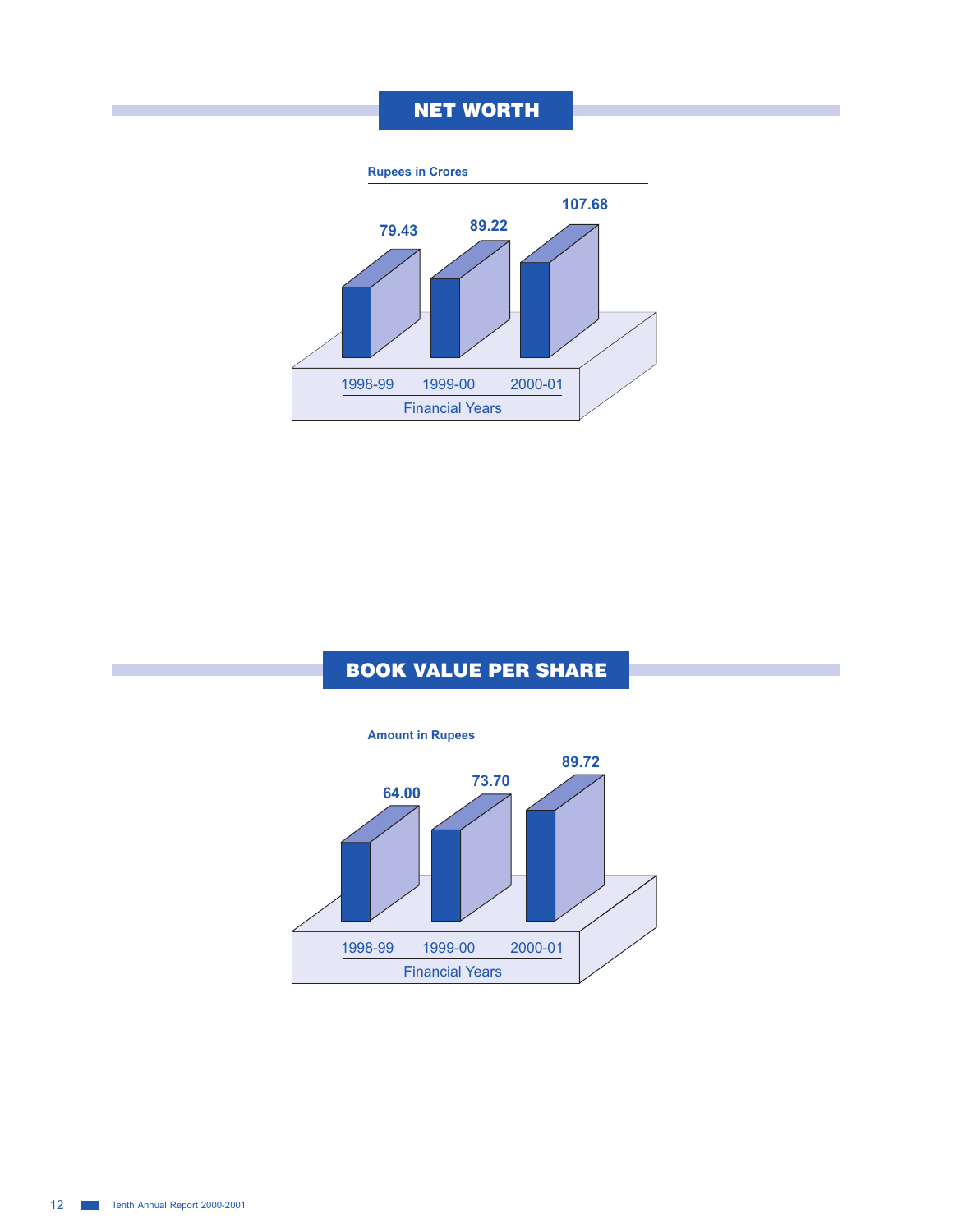## NET WORTH

**Rupees in Crores**

| Financial Years | 1998-99 | 1999-00 | 2000-01 |
|---|---|---|---|
| Net Worth | 79.43 | 89.22 | 107.68 |

## BOOK VALUE PER SHARE

**Amount in Rupees**

| Financial Years | 1998-99 | 1999-00 | 2000-01 |
|---|---|---|---|
| Book Value Per Share | 64.00 | 73.70 | 89.72 |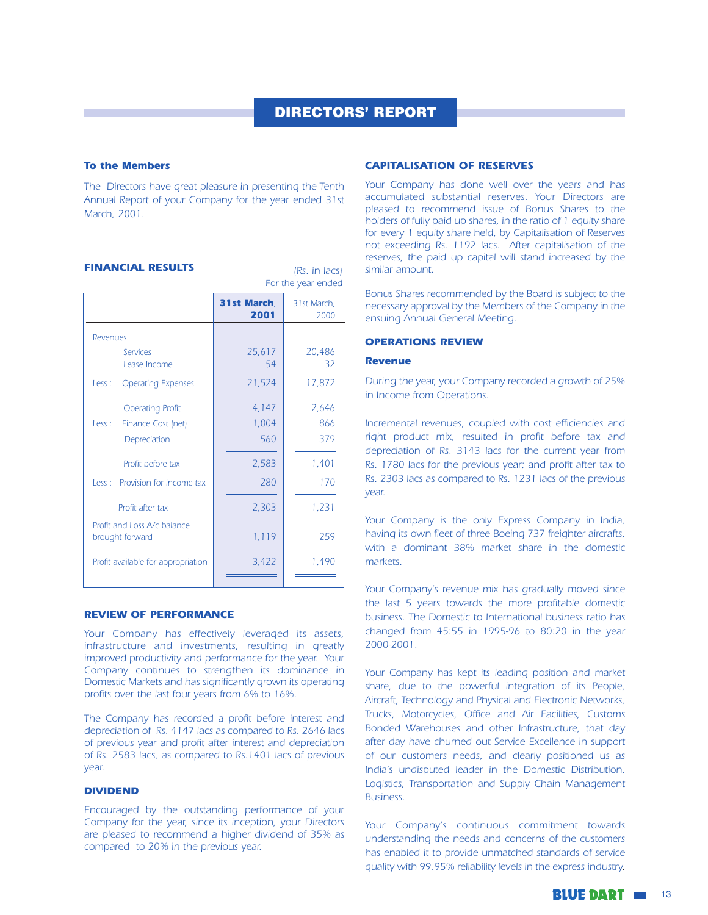# DIRECTORS' REPORT

**To the Members**

The Directors have great pleasure in presenting the Tenth Annual Report of your Company for the year ended 31st March, 2001.

## FINANCIAL RESULTS

(Rs. in lacs)
For the year ended

| | **31st March, 2001** | 31st March, 2000 |
|---|---|---|
| Revenues | | |
| Services | 25,617 | 20,486 |
| Lease Income | 54 | 32 |
| Less : Operating Expenses | 21,524 | 17,872 |
| Operating Profit | 4,147 | 2,646 |
| Less : Finance Cost (net) | 1,004 | 866 |
| Depreciation | 560 | 379 |
| Profit before tax | 2,583 | 1,401 |
| Less : Provision for Income tax | 280 | 170 |
| Profit after tax | 2,303 | 1,231 |
| Profit and Loss A/c balance brought forward | 1,119 | 259 |
| Profit available for appropriation | 3,422 | 1,490 |

## REVIEW OF PERFORMANCE

Your Company has effectively leveraged its assets, infrastructure and investments, resulting in greatly improved productivity and performance for the year. Your Company continues to strengthen its dominance in Domestic Markets and has significantly grown its operating profits over the last four years from 6% to 16%.

The Company has recorded a profit before interest and depreciation of Rs. 4147 lacs as compared to Rs. 2646 lacs of previous year and profit after interest and depreciation of Rs. 2583 lacs, as compared to Rs.1401 lacs of previous year.

## DIVIDEND

Encouraged by the outstanding performance of your Company for the year, since its inception, your Directors are pleased to recommend a higher dividend of 35% as compared to 20% in the previous year.

## CAPITALISATION OF RESERVES

Your Company has done well over the years and has accumulated substantial reserves. Your Directors are pleased to recommend issue of Bonus Shares to the holders of fully paid up shares, in the ratio of 1 equity share for every 1 equity share held, by Capitalisation of Reserves not exceeding Rs. 1192 lacs. After capitalisation of the reserves, the paid up capital will stand increased by the similar amount.

Bonus Shares recommended by the Board is subject to the necessary approval by the Members of the Company in the ensuing Annual General Meeting.

## OPERATIONS REVIEW

### Revenue

During the year, your Company recorded a growth of 25% in Income from Operations.

Incremental revenues, coupled with cost efficiencies and right product mix, resulted in profit before tax and depreciation of Rs. 3143 lacs for the current year from Rs. 1780 lacs for the previous year; and profit after tax to Rs. 2303 lacs as compared to Rs. 1231 lacs of the previous year.

Your Company is the only Express Company in India, having its own fleet of three Boeing 737 freighter aircrafts, with a dominant 38% market share in the domestic markets.

Your Company's revenue mix has gradually moved since the last 5 years towards the more profitable domestic business. The Domestic to International business ratio has changed from 45:55 in 1995-96 to 80:20 in the year 2000-2001.

Your Company has kept its leading position and market share, due to the powerful integration of its People, Aircraft, Technology and Physical and Electronic Networks, Trucks, Motorcycles, Office and Air Facilities, Customs Bonded Warehouses and other Infrastructure, that day after day have churned out Service Excellence in support of our customers needs, and clearly positioned us as India's undisputed leader in the Domestic Distribution, Logistics, Transportation and Supply Chain Management Business.

Your Company's continuous commitment towards understanding the needs and concerns of the customers has enabled it to provide unmatched standards of service quality with 99.95% reliability levels in the express industry.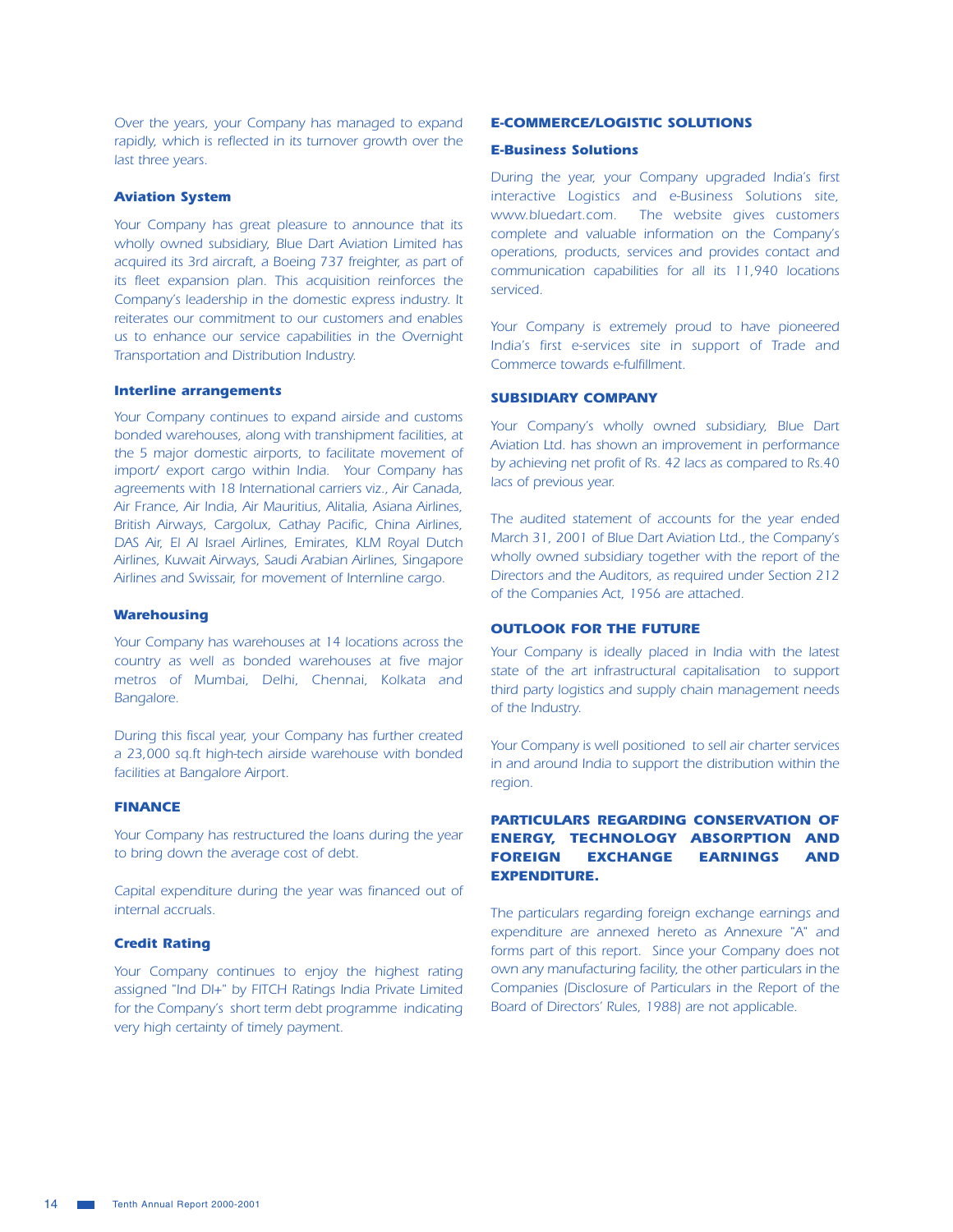Over the years, your Company has managed to expand rapidly, which is reflected in its turnover growth over the last three years.

### Aviation System

Your Company has great pleasure to announce that its wholly owned subsidiary, Blue Dart Aviation Limited has acquired its 3rd aircraft, a Boeing 737 freighter, as part of its fleet expansion plan. This acquisition reinforces the Company's leadership in the domestic express industry. It reiterates our commitment to our customers and enables us to enhance our service capabilities in the Overnight Transportation and Distribution Industry.

### Interline arrangements

Your Company continues to expand airside and customs bonded warehouses, along with transhipment facilities, at the 5 major domestic airports, to facilitate movement of import/ export cargo within India. Your Company has agreements with 18 International carriers viz., Air Canada, Air France, Air India, Air Mauritius, Alitalia, Asiana Airlines, British Airways, Cargolux, Cathay Pacific, China Airlines, DAS Air, El Al Israel Airlines, Emirates, KLM Royal Dutch Airlines, Kuwait Airways, Saudi Arabian Airlines, Singapore Airlines and Swissair, for movement of Internline cargo.

### Warehousing

Your Company has warehouses at 14 locations across the country as well as bonded warehouses at five major metros of Mumbai, Delhi, Chennai, Kolkata and Bangalore.

During this fiscal year, your Company has further created a 23,000 sq.ft high-tech airside warehouse with bonded facilities at Bangalore Airport.

## FINANCE

Your Company has restructured the loans during the year to bring down the average cost of debt.

Capital expenditure during the year was financed out of internal accruals.

### Credit Rating

Your Company continues to enjoy the highest rating assigned "Ind Dl+" by FITCH Ratings India Private Limited for the Company's short term debt programme indicating very high certainty of timely payment.

## E-COMMERCE/LOGISTIC SOLUTIONS

### E-Business Solutions

During the year, your Company upgraded India's first interactive Logistics and e-Business Solutions site, www.bluedart.com. The website gives customers complete and valuable information on the Company's operations, products, services and provides contact and communication capabilities for all its 11,940 locations serviced.

Your Company is extremely proud to have pioneered India's first e-services site in support of Trade and Commerce towards e-fulfillment.

## SUBSIDIARY COMPANY

Your Company's wholly owned subsidiary, Blue Dart Aviation Ltd. has shown an improvement in performance by achieving net profit of Rs. 42 lacs as compared to Rs.40 lacs of previous year.

The audited statement of accounts for the year ended March 31, 2001 of Blue Dart Aviation Ltd., the Company's wholly owned subsidiary together with the report of the Directors and the Auditors, as required under Section 212 of the Companies Act, 1956 are attached.

## OUTLOOK FOR THE FUTURE

Your Company is ideally placed in India with the latest state of the art infrastructural capitalisation to support third party logistics and supply chain management needs of the Industry.

Your Company is well positioned to sell air charter services in and around India to support the distribution within the region.

## PARTICULARS REGARDING CONSERVATION OF ENERGY, TECHNOLOGY ABSORPTION AND FOREIGN EXCHANGE EARNINGS AND EXPENDITURE.

The particulars regarding foreign exchange earnings and expenditure are annexed hereto as Annexure "A" and forms part of this report. Since your Company does not own any manufacturing facility, the other particulars in the Companies (Disclosure of Particulars in the Report of the Board of Directors' Rules, 1988) are not applicable.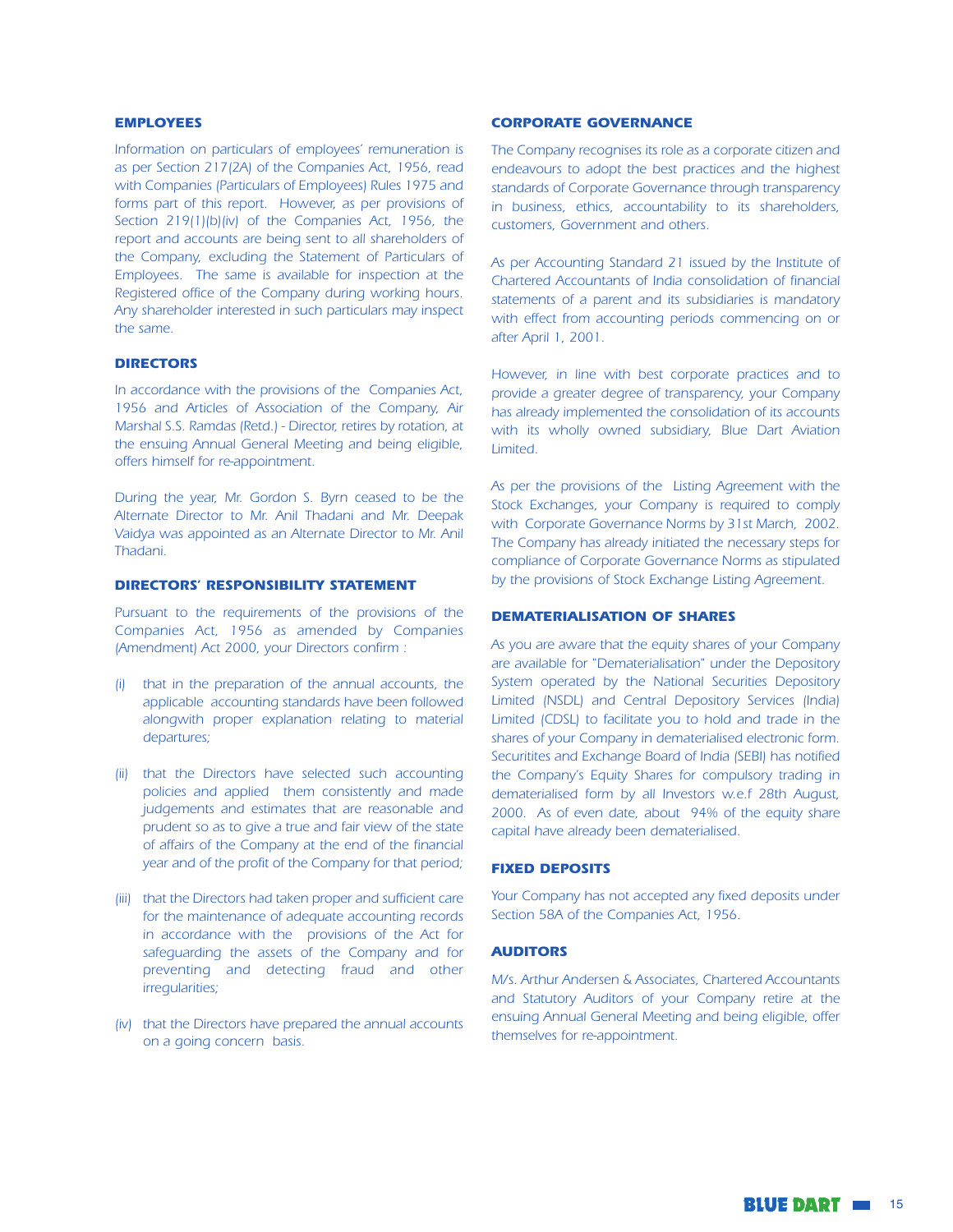## EMPLOYEES

*Information on particulars of employees' remuneration is as per Section 217(2A) of the Companies Act, 1956, read with Companies (Particulars of Employees) Rules 1975 and forms part of this report. However, as per provisions of Section 219(1)(b)(iv) of the Companies Act, 1956, the report and accounts are being sent to all shareholders of the Company, excluding the Statement of Particulars of Employees. The same is available for inspection at the Registered office of the Company during working hours. Any shareholder interested in such particulars may inspect the same.*

## DIRECTORS

*In accordance with the provisions of the Companies Act, 1956 and Articles of Association of the Company, Air Marshal S.S. Ramdas (Retd.) - Director, retires by rotation, at the ensuing Annual General Meeting and being eligible, offers himself for re-appointment.*

*During the year, Mr. Gordon S. Byrn ceased to be the Alternate Director to Mr. Anil Thadani and Mr. Deepak Vaidya was appointed as an Alternate Director to Mr. Anil Thadani.*

## DIRECTORS' RESPONSIBILITY STATEMENT

*Pursuant to the requirements of the provisions of the Companies Act, 1956 as amended by Companies (Amendment) Act 2000, your Directors confirm :*

*(i) that in the preparation of the annual accounts, the applicable accounting standards have been followed alongwith proper explanation relating to material departures;*

*(ii) that the Directors have selected such accounting policies and applied them consistently and made judgements and estimates that are reasonable and prudent so as to give a true and fair view of the state of affairs of the Company at the end of the financial year and of the profit of the Company for that period;*

*(iii) that the Directors had taken proper and sufficient care for the maintenance of adequate accounting records in accordance with the provisions of the Act for safeguarding the assets of the Company and for preventing and detecting fraud and other irregularities;*

*(iv) that the Directors have prepared the annual accounts on a going concern basis.*

## CORPORATE GOVERNANCE

*The Company recognises its role as a corporate citizen and endeavours to adopt the best practices and the highest standards of Corporate Governance through transparency in business, ethics, accountability to its shareholders, customers, Government and others.*

*As per Accounting Standard 21 issued by the Institute of Chartered Accountants of India consolidation of financial statements of a parent and its subsidiaries is mandatory with effect from accounting periods commencing on or after April 1, 2001.*

*However, in line with best corporate practices and to provide a greater degree of transparency, your Company has already implemented the consolidation of its accounts with its wholly owned subsidiary, Blue Dart Aviation Limited.*

*As per the provisions of the Listing Agreement with the Stock Exchanges, your Company is required to comply with Corporate Governance Norms by 31st March, 2002. The Company has already initiated the necessary steps for compliance of Corporate Governance Norms as stipulated by the provisions of Stock Exchange Listing Agreement.*

## DEMATERIALISATION OF SHARES

*As you are aware that the equity shares of your Company are available for "Dematerialisation" under the Depository System operated by the National Securities Depository Limited (NSDL) and Central Depository Services (India) Limited (CDSL) to facilitate you to hold and trade in the shares of your Company in dematerialised electronic form. Securitites and Exchange Board of India (SEBI) has notified the Company's Equity Shares for compulsory trading in dematerialised form by all Investors w.e.f 28th August, 2000. As of even date, about 94% of the equity share capital have already been dematerialised.*

## FIXED DEPOSITS

*Your Company has not accepted any fixed deposits under Section 58A of the Companies Act, 1956.*

## AUDITORS

*M/s. Arthur Andersen & Associates, Chartered Accountants and Statutory Auditors of your Company retire at the ensuing Annual General Meeting and being eligible, offer themselves for re-appointment.*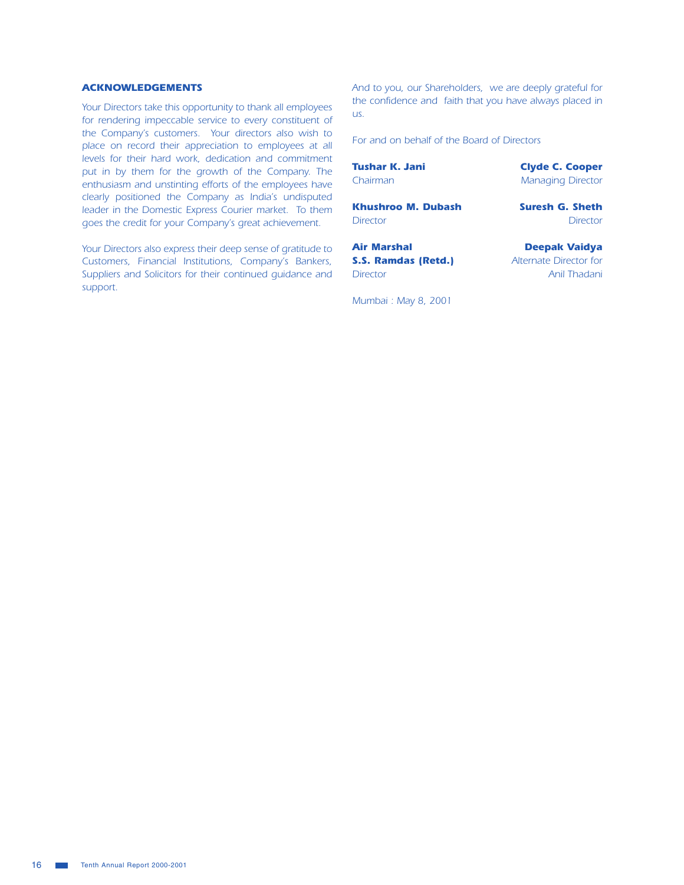## ACKNOWLEDGEMENTS

*Your Directors take this opportunity to thank all employees for rendering impeccable service to every constituent of the Company's customers. Your directors also wish to place on record their appreciation to employees at all levels for their hard work, dedication and commitment put in by them for the growth of the Company. The enthusiasm and unstinting efforts of the employees have clearly positioned the Company as India's undisputed leader in the Domestic Express Courier market. To them goes the credit for your Company's great achievement.*

*Your Directors also express their deep sense of gratitude to Customers, Financial Institutions, Company's Bankers, Suppliers and Solicitors for their continued guidance and support.*

*And to you, our Shareholders, we are deeply grateful for the confidence and faith that you have always placed in us.*

*For and on behalf of the Board of Directors*

| | |
|---|---|
| ***Tushar K. Jani***<br>*Chairman* | ***Clyde C. Cooper***<br>*Managing Director* |
| ***Khushroo M. Dubash***<br>*Director* | ***Suresh G. Sheth***<br>*Director* |
| ***Air Marshal S.S. Ramdas (Retd.)***<br>*Director* | ***Deepak Vaidya***<br>*Alternate Director for Anil Thadani* |

*Mumbai : May 8, 2001*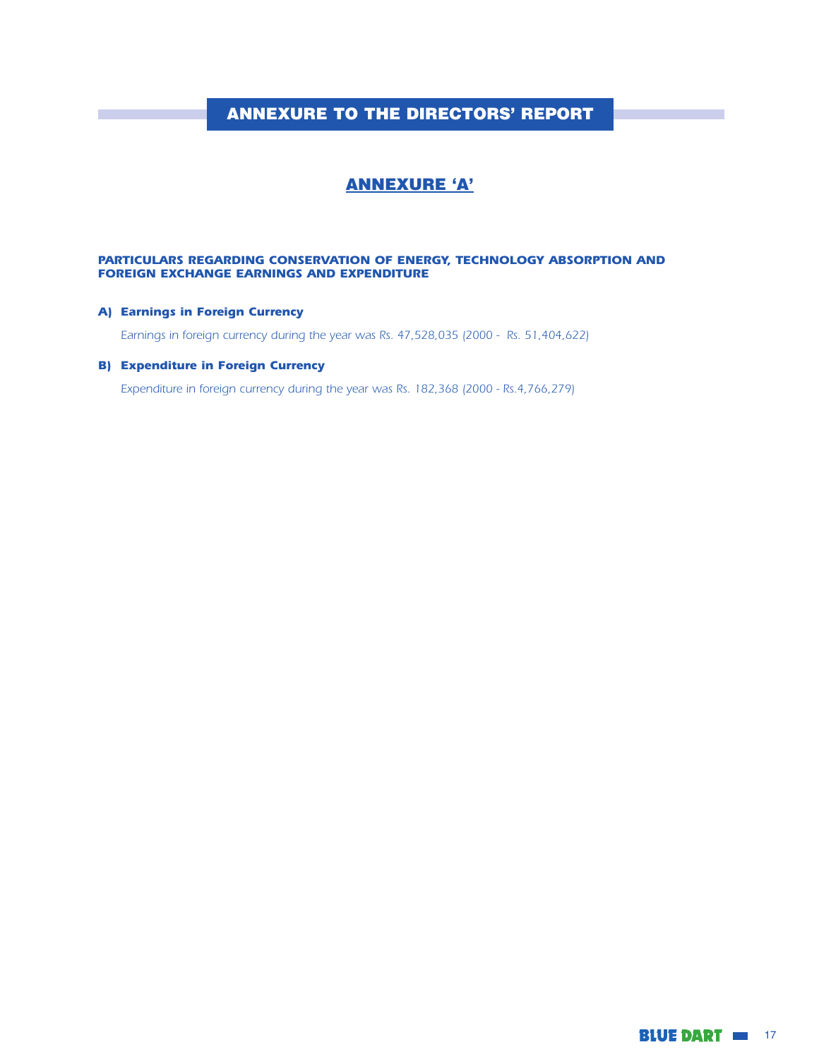# ANNEXURE TO THE DIRECTORS' REPORT

## ANNEXURE 'A'

***PARTICULARS REGARDING CONSERVATION OF ENERGY, TECHNOLOGY ABSORPTION AND FOREIGN EXCHANGE EARNINGS AND EXPENDITURE***

***A) Earnings in Foreign Currency***

*Earnings in foreign currency during the year was Rs. 47,528,035 (2000 - Rs. 51,404,622)*

***B) Expenditure in Foreign Currency***

*Expenditure in foreign currency during the year was Rs. 182,368 (2000 - Rs.4,766,279)*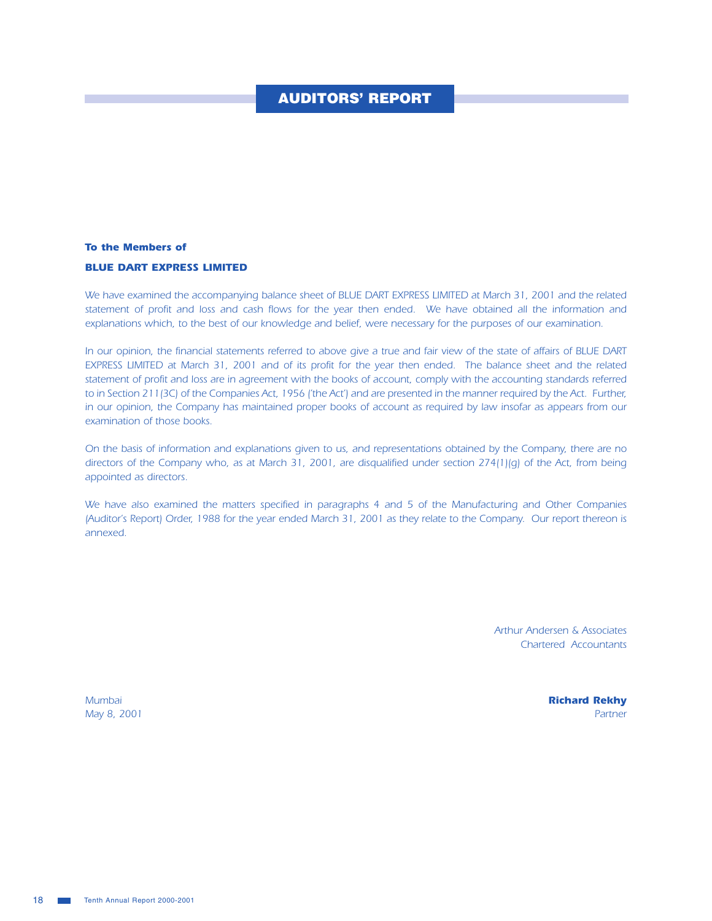# AUDITORS' REPORT

**To the Members of**

**BLUE DART EXPRESS LIMITED**

*We have examined the accompanying balance sheet of BLUE DART EXPRESS LIMITED at March 31, 2001 and the related statement of profit and loss and cash flows for the year then ended. We have obtained all the information and explanations which, to the best of our knowledge and belief, were necessary for the purposes of our examination.*

*In our opinion, the financial statements referred to above give a true and fair view of the state of affairs of BLUE DART EXPRESS LIMITED at March 31, 2001 and of its profit for the year then ended. The balance sheet and the related statement of profit and loss are in agreement with the books of account, comply with the accounting standards referred to in Section 211(3C) of the Companies Act, 1956 ('the Act') and are presented in the manner required by the Act. Further, in our opinion, the Company has maintained proper books of account as required by law insofar as appears from our examination of those books.*

*On the basis of information and explanations given to us, and representations obtained by the Company, there are no directors of the Company who, as at March 31, 2001, are disqualified under section 274(1)(g) of the Act, from being appointed as directors.*

*We have also examined the matters specified in paragraphs 4 and 5 of the Manufacturing and Other Companies (Auditor's Report) Order, 1988 for the year ended March 31, 2001 as they relate to the Company. Our report thereon is annexed.*

*Arthur Andersen & Associates*
*Chartered Accountants*

*Mumbai*
*May 8, 2001*

***Richard Rekhy***
*Partner*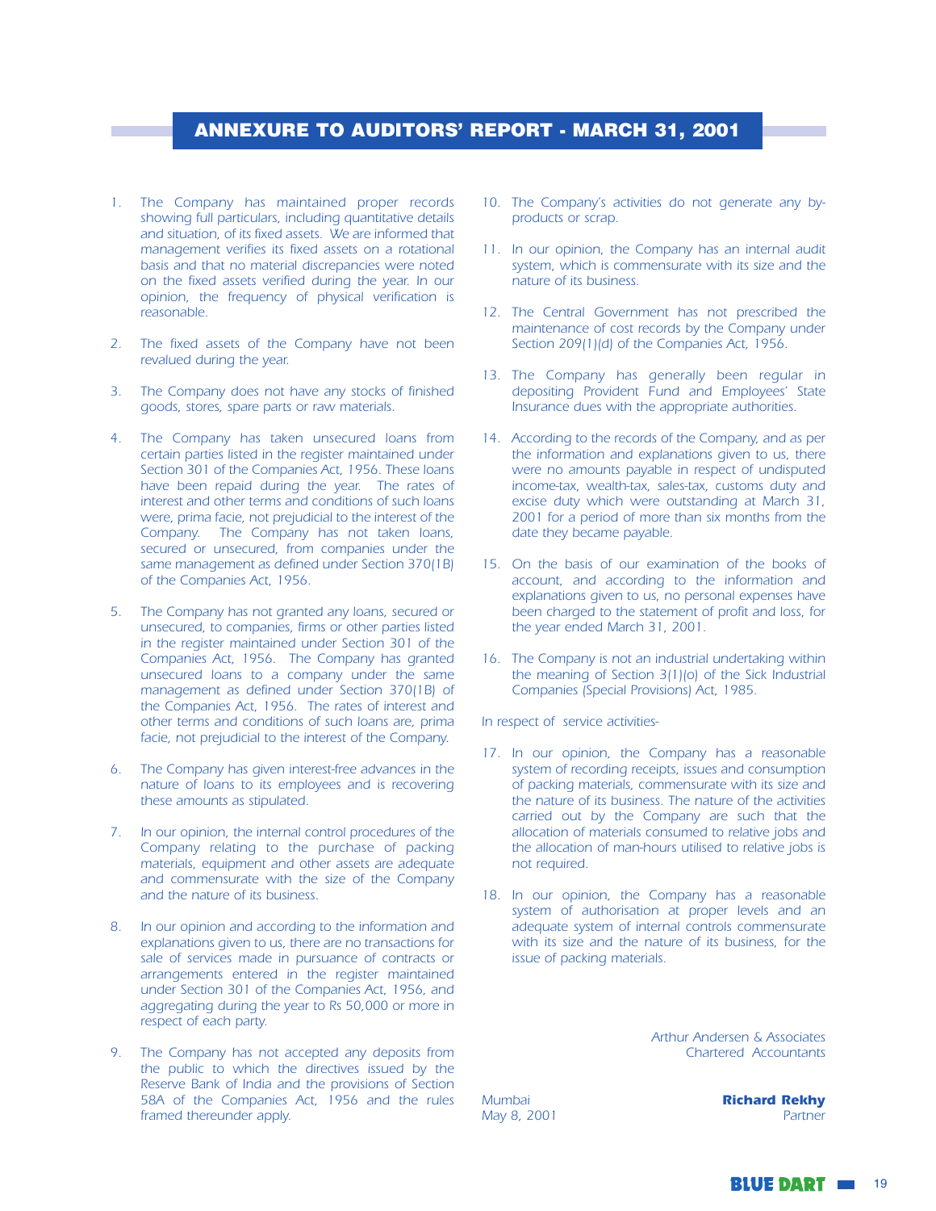# ANNEXURE TO AUDITORS' REPORT - MARCH 31, 2001

1. The Company has maintained proper records showing full particulars, including quantitative details and situation, of its fixed assets. We are informed that management verifies its fixed assets on a rotational basis and that no material discrepancies were noted on the fixed assets verified during the year. In our opinion, the frequency of physical verification is reasonable.

2. The fixed assets of the Company have not been revalued during the year.

3. The Company does not have any stocks of finished goods, stores, spare parts or raw materials.

4. The Company has taken unsecured loans from certain parties listed in the register maintained under Section 301 of the Companies Act, 1956. These loans have been repaid during the year. The rates of interest and other terms and conditions of such loans were, prima facie, not prejudicial to the interest of the Company. The Company has not taken loans, secured or unsecured, from companies under the same management as defined under Section 370(1B) of the Companies Act, 1956.

5. The Company has not granted any loans, secured or unsecured, to companies, firms or other parties listed in the register maintained under Section 301 of the Companies Act, 1956. The Company has granted unsecured loans to a company under the same management as defined under Section 370(1B) of the Companies Act, 1956. The rates of interest and other terms and conditions of such loans are, prima facie, not prejudicial to the interest of the Company.

6. The Company has given interest-free advances in the nature of loans to its employees and is recovering these amounts as stipulated.

7. In our opinion, the internal control procedures of the Company relating to the purchase of packing materials, equipment and other assets are adequate and commensurate with the size of the Company and the nature of its business.

8. In our opinion and according to the information and explanations given to us, there are no transactions for sale of services made in pursuance of contracts or arrangements entered in the register maintained under Section 301 of the Companies Act, 1956, and aggregating during the year to Rs 50,000 or more in respect of each party.

9. The Company has not accepted any deposits from the public to which the directives issued by the Reserve Bank of India and the provisions of Section 58A of the Companies Act, 1956 and the rules framed thereunder apply.

10. The Company's activities do not generate any by-products or scrap.

11. In our opinion, the Company has an internal audit system, which is commensurate with its size and the nature of its business.

12. The Central Government has not prescribed the maintenance of cost records by the Company under Section 209(1)(d) of the Companies Act, 1956.

13. The Company has generally been regular in depositing Provident Fund and Employees' State Insurance dues with the appropriate authorities.

14. According to the records of the Company, and as per the information and explanations given to us, there were no amounts payable in respect of undisputed income-tax, wealth-tax, sales-tax, customs duty and excise duty which were outstanding at March 31, 2001 for a period of more than six months from the date they became payable.

15. On the basis of our examination of the books of account, and according to the information and explanations given to us, no personal expenses have been charged to the statement of profit and loss, for the year ended March 31, 2001.

16. The Company is not an industrial undertaking within the meaning of Section 3(1)(o) of the Sick Industrial Companies (Special Provisions) Act, 1985.

In respect of service activities-

17. In our opinion, the Company has a reasonable system of recording receipts, issues and consumption of packing materials, commensurate with its size and the nature of its business. The nature of the activities carried out by the Company are such that the allocation of materials consumed to relative jobs and the allocation of man-hours utilised to relative jobs is not required.

18. In our opinion, the Company has a reasonable system of authorisation at proper levels and an adequate system of internal controls commensurate with its size and the nature of its business, for the issue of packing materials.

Arthur Andersen & Associates
Chartered Accountants

Mumbai
May 8, 2001

**Richard Rekhy**
Partner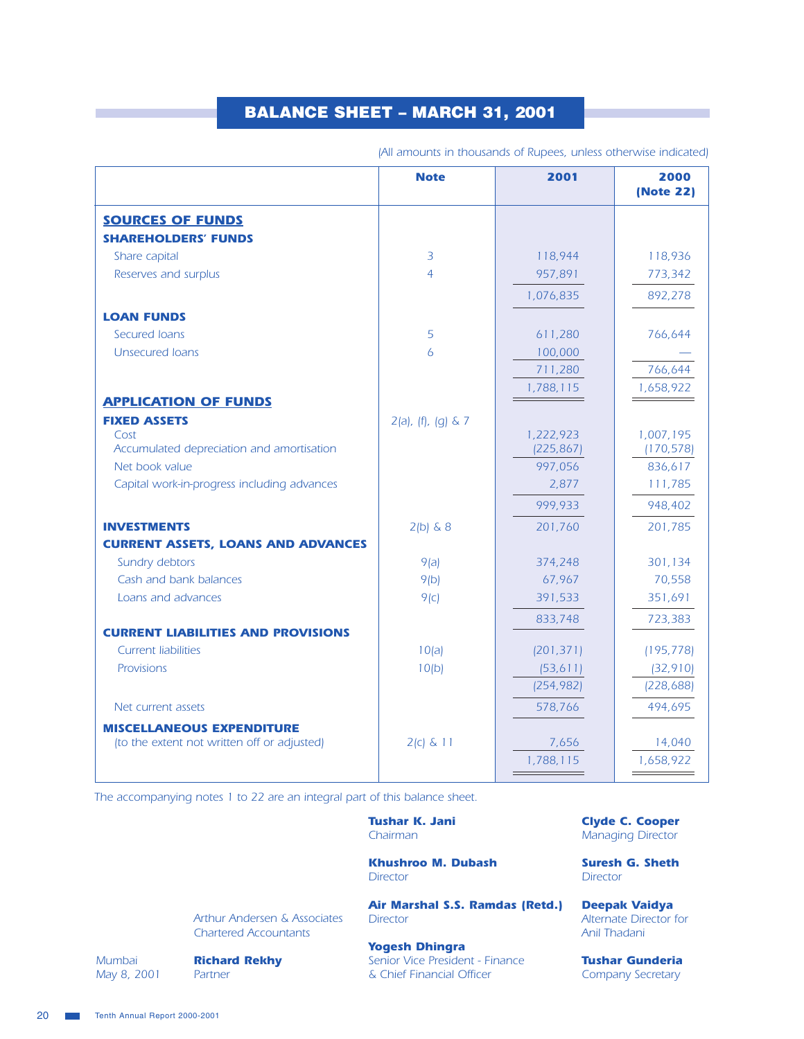# BALANCE SHEET – MARCH 31, 2001

*(All amounts in thousands of Rupees, unless otherwise indicated)*

| | Note | 2001 | 2000 (Note 22) |
|---|---|---|---|
| **SOURCES OF FUNDS** | | | |
| **SHAREHOLDERS' FUNDS** | | | |
| Share capital | 3 | 118,944 | 118,936 |
| Reserves and surplus | 4 | 957,891 | 773,342 |
| | | 1,076,835 | 892,278 |
| **LOAN FUNDS** | | | |
| Secured loans | 5 | 611,280 | 766,644 |
| Unsecured loans | 6 | 100,000 | — |
| | | 711,280 | 766,644 |
| | | 1,788,115 | 1,658,922 |
| **APPLICATION OF FUNDS** | | | |
| **FIXED ASSETS** | 2(a), (f), (g) & 7 | | |
| Cost | | 1,222,923 | 1,007,195 |
| Accumulated depreciation and amortisation | | (225,867) | (170,578) |
| Net book value | | 997,056 | 836,617 |
| Capital work-in-progress including advances | | 2,877 | 111,785 |
| | | 999,933 | 948,402 |
| **INVESTMENTS** | 2(b) & 8 | 201,760 | 201,785 |
| **CURRENT ASSETS, LOANS AND ADVANCES** | | | |
| Sundry debtors | 9(a) | 374,248 | 301,134 |
| Cash and bank balances | 9(b) | 67,967 | 70,558 |
| Loans and advances | 9(c) | 391,533 | 351,691 |
| | | 833,748 | 723,383 |
| **CURRENT LIABILITIES AND PROVISIONS** | | | |
| Current liabilities | 10(a) | (201,371) | (195,778) |
| Provisions | 10(b) | (53,611) | (32,910) |
| | | (254,982) | (228,688) |
| Net current assets | | 578,766 | 494,695 |
| **MISCELLANEOUS EXPENDITURE** *(to the extent not written off or adjusted)* | 2(c) & 11 | 7,656 | 14,040 |
| | | 1,788,115 | 1,658,922 |

*The accompanying notes 1 to 22 are an integral part of this balance sheet.*

**Tushar K. Jani**
Chairman

**Clyde C. Cooper**
Managing Director

**Khushroo M. Dubash**
Director

**Suresh G. Sheth**
Director

Arthur Andersen & Associates
Chartered Accountants

**Air Marshal S.S. Ramdas (Retd.)**
Director

**Deepak Vaidya**
Alternate Director for
Anil Thadani

Mumbai
May 8, 2001

**Richard Rekhy**
Partner

**Yogesh Dhingra**
Senior Vice President - Finance
& Chief Financial Officer

**Tushar Gunderia**
Company Secretary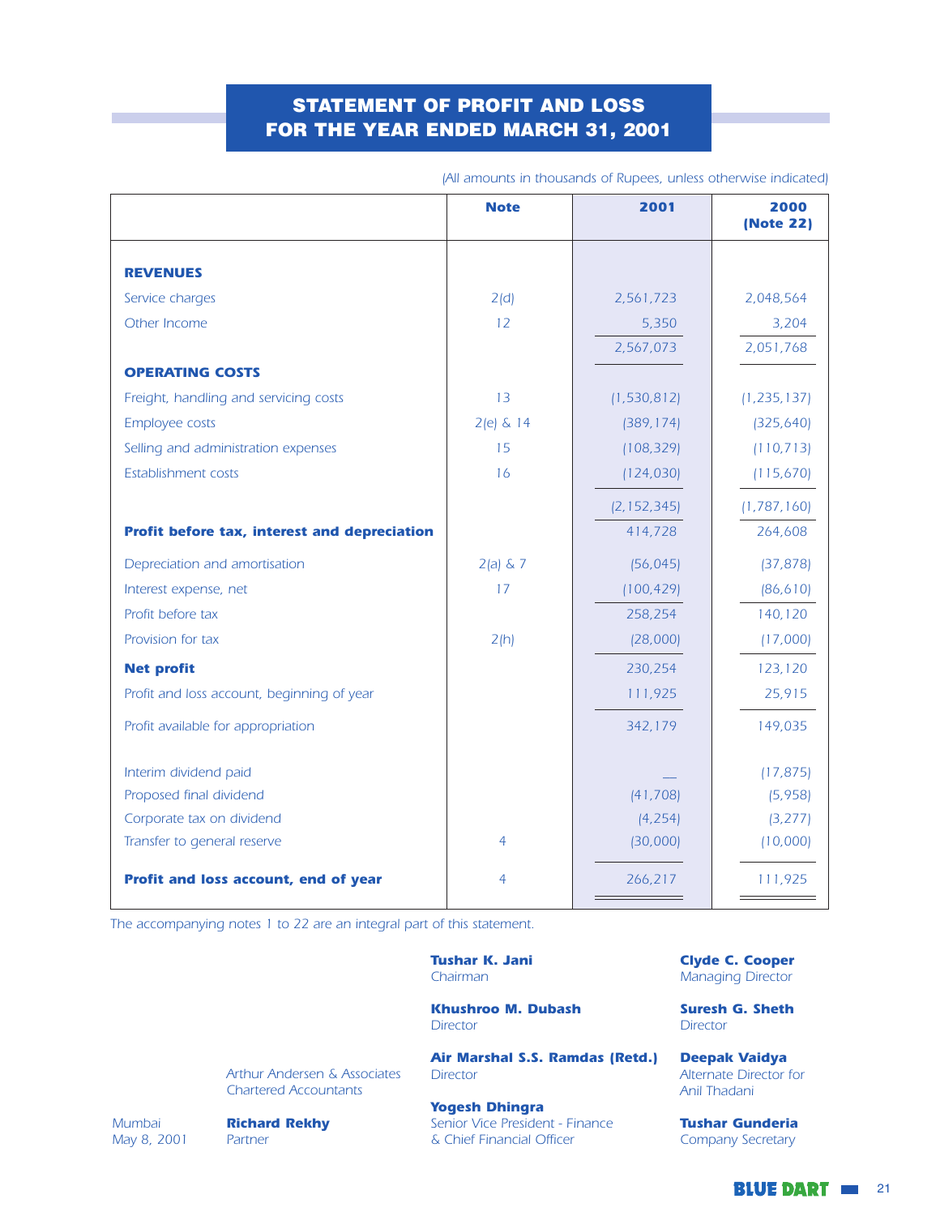# STATEMENT OF PROFIT AND LOSS
# FOR THE YEAR ENDED MARCH 31, 2001

*(All amounts in thousands of Rupees, unless otherwise indicated)*

| | Note | 2001 | 2000 (Note 22) |
|---|---|---|---|
| **REVENUES** | | | |
| Service charges | 2(d) | 2,561,723 | 2,048,564 |
| Other Income | 12 | 5,350 | 3,204 |
| | | 2,567,073 | 2,051,768 |
| **OPERATING COSTS** | | | |
| Freight, handling and servicing costs | 13 | (1,530,812) | (1,235,137) |
| Employee costs | 2(e) & 14 | (389,174) | (325,640) |
| Selling and administration expenses | 15 | (108,329) | (110,713) |
| Establishment costs | 16 | (124,030) | (115,670) |
| | | (2,152,345) | (1,787,160) |
| **Profit before tax, interest and depreciation** | | 414,728 | 264,608 |
| Depreciation and amortisation | 2(a) & 7 | (56,045) | (37,878) |
| Interest expense, net | 17 | (100,429) | (86,610) |
| Profit before tax | | 258,254 | 140,120 |
| Provision for tax | 2(h) | (28,000) | (17,000) |
| **Net profit** | | 230,254 | 123,120 |
| Profit and loss account, beginning of year | | 111,925 | 25,915 |
| Profit available for appropriation | | 342,179 | 149,035 |
| Interim dividend paid | | — | (17,875) |
| Proposed final dividend | | (41,708) | (5,958) |
| Corporate tax on dividend | | (4,254) | (3,277) |
| Transfer to general reserve | 4 | (30,000) | (10,000) |
| **Profit and loss account, end of year** | 4 | 266,217 | 111,925 |

*The accompanying notes 1 to 22 are an integral part of this statement.*

**Tushar K. Jani**
Chairman

**Clyde C. Cooper**
Managing Director

**Khushroo M. Dubash**
Director

**Suresh G. Sheth**
Director

Arthur Andersen & Associates
Chartered Accountants

**Air Marshal S.S. Ramdas (Retd.)**
Director

**Deepak Vaidya**
Alternate Director for Anil Thadani

Mumbai
May 8, 2001

**Richard Rekhy**
Partner

**Yogesh Dhingra**
Senior Vice President - Finance & Chief Financial Officer

**Tushar Gunderia**
Company Secretary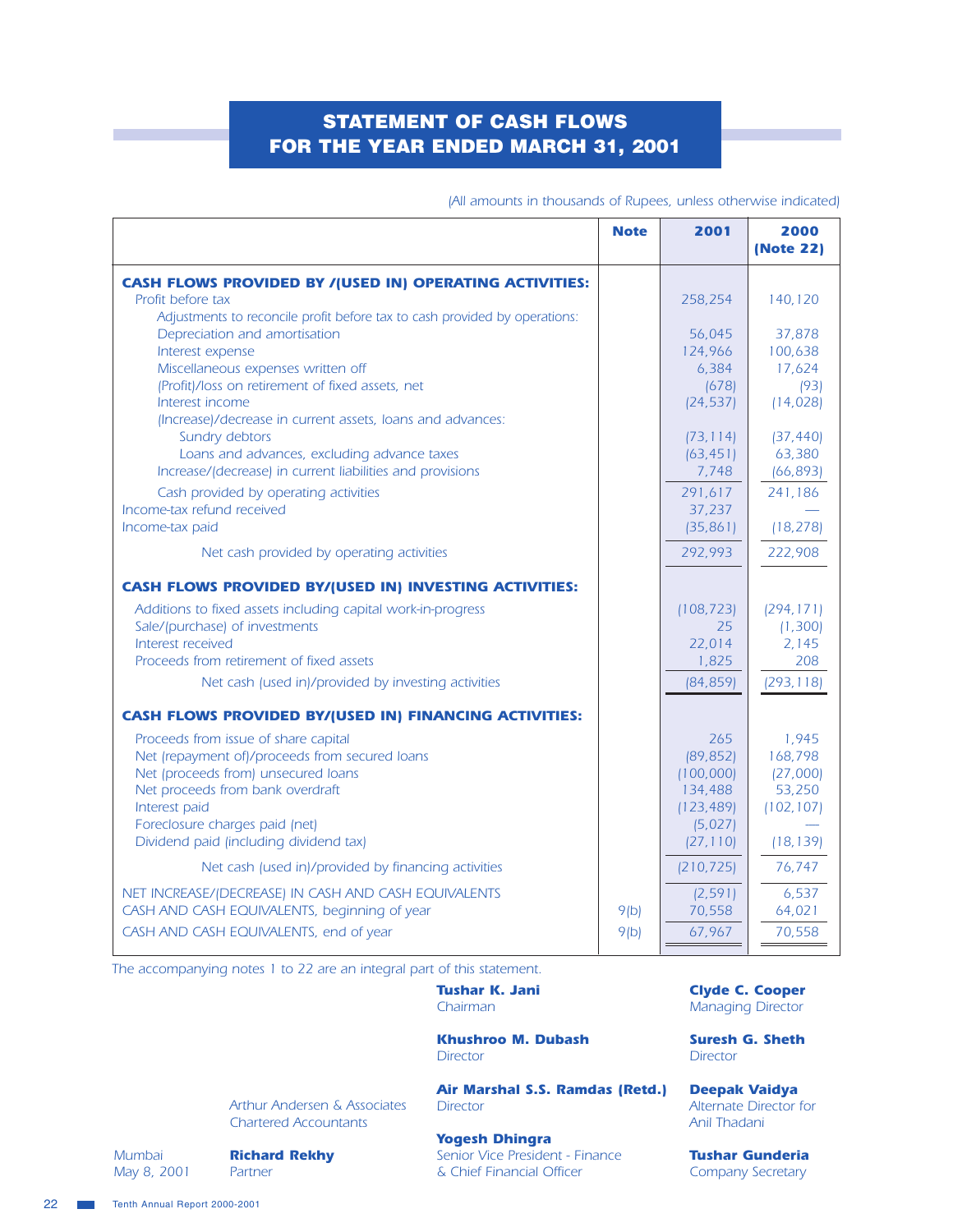# STATEMENT OF CASH FLOWS FOR THE YEAR ENDED MARCH 31, 2001

*(All amounts in thousands of Rupees, unless otherwise indicated)*

| | Note | 2001 | 2000 (Note 22) |
|---|---|---|---|
| **CASH FLOWS PROVIDED BY /(USED IN) OPERATING ACTIVITIES:** | | | |
| Profit before tax | | 258,254 | 140,120 |
| Adjustments to reconcile profit before tax to cash provided by operations: | | | |
| Depreciation and amortisation | | 56,045 | 37,878 |
| Interest expense | | 124,966 | 100,638 |
| Miscellaneous expenses written off | | 6,384 | 17,624 |
| (Profit)/loss on retirement of fixed assets, net | | (678) | (93) |
| Interest income | | (24,537) | (14,028) |
| (Increase)/decrease in current assets, loans and advances: | | | |
| Sundry debtors | | (73,114) | (37,440) |
| Loans and advances, excluding advance taxes | | (63,451) | 63,380 |
| Increase/(decrease) in current liabilities and provisions | | 7,748 | (66,893) |
| Cash provided by operating activities | | 291,617 | 241,186 |
| Income-tax refund received | | 37,237 | — |
| Income-tax paid | | (35,861) | (18,278) |
| Net cash provided by operating activities | | 292,993 | 222,908 |
| **CASH FLOWS PROVIDED BY/(USED IN) INVESTING ACTIVITIES:** | | | |
| Additions to fixed assets including capital work-in-progress | | (108,723) | (294,171) |
| Sale/(purchase) of investments | | 25 | (1,300) |
| Interest received | | 22,014 | 2,145 |
| Proceeds from retirement of fixed assets | | 1,825 | 208 |
| Net cash (used in)/provided by investing activities | | (84,859) | (293,118) |
| **CASH FLOWS PROVIDED BY/(USED IN) FINANCING ACTIVITIES:** | | | |
| Proceeds from issue of share capital | | 265 | 1,945 |
| Net (repayment of)/proceeds from secured loans | | (89,852) | 168,798 |
| Net (proceeds from) unsecured loans | | (100,000) | (27,000) |
| Net proceeds from bank overdraft | | 134,488 | 53,250 |
| Interest paid | | (123,489) | (102,107) |
| Foreclosure charges paid (net) | | (5,027) | — |
| Dividend paid (including dividend tax) | | (27,110) | (18,139) |
| Net cash (used in)/provided by financing activities | | (210,725) | 76,747 |
| NET INCREASE/(DECREASE) IN CASH AND CASH EQUIVALENTS | | (2,591) | 6,537 |
| CASH AND CASH EQUIVALENTS, beginning of year | 9(b) | 70,558 | 64,021 |
| CASH AND CASH EQUIVALENTS, end of year | 9(b) | 67,967 | 70,558 |

*The accompanying notes 1 to 22 are an integral part of this statement.*

**Tushar K. Jani**
Chairman

**Clyde C. Cooper**
Managing Director

**Khushroo M. Dubash**
Director

**Suresh G. Sheth**
Director

Arthur Andersen & Associates
Chartered Accountants

**Air Marshal S.S. Ramdas (Retd.)**
Director

**Deepak Vaidya**
Alternate Director for
Anil Thadani

**Yogesh Dhingra**
Senior Vice President - Finance
& Chief Financial Officer

Mumbai
May 8, 2001

**Richard Rekhy**
Partner

**Tushar Gunderia**
Company Secretary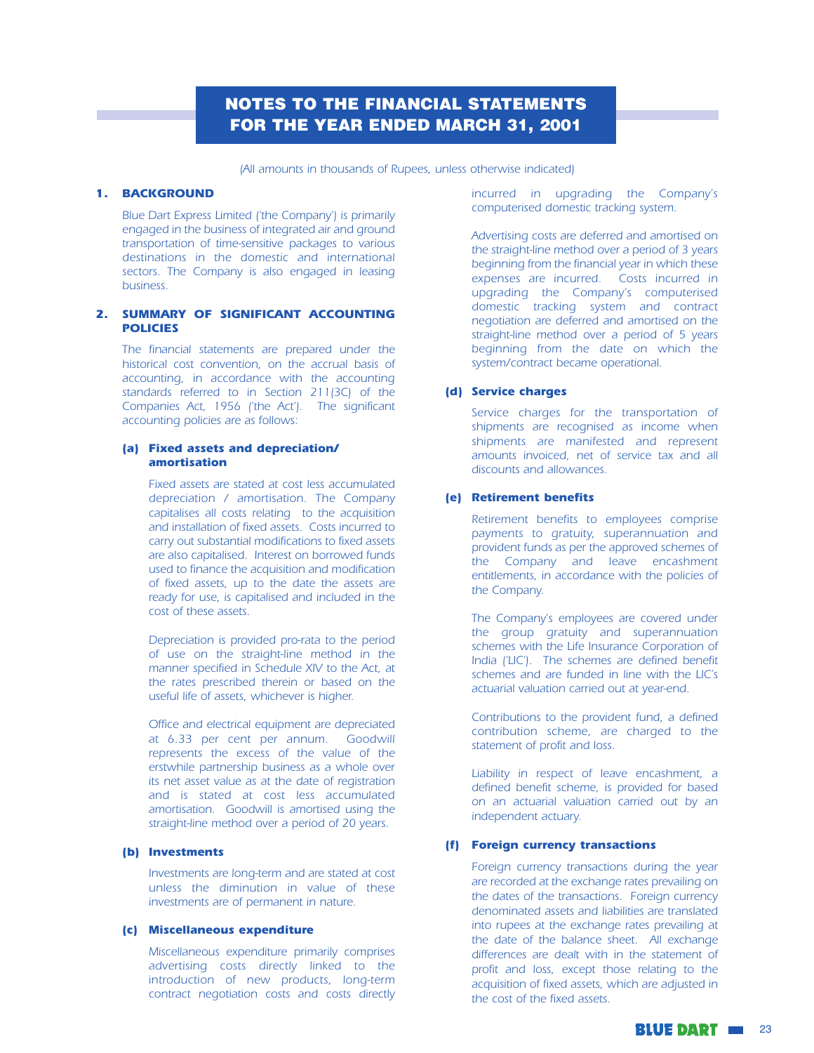# NOTES TO THE FINANCIAL STATEMENTS FOR THE YEAR ENDED MARCH 31, 2001

*(All amounts in thousands of Rupees, unless otherwise indicated)*

## 1. BACKGROUND

Blue Dart Express Limited ('the Company') is primarily engaged in the business of integrated air and ground transportation of time-sensitive packages to various destinations in the domestic and international sectors. The Company is also engaged in leasing business.

## 2. SUMMARY OF SIGNIFICANT ACCOUNTING POLICIES

The financial statements are prepared under the historical cost convention, on the accrual basis of accounting, in accordance with the accounting standards referred to in Section 211(3C) of the Companies Act, 1956 ('the Act'). The significant accounting policies are as follows:

### (a) Fixed assets and depreciation/ amortisation

Fixed assets are stated at cost less accumulated depreciation / amortisation. The Company capitalises all costs relating to the acquisition and installation of fixed assets. Costs incurred to carry out substantial modifications to fixed assets are also capitalised. Interest on borrowed funds used to finance the acquisition and modification of fixed assets, up to the date the assets are ready for use, is capitalised and included in the cost of these assets.

Depreciation is provided pro-rata to the period of use on the straight-line method in the manner specified in Schedule XIV to the Act, at the rates prescribed therein or based on the useful life of assets, whichever is higher.

Office and electrical equipment are depreciated at 6.33 per cent per annum. Goodwill represents the excess of the value of the erstwhile partnership business as a whole over its net asset value as at the date of registration and is stated at cost less accumulated amortisation. Goodwill is amortised using the straight-line method over a period of 20 years.

### (b) Investments

Investments are long-term and are stated at cost unless the diminution in value of these investments are of permanent in nature.

### (c) Miscellaneous expenditure

Miscellaneous expenditure primarily comprises advertising costs directly linked to the introduction of new products, long-term contract negotiation costs and costs directly incurred in upgrading the Company's computerised domestic tracking system.

Advertising costs are deferred and amortised on the straight-line method over a period of 3 years beginning from the financial year in which these expenses are incurred. Costs incurred in upgrading the Company's computerised domestic tracking system and contract negotiation are deferred and amortised on the straight-line method over a period of 5 years beginning from the date on which the system/contract became operational.

### (d) Service charges

Service charges for the transportation of shipments are recognised as income when shipments are manifested and represent amounts invoiced, net of service tax and all discounts and allowances.

### (e) Retirement benefits

Retirement benefits to employees comprise payments to gratuity, superannuation and provident funds as per the approved schemes of the Company and leave encashment entitlements, in accordance with the policies of the Company.

The Company's employees are covered under the group gratuity and superannuation schemes with the Life Insurance Corporation of India ('LIC'). The schemes are defined benefit schemes and are funded in line with the LIC's actuarial valuation carried out at year-end.

Contributions to the provident fund, a defined contribution scheme, are charged to the statement of profit and loss.

Liability in respect of leave encashment, a defined benefit scheme, is provided for based on an actuarial valuation carried out by an independent actuary.

### (f) Foreign currency transactions

Foreign currency transactions during the year are recorded at the exchange rates prevailing on the dates of the transactions. Foreign currency denominated assets and liabilities are translated into rupees at the exchange rates prevailing at the date of the balance sheet. All exchange differences are dealt with in the statement of profit and loss, except those relating to the acquisition of fixed assets, which are adjusted in the cost of the fixed assets.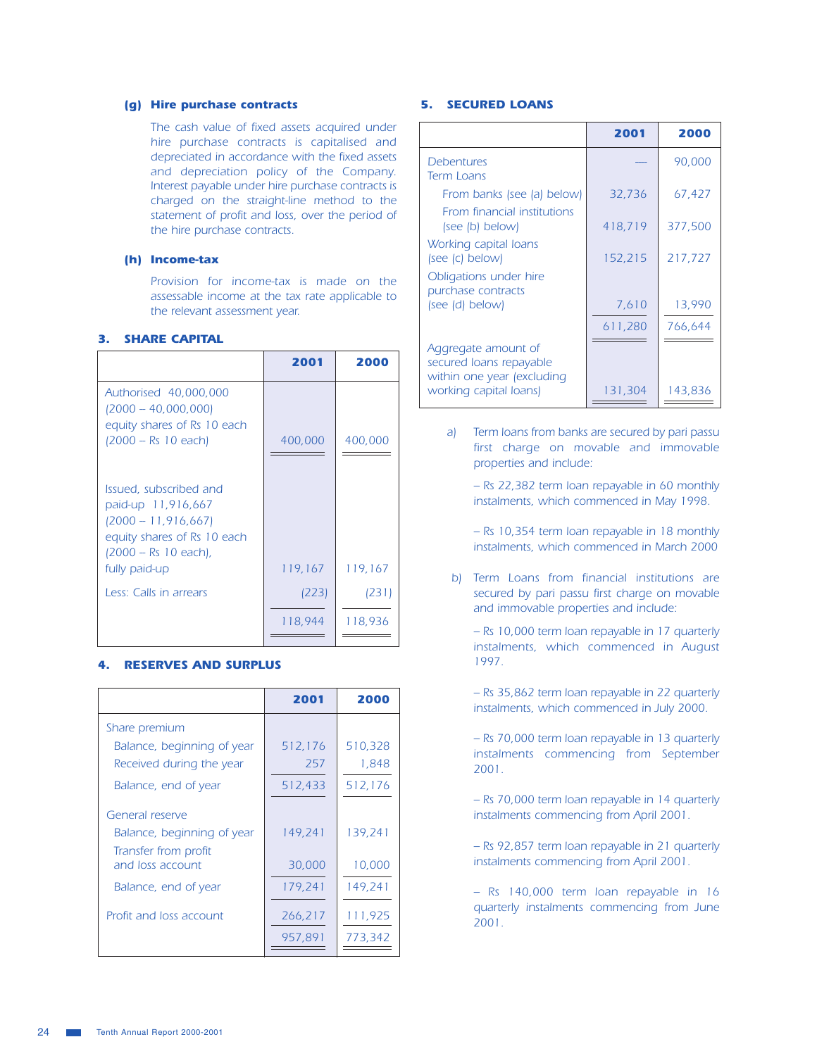#### (g) Hire purchase contracts

The cash value of fixed assets acquired under hire purchase contracts is capitalised and depreciated in accordance with the fixed assets and depreciation policy of the Company. Interest payable under hire purchase contracts is charged on the straight-line method to the statement of profit and loss, over the period of the hire purchase contracts.

#### (h) Income-tax

Provision for income-tax is made on the assessable income at the tax rate applicable to the relevant assessment year.

### 3. SHARE CAPITAL

| | 2001 | 2000 |
|---|---|---|
| Authorised 40,000,000 (2000 – 40,000,000) equity shares of Rs 10 each (2000 – Rs 10 each) | 400,000 | 400,000 |
| Issued, subscribed and paid-up 11,916,667 (2000 – 11,916,667) equity shares of Rs 10 each (2000 – Rs 10 each), fully paid-up | 119,167 | 119,167 |
| Less: Calls in arrears | (223) | (231) |
| | 118,944 | 118,936 |

### 4. RESERVES AND SURPLUS

| | 2001 | 2000 |
|---|---|---|
| Share premium | | |
| Balance, beginning of year | 512,176 | 510,328 |
| Received during the year | 257 | 1,848 |
| Balance, end of year | 512,433 | 512,176 |
| General reserve | | |
| Balance, beginning of year | 149,241 | 139,241 |
| Transfer from profit and loss account | 30,000 | 10,000 |
| Balance, end of year | 179,241 | 149,241 |
| Profit and loss account | 266,217 | 111,925 |
| | 957,891 | 773,342 |

### 5. SECURED LOANS

| | 2001 | 2000 |
|---|---|---|
| Debentures | — | 90,000 |
| Term Loans | | |
| From banks (see (a) below) | 32,736 | 67,427 |
| From financial institutions (see (b) below) | 418,719 | 377,500 |
| Working capital loans (see (c) below) | 152,215 | 217,727 |
| Obligations under hire purchase contracts (see (d) below) | 7,610 | 13,990 |
| | 611,280 | 766,644 |
| Aggregate amount of secured loans repayable within one year (excluding working capital loans) | 131,304 | 143,836 |

a) Term loans from banks are secured by pari passu first charge on movable and immovable properties and include:

– Rs 22,382 term loan repayable in 60 monthly instalments, which commenced in May 1998.

– Rs 10,354 term loan repayable in 18 monthly instalments, which commenced in March 2000

b) Term Loans from financial institutions are secured by pari passu first charge on movable and immovable properties and include:

– Rs 10,000 term loan repayable in 17 quarterly instalments, which commenced in August 1997.

– Rs 35,862 term loan repayable in 22 quarterly instalments, which commenced in July 2000.

– Rs 70,000 term loan repayable in 13 quarterly instalments commencing from September 2001.

– Rs 70,000 term loan repayable in 14 quarterly instalments commencing from April 2001.

– Rs 92,857 term loan repayable in 21 quarterly instalments commencing from April 2001.

– Rs 140,000 term loan repayable in 16 quarterly instalments commencing from June 2001.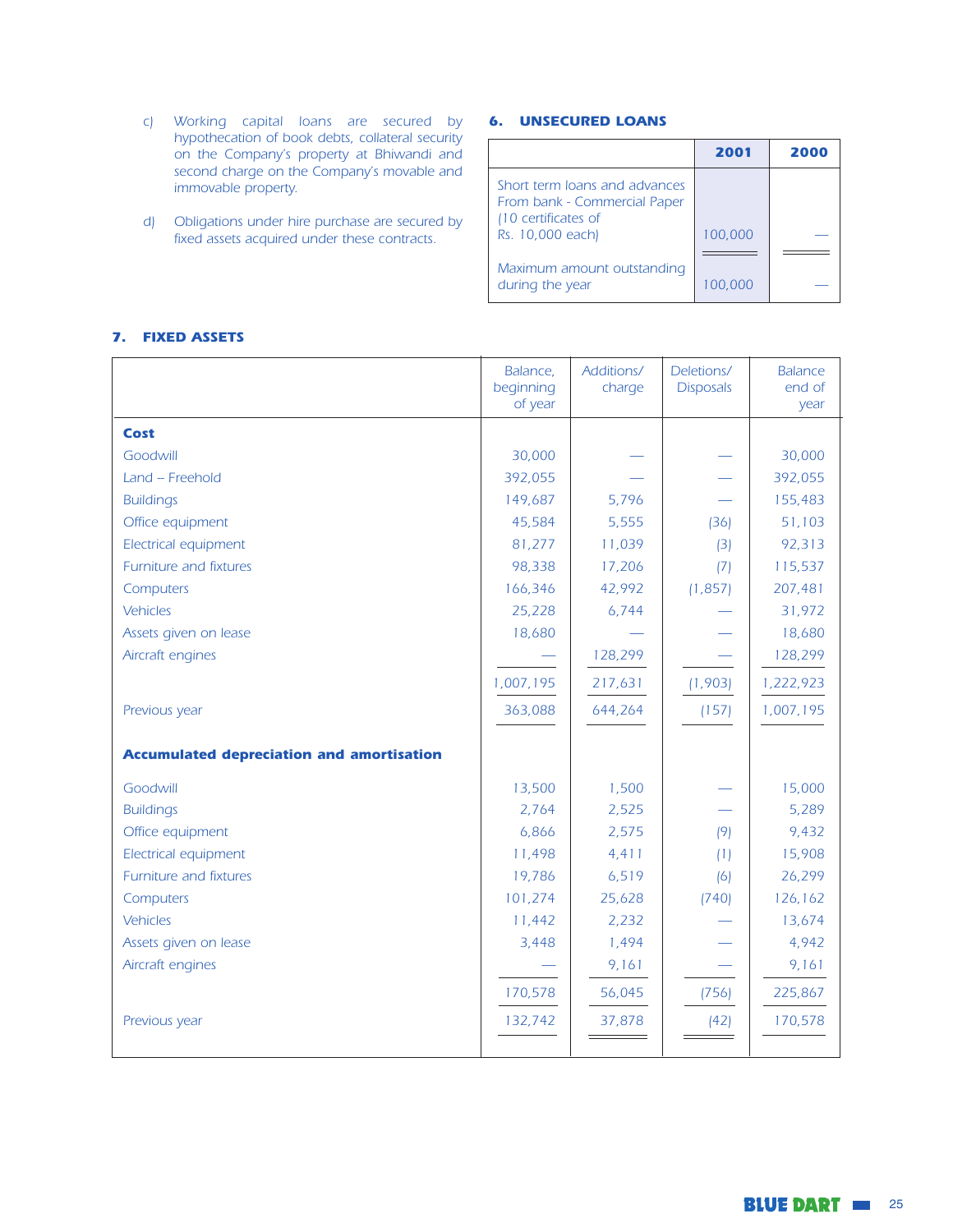c) Working capital loans are secured by hypothecation of book debts, collateral security on the Company's property at Bhiwandi and second charge on the Company's movable and immovable property.

d) Obligations under hire purchase are secured by fixed assets acquired under these contracts.

## 6. UNSECURED LOANS

| | 2001 | 2000 |
|---|---|---|
| Short term loans and advances From bank - Commercial Paper (10 certificates of Rs. 10,000 each) | 100,000 | — |
| Maximum amount outstanding during the year | 100,000 | — |

## 7. FIXED ASSETS

| | Balance, beginning of year | Additions/ charge | Deletions/ Disposals | Balance end of year |
|---|---|---|---|---|
| **Cost** | | | | |
| Goodwill | 30,000 | — | — | 30,000 |
| Land – Freehold | 392,055 | — | — | 392,055 |
| Buildings | 149,687 | 5,796 | — | 155,483 |
| Office equipment | 45,584 | 5,555 | (36) | 51,103 |
| Electrical equipment | 81,277 | 11,039 | (3) | 92,313 |
| Furniture and fixtures | 98,338 | 17,206 | (7) | 115,537 |
| Computers | 166,346 | 42,992 | (1,857) | 207,481 |
| Vehicles | 25,228 | 6,744 | — | 31,972 |
| Assets given on lease | 18,680 | — | — | 18,680 |
| Aircraft engines | — | 128,299 | — | 128,299 |
| | 1,007,195 | 217,631 | (1,903) | 1,222,923 |
| Previous year | 363,088 | 644,264 | (157) | 1,007,195 |
| **Accumulated depreciation and amortisation** | | | | |
| Goodwill | 13,500 | 1,500 | — | 15,000 |
| Buildings | 2,764 | 2,525 | — | 5,289 |
| Office equipment | 6,866 | 2,575 | (9) | 9,432 |
| Electrical equipment | 11,498 | 4,411 | (1) | 15,908 |
| Furniture and fixtures | 19,786 | 6,519 | (6) | 26,299 |
| Computers | 101,274 | 25,628 | (740) | 126,162 |
| Vehicles | 11,442 | 2,232 | — | 13,674 |
| Assets given on lease | 3,448 | 1,494 | — | 4,942 |
| Aircraft engines | — | 9,161 | — | 9,161 |
| | 170,578 | 56,045 | (756) | 225,867 |
| Previous year | 132,742 | 37,878 | (42) | 170,578 |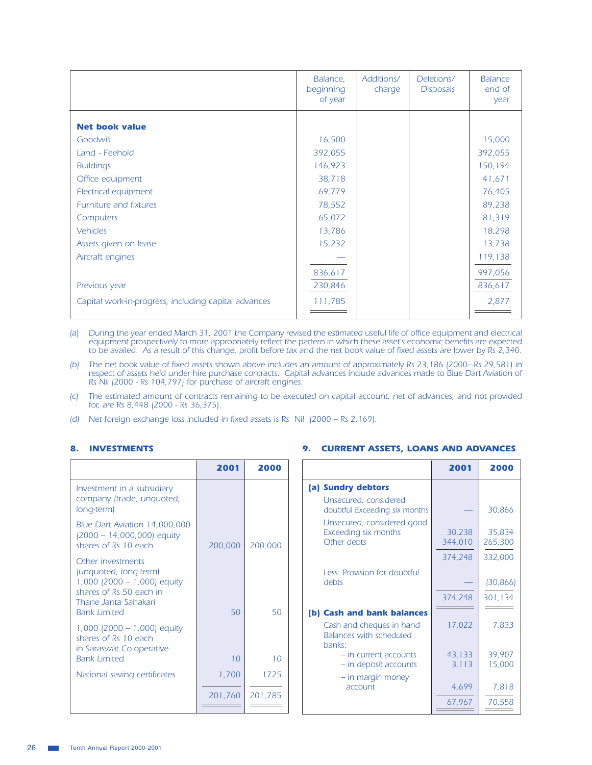| | Balance, beginning of year | Additions/ charge | Deletions/ Disposals | Balance end of year |
|---|---|---|---|---|
| **Net book value** | | | | |
| Goodwill | 16,500 | | | 15,000 |
| Land - Feehold | 392,055 | | | 392,055 |
| Buildings | 146,923 | | | 150,194 |
| Office equipment | 38,718 | | | 41,671 |
| Electrical equipment | 69,779 | | | 76,405 |
| Furniture and fixtures | 78,552 | | | 89,238 |
| Computers | 65,072 | | | 81,319 |
| Vehicles | 13,786 | | | 18,298 |
| Assets given on lease | 15,232 | | | 13,738 |
| Aircraft engines | — | | | 119,138 |
| | 836,617 | | | 997,056 |
| Previous year | 230,846 | | | 836,617 |
| Capital work-in-progress, including capital advances | 111,785 | | | 2,877 |

(a) During the year ended March 31, 2001 the Company revised the estimated useful life of office equipment and electrical equipment prospectively to more appropriately reflect the pattern in which these asset's economic benefits are expected to be availed. As a result of this change, profit before tax and the net book value of fixed assets are lower by Rs 2,340.

(b) The net book value of fixed assets shown above includes an amount of approximately Rs 23,186 (2000—Rs 29,581) in respect of assets held under hire purchase contracts. Capital advances include advances made to Blue Dart Aviation of Rs Nil (2000 - Rs 104,797) for purchase of aircraft engines.

(c) The estimated amount of contracts remaining to be executed on capital account, net of advances, and not provided for, are Rs 8,448 (2000 - Rs 36,375).

(d) Net foreign exchange loss included in fixed assets is Rs Nil (2000 – Rs 2,169).

## 8. INVESTMENTS

| | 2001 | 2000 |
|---|---|---|
| Investment in a subsidiary company (trade, unquoted, long-term) | | |
| Blue Dart Aviation 14,000,000 (2000 – 14,000,000) equity shares of Rs 10 each | 200,000 | 200,000 |
| Other investments (unquoted, long-term) 1,000 (2000 – 1,000) equity shares of Rs 50 each in Thane Janta Sahakari Bank Limited | 50 | 50 |
| 1,000 (2000 – 1,000) equity shares of Rs 10 each in Saraswat Co-operative Bank Limited | 10 | 10 |
| National saving certificates | 1,700 | 1725 |
| | 201,760 | 201,785 |

## 9. CURRENT ASSETS, LOANS AND ADVANCES

| | 2001 | 2000 |
|---|---|---|
| **(a) Sundry debtors** | | |
| Unsecured, considered doubtful Exceeding six months | — | 30,866 |
| Unsecured, considered good Exceeding six months | 30,238 | 35,834 |
| Other debts | 344,010 | 265,300 |
| | 374,248 | 332,000 |
| Less: Provision for doubtful debts | — | (30,866) |
| | 374,248 | 301,134 |
| **(b) Cash and bank balances** | | |
| Cash and cheques in hand | 17,022 | 7,833 |
| Balances with scheduled banks: | | |
| – in current accounts | 43,133 | 39,907 |
| – in deposit accounts | 3,113 | 15,000 |
| – in margin money account | 4,699 | 7,818 |
| | 67,967 | 70,558 |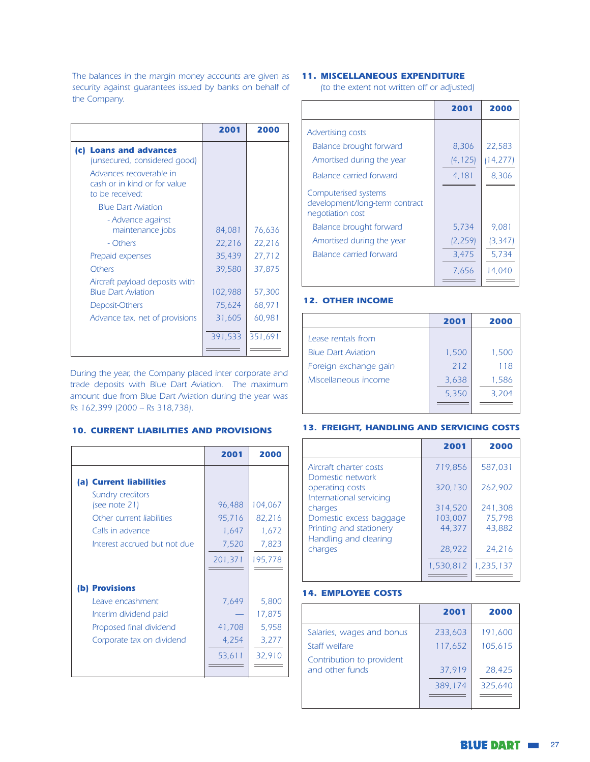The balances in the margin money accounts are given as security against guarantees issued by banks on behalf of the Company.

| | 2001 | 2000 |
|---|---|---|
| **(c) Loans and advances** (unsecured, considered good) | | |
| Advances recoverable in cash or in kind or for value to be received: | | |
| Blue Dart Aviation | | |
| - Advance against maintenance jobs | 84,081 | 76,636 |
| - Others | 22,216 | 22,216 |
| Prepaid expenses | 35,439 | 27,712 |
| Others | 39,580 | 37,875 |
| Aircraft payload deposits with Blue Dart Aviation | 102,988 | 57,300 |
| Deposit-Others | 75,624 | 68,971 |
| Advance tax, net of provisions | 31,605 | 60,981 |
| | 391,533 | 351,691 |

During the year, the Company placed inter corporate and trade deposits with Blue Dart Aviation. The maximum amount due from Blue Dart Aviation during the year was Rs 162,399 (2000 – Rs 318,738).

## 10. CURRENT LIABILITIES AND PROVISIONS

| | 2001 | 2000 |
|---|---|---|
| **(a) Current liabilities** | | |
| Sundry creditors (see note 21) | 96,488 | 104,067 |
| Other current liabilities | 95,716 | 82,216 |
| Calls in advance | 1,647 | 1,672 |
| Interest accrued but not due | 7,520 | 7,823 |
| | 201,371 | 195,778 |
| **(b) Provisions** | | |
| Leave encashment | 7,649 | 5,800 |
| Interim dividend paid | — | 17,875 |
| Proposed final dividend | 41,708 | 5,958 |
| Corporate tax on dividend | 4,254 | 3,277 |
| | 53,611 | 32,910 |

## 11. MISCELLANEOUS EXPENDITURE

(to the extent not written off or adjusted)

| | 2001 | 2000 |
|---|---|---|
| Advertising costs | | |
| Balance brought forward | 8,306 | 22,583 |
| Amortised during the year | (4,125) | (14,277) |
| Balance carried forward | 4,181 | 8,306 |
| Computerised systems development/long-term contract negotiation cost | | |
| Balance brought forward | 5,734 | 9,081 |
| Amortised during the year | (2,259) | (3,347) |
| Balance carried forward | 3,475 | 5,734 |
| | 7,656 | 14,040 |

## 12. OTHER INCOME

| | 2001 | 2000 |
|---|---|---|
| Lease rentals from Blue Dart Aviation | 1,500 | 1,500 |
| Foreign exchange gain | 212 | 118 |
| Miscellaneous income | 3,638 | 1,586 |
| | 5,350 | 3,204 |

## 13. FREIGHT, HANDLING AND SERVICING COSTS

| | 2001 | 2000 |
|---|---|---|
| Aircraft charter costs | 719,856 | 587,031 |
| Domestic network operating costs | 320,130 | 262,902 |
| International servicing charges | 314,520 | 241,308 |
| Domestic excess baggage | 103,007 | 75,798 |
| Printing and stationery | 44,377 | 43,882 |
| Handling and clearing charges | 28,922 | 24,216 |
| | 1,530,812 | 1,235,137 |

## 14. EMPLOYEE COSTS

| | 2001 | 2000 |
|---|---|---|
| Salaries, wages and bonus | 233,603 | 191,600 |
| Staff welfare | 117,652 | 105,615 |
| Contribution to provident and other funds | 37,919 | 28,425 |
| | 389,174 | 325,640 |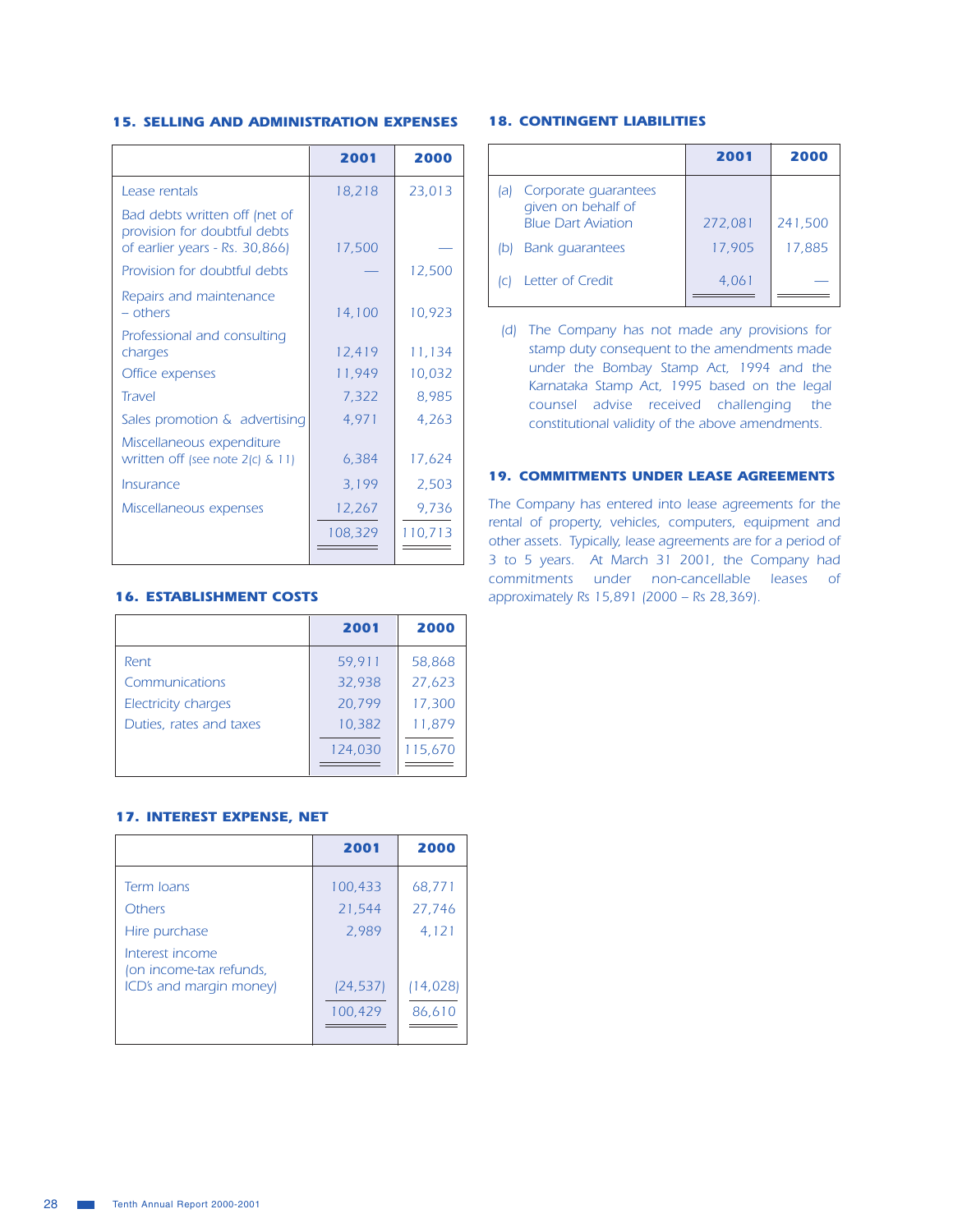### 15. SELLING AND ADMINISTRATION EXPENSES

| | 2001 | 2000 |
|---|---|---|
| Lease rentals | 18,218 | 23,013 |
| Bad debts written off (net of provision for doubtful debts of earlier years - Rs. 30,866) | 17,500 | — |
| Provision for doubtful debts | — | 12,500 |
| Repairs and maintenance – others | 14,100 | 10,923 |
| Professional and consulting charges | 12,419 | 11,134 |
| Office expenses | 11,949 | 10,032 |
| Travel | 7,322 | 8,985 |
| Sales promotion & advertising | 4,971 | 4,263 |
| Miscellaneous expenditure written off (see note 2(c) & 11) | 6,384 | 17,624 |
| Insurance | 3,199 | 2,503 |
| Miscellaneous expenses | 12,267 | 9,736 |
| | 108,329 | 110,713 |

### 16. ESTABLISHMENT COSTS

| | 2001 | 2000 |
|---|---|---|
| Rent | 59,911 | 58,868 |
| Communications | 32,938 | 27,623 |
| Electricity charges | 20,799 | 17,300 |
| Duties, rates and taxes | 10,382 | 11,879 |
| | 124,030 | 115,670 |

### 17. INTEREST EXPENSE, NET

| | 2001 | 2000 |
|---|---|---|
| Term loans | 100,433 | 68,771 |
| Others | 21,544 | 27,746 |
| Hire purchase | 2,989 | 4,121 |
| Interest income (on income-tax refunds, ICD's and margin money) | (24,537) | (14,028) |
| | 100,429 | 86,610 |

### 18. CONTINGENT LIABILITIES

| | 2001 | 2000 |
|---|---|---|
| (a) Corporate guarantees given on behalf of Blue Dart Aviation | 272,081 | 241,500 |
| (b) Bank guarantees | 17,905 | 17,885 |
| (c) Letter of Credit | 4,061 | — |

(d) The Company has not made any provisions for stamp duty consequent to the amendments made under the Bombay Stamp Act, 1994 and the Karnataka Stamp Act, 1995 based on the legal counsel advise received challenging the constitutional validity of the above amendments.

### 19. COMMITMENTS UNDER LEASE AGREEMENTS

The Company has entered into lease agreements for the rental of property, vehicles, computers, equipment and other assets. Typically, lease agreements are for a period of 3 to 5 years. At March 31 2001, the Company had commitments under non-cancellable leases of approximately Rs 15,891 (2000 – Rs 28,369).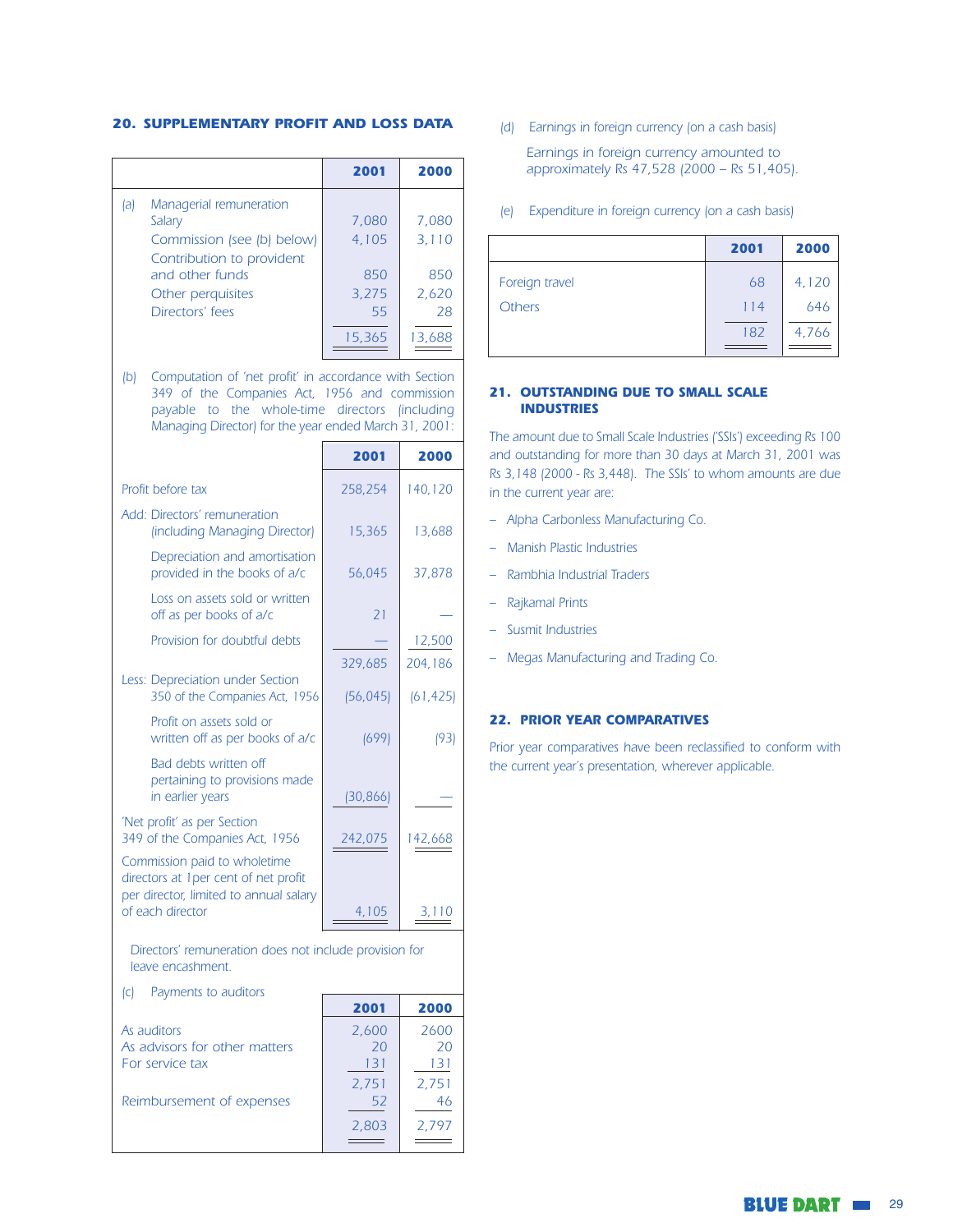## 20. SUPPLEMENTARY PROFIT AND LOSS DATA

| | 2001 | 2000 |
|---|---|---|
| (a) Managerial remuneration | | |
| Salary | 7,080 | 7,080 |
| Commission (see (b) below) | 4,105 | 3,110 |
| Contribution to provident and other funds | 850 | 850 |
| Other perquisites | 3,275 | 2,620 |
| Directors' fees | 55 | 28 |
| | 15,365 | 13,688 |

(b) Computation of 'net profit' in accordance with Section 349 of the Companies Act, 1956 and commission payable to the whole-time directors (including Managing Director) for the year ended March 31, 2001:

| | 2001 | 2000 |
|---|---|---|
| Profit before tax | 258,254 | 140,120 |
| Add: Directors' remuneration (including Managing Director) | 15,365 | 13,688 |
| Depreciation and amortisation provided in the books of a/c | 56,045 | 37,878 |
| Loss on assets sold or written off as per books of a/c | 21 | — |
| Provision for doubtful debts | — | 12,500 |
| | 329,685 | 204,186 |
| Less: Depreciation under Section 350 of the Companies Act, 1956 | (56,045) | (61,425) |
| Profit on assets sold or written off as per books of a/c | (699) | (93) |
| Bad debts written off pertaining to provisions made in earlier years | (30,866) | — |
| 'Net profit' as per Section 349 of the Companies Act, 1956 | 242,075 | 142,668 |
| Commission paid to wholetime directors at 1per cent of net profit per director, limited to annual salary of each director | 4,105 | 3,110 |

Directors' remuneration does not include provision for leave encashment.

(c) Payments to auditors

| | 2001 | 2000 |
|---|---|---|
| As auditors | 2,600 | 2600 |
| As advisors for other matters | 20 | 20 |
| For service tax | 131 | 131 |
| | 2,751 | 2,751 |
| Reimbursement of expenses | 52 | 46 |
| | 2,803 | 2,797 |

(d) Earnings in foreign currency (on a cash basis)

Earnings in foreign currency amounted to approximately Rs 47,528 (2000 – Rs 51,405).

(e) Expenditure in foreign currency (on a cash basis)

| | 2001 | 2000 |
|---|---|---|
| Foreign travel | 68 | 4,120 |
| Others | 114 | 646 |
| | 182 | 4,766 |

## 21. OUTSTANDING DUE TO SMALL SCALE INDUSTRIES

The amount due to Small Scale Industries ('SSIs') exceeding Rs 100 and outstanding for more than 30 days at March 31, 2001 was Rs 3,148 (2000 - Rs 3,448). The SSIs' to whom amounts are due in the current year are:

- Alpha Carbonless Manufacturing Co.
- Manish Plastic Industries
- Rambhia Industrial Traders
- Rajkamal Prints
- Susmit Industries
- Megas Manufacturing and Trading Co.

## 22. PRIOR YEAR COMPARATIVES

Prior year comparatives have been reclassified to conform with the current year's presentation, wherever applicable.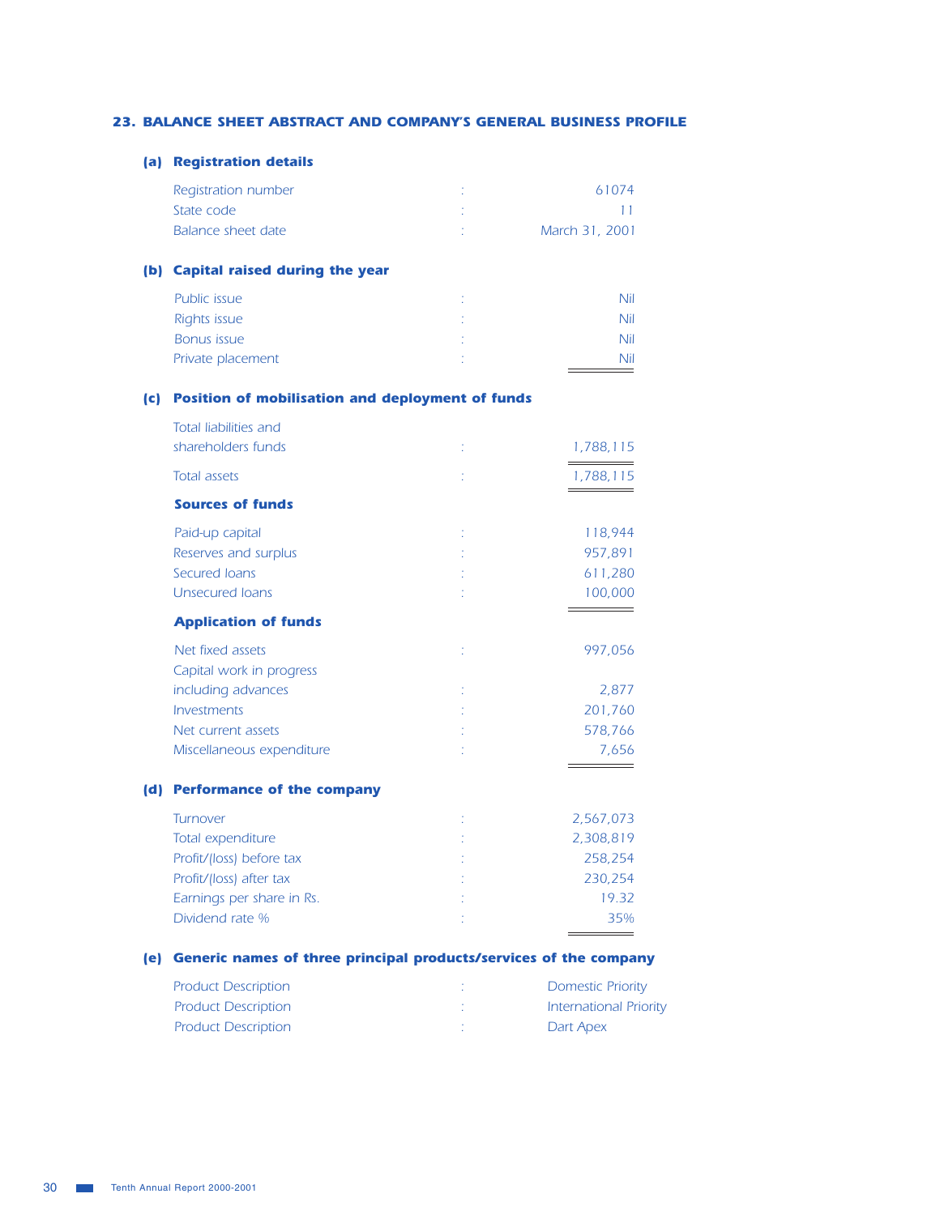## 23. BALANCE SHEET ABSTRACT AND COMPANY'S GENERAL BUSINESS PROFILE

### (a) Registration details

| | | |
|---|---|---|
| Registration number | : | 61074 |
| State code | : | 11 |
| Balance sheet date | : | March 31, 2001 |

### (b) Capital raised during the year

| | | |
|---|---|---|
| Public issue | : | Nil |
| Rights issue | : | Nil |
| Bonus issue | : | Nil |
| Private placement | : | Nil |

### (c) Position of mobilisation and deployment of funds

| | | |
|---|---|---|
| Total liabilities and shareholders funds | : | 1,788,115 |
| Total assets | : | 1,788,115 |

**Sources of funds**

| | | |
|---|---|---|
| Paid-up capital | : | 118,944 |
| Reserves and surplus | : | 957,891 |
| Secured loans | : | 611,280 |
| Unsecured loans | : | 100,000 |

**Application of funds**

| | | |
|---|---|---|
| Net fixed assets | : | 997,056 |
| Capital work in progress including advances | : | 2,877 |
| Investments | : | 201,760 |
| Net current assets | : | 578,766 |
| Miscellaneous expenditure | : | 7,656 |

### (d) Performance of the company

| | | |
|---|---|---|
| Turnover | : | 2,567,073 |
| Total expenditure | : | 2,308,819 |
| Profit/(loss) before tax | : | 258,254 |
| Profit/(loss) after tax | : | 230,254 |
| Earnings per share in Rs. | : | 19.32 |
| Dividend rate % | : | 35% |

### (e) Generic names of three principal products/services of the company

| | | |
|---|---|---|
| Product Description | : | Domestic Priority |
| Product Description | : | International Priority |
| Product Description | : | Dart Apex |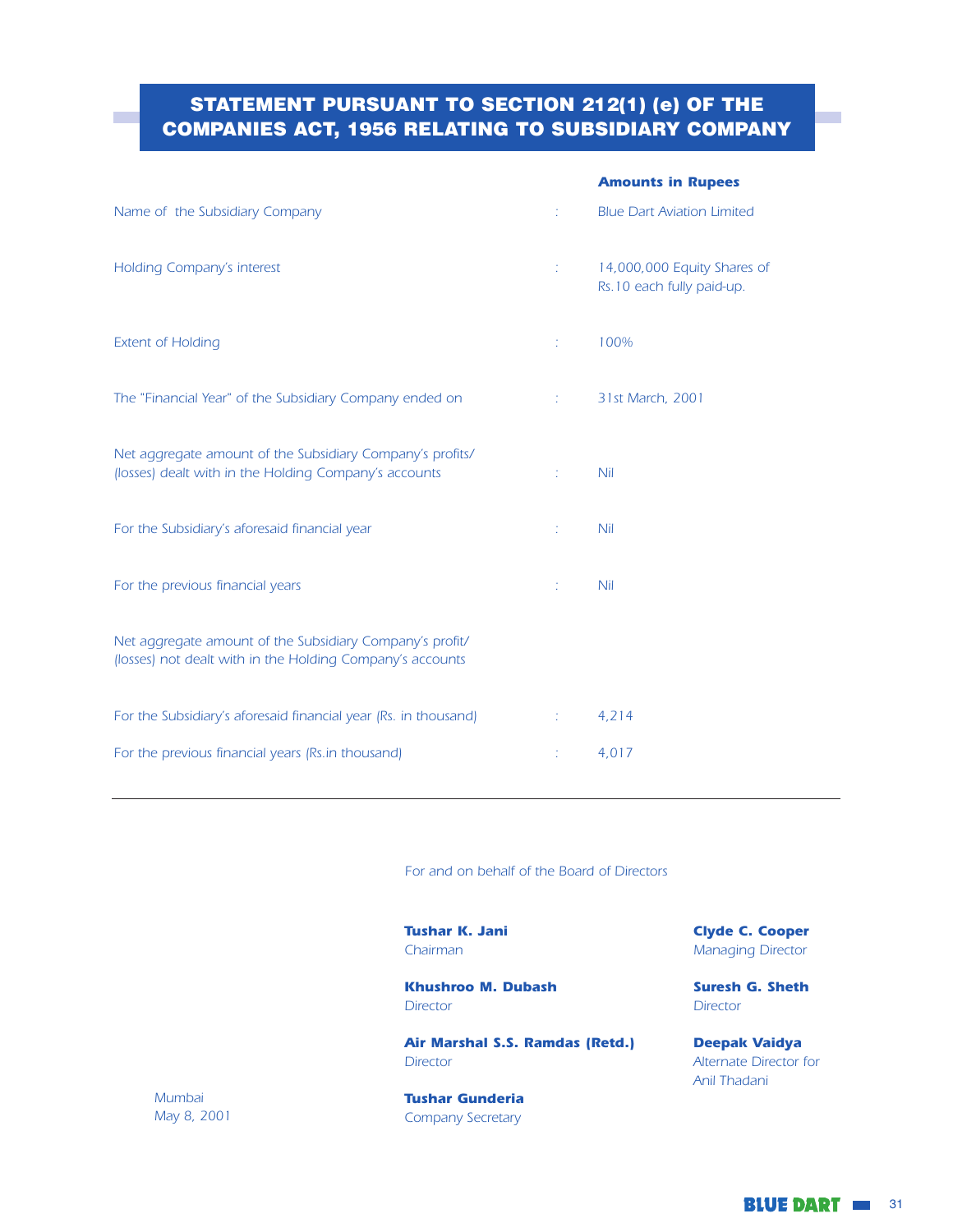# STATEMENT PURSUANT TO SECTION 212(1) (e) OF THE COMPANIES ACT, 1956 RELATING TO SUBSIDIARY COMPANY

| | | **Amounts in Rupees** |
|---|---|---|
| Name of the Subsidiary Company | : | Blue Dart Aviation Limited |
| Holding Company's interest | : | 14,000,000 Equity Shares of Rs.10 each fully paid-up. |
| Extent of Holding | : | 100% |
| The "Financial Year" of the Subsidiary Company ended on | : | 31st March, 2001 |
| Net aggregate amount of the Subsidiary Company's profits/ (losses) dealt with in the Holding Company's accounts | : | Nil |
| For the Subsidiary's aforesaid financial year | : | Nil |
| For the previous financial years | : | Nil |
| Net aggregate amount of the Subsidiary Company's profit/ (losses) not dealt with in the Holding Company's accounts | | |
| For the Subsidiary's aforesaid financial year (Rs. in thousand) | : | 4,214 |
| For the previous financial years (Rs.in thousand) | : | 4,017 |

For and on behalf of the Board of Directors

**Tushar K. Jani**
Chairman

**Clyde C. Cooper**
Managing Director

**Khushroo M. Dubash**
Director

**Suresh G. Sheth**
Director

**Air Marshal S.S. Ramdas (Retd.)**
Director

**Deepak Vaidya**
Alternate Director for Anil Thadani

**Tushar Gunderia**
Company Secretary

Mumbai
May 8, 2001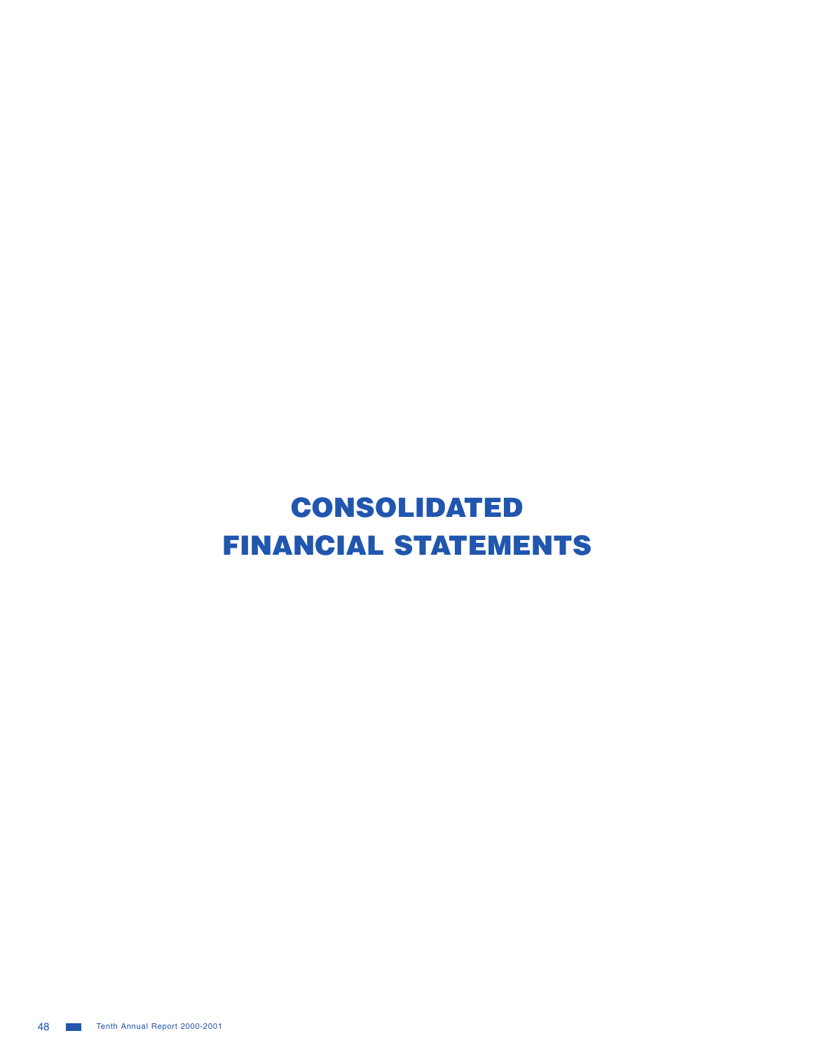# CONSOLIDATED FINANCIAL STATEMENTS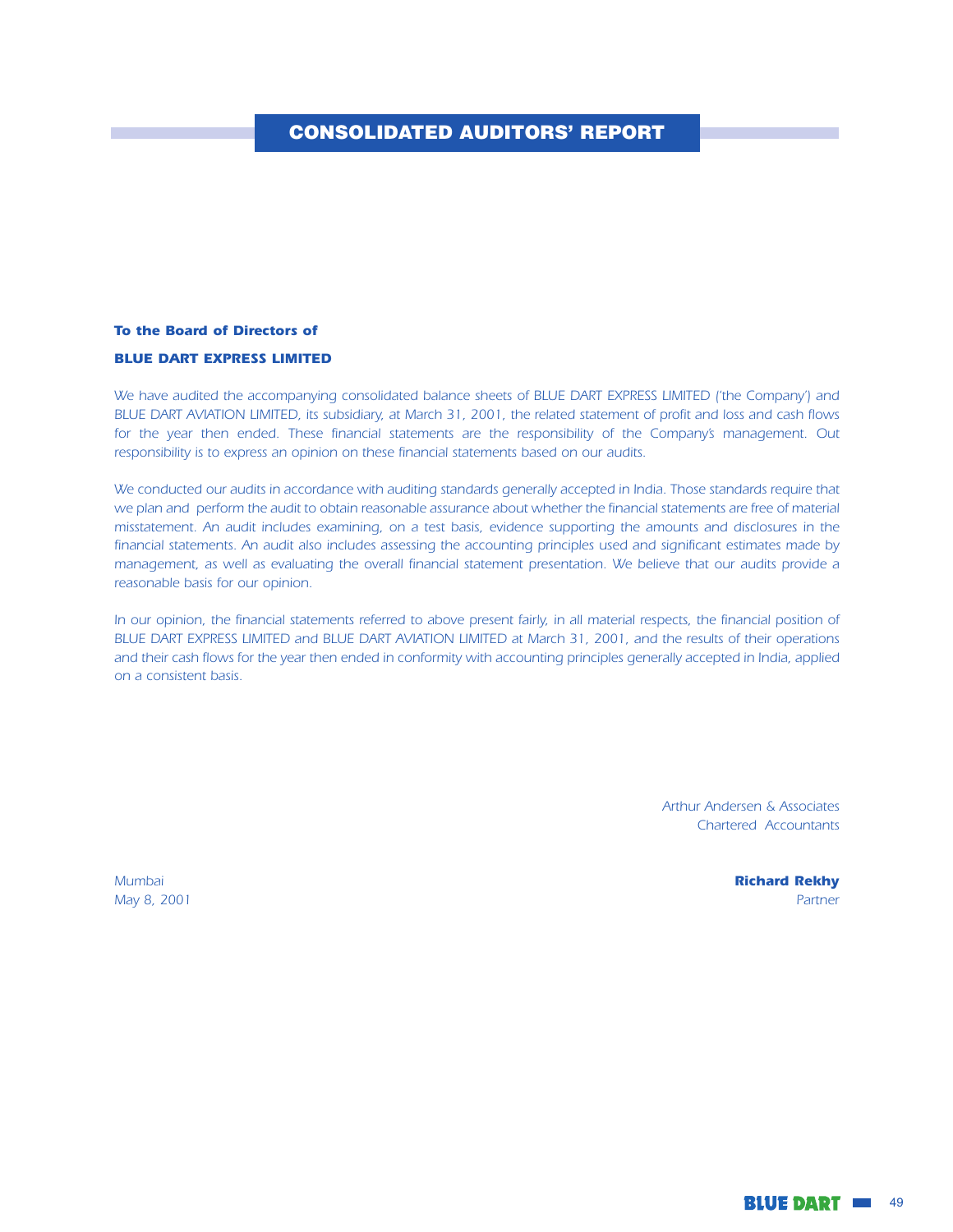# CONSOLIDATED AUDITORS' REPORT

***To the Board of Directors of***

***BLUE DART EXPRESS LIMITED***

*We have audited the accompanying consolidated balance sheets of BLUE DART EXPRESS LIMITED ('the Company') and BLUE DART AVIATION LIMITED, its subsidiary, at March 31, 2001, the related statement of profit and loss and cash flows for the year then ended. These financial statements are the responsibility of the Company's management. Out responsibility is to express an opinion on these financial statements based on our audits.*

*We conducted our audits in accordance with auditing standards generally accepted in India. Those standards require that we plan and perform the audit to obtain reasonable assurance about whether the financial statements are free of material misstatement. An audit includes examining, on a test basis, evidence supporting the amounts and disclosures in the financial statements. An audit also includes assessing the accounting principles used and significant estimates made by management, as well as evaluating the overall financial statement presentation. We believe that our audits provide a reasonable basis for our opinion.*

*In our opinion, the financial statements referred to above present fairly, in all material respects, the financial position of BLUE DART EXPRESS LIMITED and BLUE DART AVIATION LIMITED at March 31, 2001, and the results of their operations and their cash flows for the year then ended in conformity with accounting principles generally accepted in India, applied on a consistent basis.*

*Arthur Andersen & Associates*
*Chartered Accountants*

*Mumbai*
*May 8, 2001*

**Richard Rekhy**
*Partner*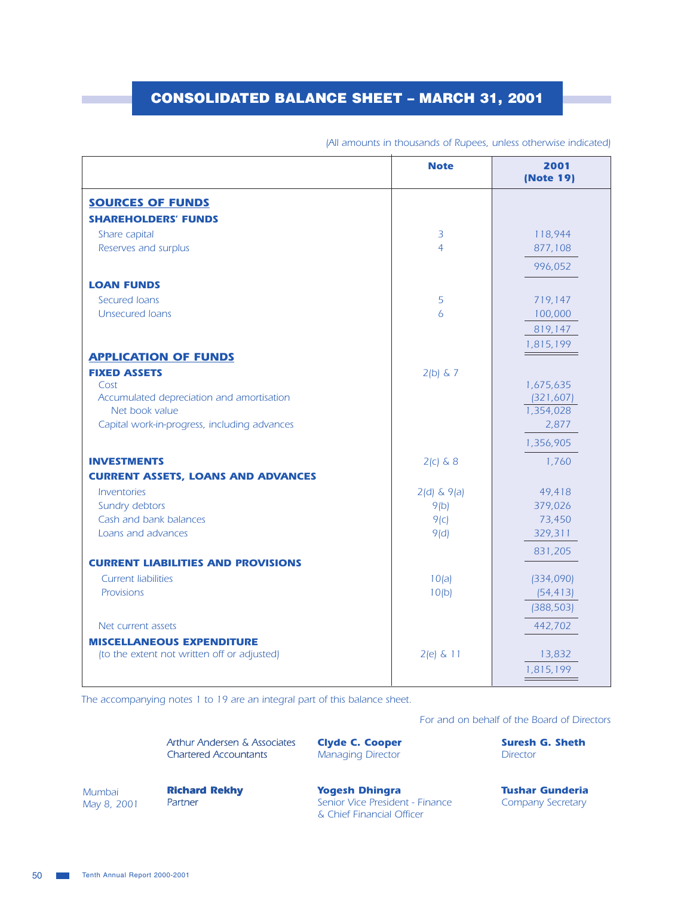# CONSOLIDATED BALANCE SHEET – MARCH 31, 2001

*(All amounts in thousands of Rupees, unless otherwise indicated)*

| | Note | 2001 (Note 19) |
|---|---|---|
| **SOURCES OF FUNDS** | | |
| **SHAREHOLDERS' FUNDS** | | |
| Share capital | 3 | 118,944 |
| Reserves and surplus | 4 | 877,108 |
| | | 996,052 |
| **LOAN FUNDS** | | |
| Secured loans | 5 | 719,147 |
| Unsecured loans | 6 | 100,000 |
| | | 819,147 |
| | | 1,815,199 |
| **APPLICATION OF FUNDS** | | |
| **FIXED ASSETS** | 2(b) & 7 | |
| Cost | | 1,675,635 |
| Accumulated depreciation and amortisation | | (321,607) |
| Net book value | | 1,354,028 |
| Capital work-in-progress, including advances | | 2,877 |
| | | 1,356,905 |
| **INVESTMENTS** | 2(c) & 8 | 1,760 |
| **CURRENT ASSETS, LOANS AND ADVANCES** | | |
| Inventories | 2(d) & 9(a) | 49,418 |
| Sundry debtors | 9(b) | 379,026 |
| Cash and bank balances | 9(c) | 73,450 |
| Loans and advances | 9(d) | 329,311 |
| | | 831,205 |
| **CURRENT LIABILITIES AND PROVISIONS** | | |
| Current liabilities | 10(a) | (334,090) |
| Provisions | 10(b) | (54,413) |
| | | (388,503) |
| Net current assets | | 442,702 |
| **MISCELLANEOUS EXPENDITURE** (to the extent not written off or adjusted) | 2(e) & 11 | 13,832 |
| | | 1,815,199 |

*The accompanying notes 1 to 19 are an integral part of this balance sheet.*

For and on behalf of the Board of Directors

Arthur Andersen & Associates
Chartered Accountants

**Clyde C. Cooper**
Managing Director

**Suresh G. Sheth**
Director

Mumbai
May 8, 2001

**Richard Rekhy**
Partner

**Yogesh Dhingra**
Senior Vice President - Finance
& Chief Financial Officer

**Tushar Gunderia**
Company Secretary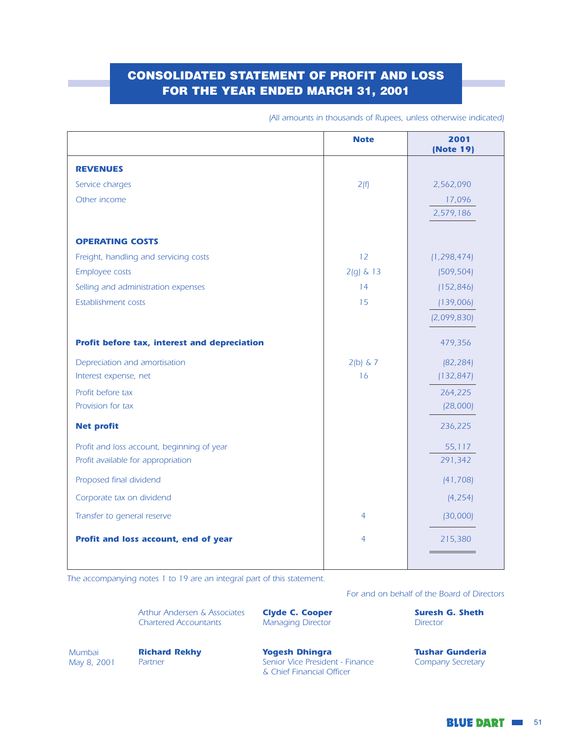# CONSOLIDATED STATEMENT OF PROFIT AND LOSS FOR THE YEAR ENDED MARCH 31, 2001

*(All amounts in thousands of Rupees, unless otherwise indicated)*

| | Note | 2001 (Note 19) |
|---|---|---|
| **REVENUES** | | |
| Service charges | 2(f) | 2,562,090 |
| Other income | | 17,096 |
| | | 2,579,186 |
| **OPERATING COSTS** | | |
| Freight, handling and servicing costs | 12 | (1,298,474) |
| Employee costs | 2(g) & 13 | (509,504) |
| Selling and administration expenses | 14 | (152,846) |
| Establishment costs | 15 | (139,006) |
| | | (2,099,830) |
| **Profit before tax, interest and depreciation** | | 479,356 |
| Depreciation and amortisation | 2(b) & 7 | (82,284) |
| Interest expense, net | 16 | (132,847) |
| Profit before tax | | 264,225 |
| Provision for tax | | (28,000) |
| **Net profit** | | 236,225 |
| Profit and loss account, beginning of year | | 55,117 |
| Profit available for appropriation | | 291,342 |
| Proposed final dividend | | (41,708) |
| Corporate tax on dividend | | (4,254) |
| Transfer to general reserve | 4 | (30,000) |
| **Profit and loss account, end of year** | 4 | 215,380 |

*The accompanying notes 1 to 19 are an integral part of this statement.*

For and on behalf of the Board of Directors

Arthur Andersen & Associates
Chartered Accountants

**Clyde C. Cooper**
Managing Director

**Suresh G. Sheth**
Director

Mumbai
May 8, 2001

**Richard Rekhy**
Partner

**Yogesh Dhingra**
Senior Vice President - Finance & Chief Financial Officer

**Tushar Gunderia**
Company Secretary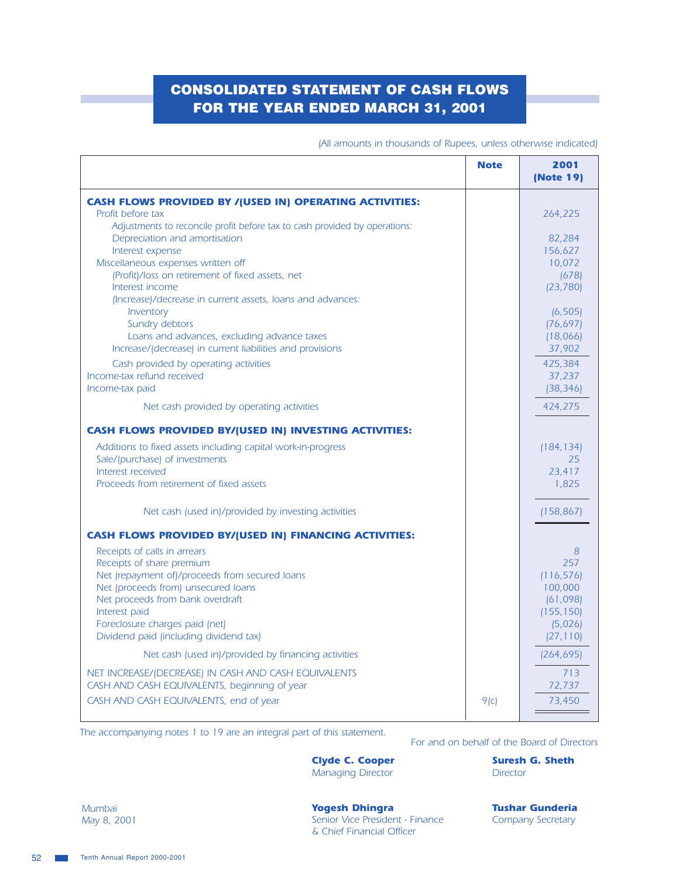# CONSOLIDATED STATEMENT OF CASH FLOWS FOR THE YEAR ENDED MARCH 31, 2001

*(All amounts in thousands of Rupees, unless otherwise indicated)*

| | Note | 2001 (Note 19) |
|---|---|---|
| **CASH FLOWS PROVIDED BY /(USED IN) OPERATING ACTIVITIES:** | | |
| Profit before tax | | 264,225 |
| Adjustments to reconcile profit before tax to cash provided by operations: | | |
| Depreciation and amortisation | | 82,284 |
| Interest expense | | 156,627 |
| Miscellaneous expenses written off | | 10,072 |
| (Profit)/loss on retirement of fixed assets, net | | (678) |
| Interest income | | (23,780) |
| (Increase)/decrease in current assets, loans and advances: | | |
| Inventory | | (6,505) |
| Sundry debtors | | (76,697) |
| Loans and advances, excluding advance taxes | | (18,066) |
| Increase/(decrease) in current liabilities and provisions | | 37,902 |
| Cash provided by operating activities | | 425,384 |
| Income-tax refund received | | 37,237 |
| Income-tax paid | | (38,346) |
| Net cash provided by operating activities | | 424,275 |
| **CASH FLOWS PROVIDED BY/(USED IN) INVESTING ACTIVITIES:** | | |
| Additions to fixed assets including capital work-in-progress | | (184,134) |
| Sale/(purchase) of investments | | 25 |
| Interest received | | 23,417 |
| Proceeds from retirement of fixed assets | | 1,825 |
| Net cash (used in)/provided by investing activities | | (158,867) |
| **CASH FLOWS PROVIDED BY/(USED IN) FINANCING ACTIVITIES:** | | |
| Receipts of calls in arrears | | 8 |
| Receipts of share premium | | 257 |
| Net (repayment of)/proceeds from secured loans | | (116,576) |
| Net (proceeds from) unsecured loans | | 100,000 |
| Net proceeds from bank overdraft | | (61,098) |
| Interest paid | | (155,150) |
| Foreclosure charges paid (net) | | (5,026) |
| Dividend paid (including dividend tax) | | (27,110) |
| Net cash (used in)/provided by financing activities | | (264,695) |
| NET INCREASE/(DECREASE) IN CASH AND CASH EQUIVALENTS | | 713 |
| CASH AND CASH EQUIVALENTS, beginning of year | | 72,737 |
| CASH AND CASH EQUIVALENTS, end of year | 9(c) | 73,450 |

*The accompanying notes 1 to 19 are an integral part of this statement.*

For and on behalf of the Board of Directors

**Clyde C. Cooper**
Managing Director

**Suresh G. Sheth**
Director

Mumbai
May 8, 2001

**Yogesh Dhingra**
Senior Vice President - Finance & Chief Financial Officer

**Tushar Gunderia**
Company Secretary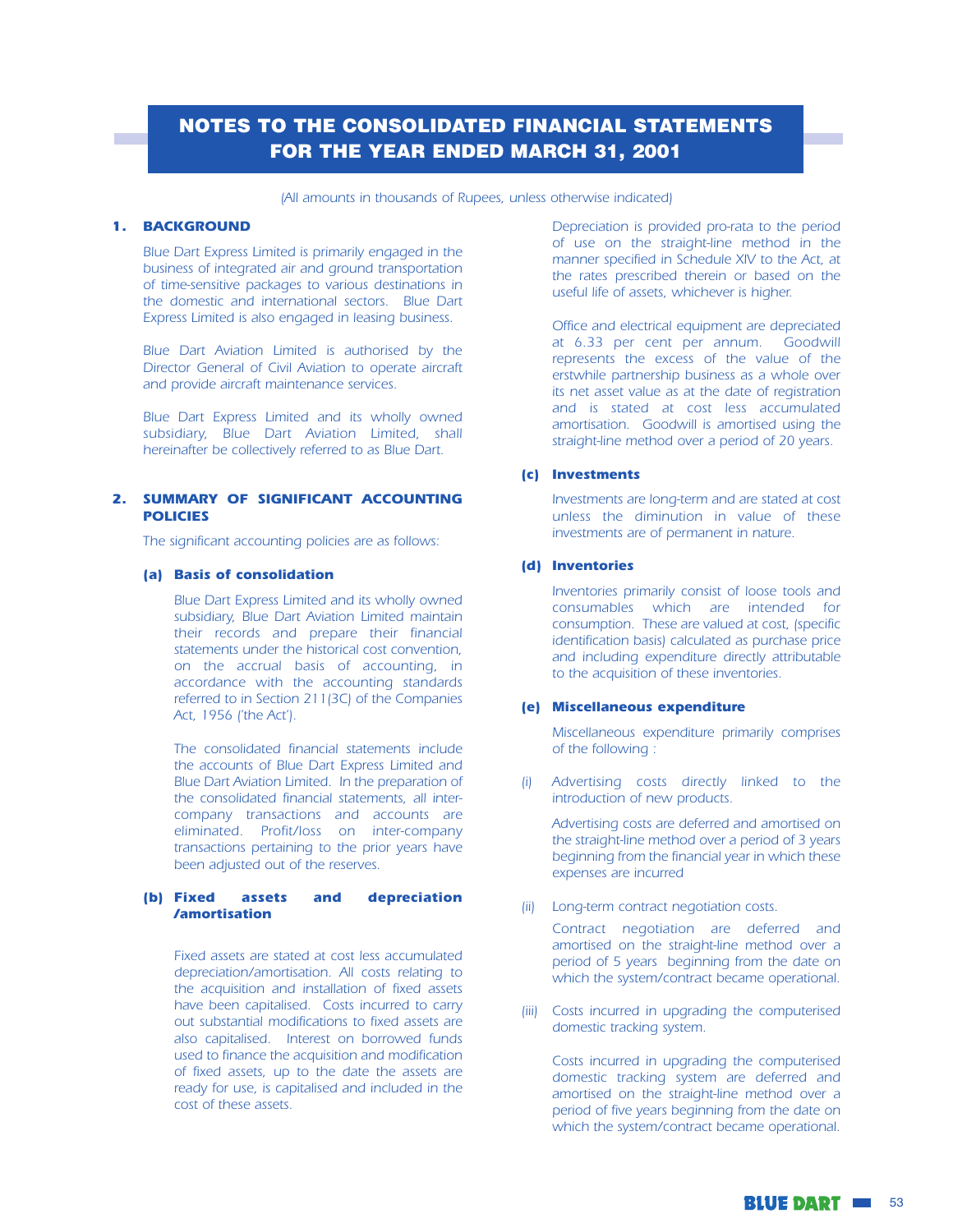# NOTES TO THE CONSOLIDATED FINANCIAL STATEMENTS FOR THE YEAR ENDED MARCH 31, 2001

*(All amounts in thousands of Rupees, unless otherwise indicated)*

## 1. BACKGROUND

Blue Dart Express Limited is primarily engaged in the business of integrated air and ground transportation of time-sensitive packages to various destinations in the domestic and international sectors. Blue Dart Express Limited is also engaged in leasing business.

Blue Dart Aviation Limited is authorised by the Director General of Civil Aviation to operate aircraft and provide aircraft maintenance services.

Blue Dart Express Limited and its wholly owned subsidiary, Blue Dart Aviation Limited, shall hereinafter be collectively referred to as Blue Dart.

## 2. SUMMARY OF SIGNIFICANT ACCOUNTING POLICIES

The significant accounting policies are as follows:

### (a) Basis of consolidation

Blue Dart Express Limited and its wholly owned subsidiary, Blue Dart Aviation Limited maintain their records and prepare their financial statements under the historical cost convention, on the accrual basis of accounting, in accordance with the accounting standards referred to in Section 211(3C) of the Companies Act, 1956 ('the Act').

The consolidated financial statements include the accounts of Blue Dart Express Limited and Blue Dart Aviation Limited. In the preparation of the consolidated financial statements, all inter-company transactions and accounts are eliminated. Profit/loss on inter-company transactions pertaining to the prior years have been adjusted out of the reserves.

### (b) Fixed assets and depreciation /amortisation

Fixed assets are stated at cost less accumulated depreciation/amortisation. All costs relating to the acquisition and installation of fixed assets have been capitalised. Costs incurred to carry out substantial modifications to fixed assets are also capitalised. Interest on borrowed funds used to finance the acquisition and modification of fixed assets, up to the date the assets are ready for use, is capitalised and included in the cost of these assets.

Depreciation is provided pro-rata to the period of use on the straight-line method in the manner specified in Schedule XIV to the Act, at the rates prescribed therein or based on the useful life of assets, whichever is higher.

Office and electrical equipment are depreciated at 6.33 per cent per annum. Goodwill represents the excess of the value of the erstwhile partnership business as a whole over its net asset value as at the date of registration and is stated at cost less accumulated amortisation. Goodwill is amortised using the straight-line method over a period of 20 years.

### (c) Investments

Investments are long-term and are stated at cost unless the diminution in value of these investments are of permanent in nature.

### (d) Inventories

Inventories primarily consist of loose tools and consumables which are intended for consumption. These are valued at cost, (specific identification basis) calculated as purchase price and including expenditure directly attributable to the acquisition of these inventories.

### (e) Miscellaneous expenditure

Miscellaneous expenditure primarily comprises of the following :

(i) Advertising costs directly linked to the introduction of new products.

Advertising costs are deferred and amortised on the straight-line method over a period of 3 years beginning from the financial year in which these expenses are incurred

(ii) Long-term contract negotiation costs.

Contract negotiation are deferred and amortised on the straight-line method over a period of 5 years beginning from the date on which the system/contract became operational.

(iii) Costs incurred in upgrading the computerised domestic tracking system.

Costs incurred in upgrading the computerised domestic tracking system are deferred and amortised on the straight-line method over a period of five years beginning from the date on which the system/contract became operational.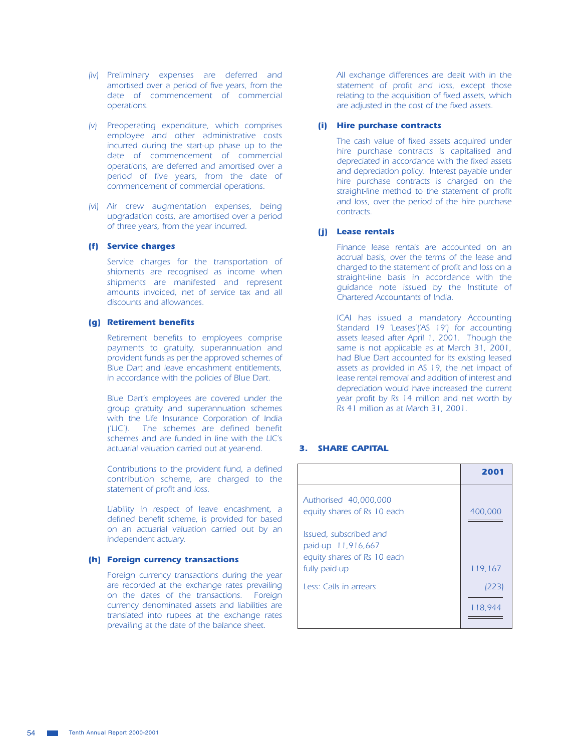(iv) Preliminary expenses are deferred and amortised over a period of five years, from the date of commencement of commercial operations.

(v) Preoperating expenditure, which comprises employee and other administrative costs incurred during the start-up phase up to the date of commencement of commercial operations, are deferred and amortised over a period of five years, from the date of commencement of commercial operations.

(vi) Air crew augmentation expenses, being upgradation costs, are amortised over a period of three years, from the year incurred.

### (f) Service charges

Service charges for the transportation of shipments are recognised as income when shipments are manifested and represent amounts invoiced, net of service tax and all discounts and allowances.

### (g) Retirement benefits

Retirement benefits to employees comprise payments to gratuity, superannuation and provident funds as per the approved schemes of Blue Dart and leave encashment entitlements, in accordance with the policies of Blue Dart.

Blue Dart's employees are covered under the group gratuity and superannuation schemes with the Life Insurance Corporation of India ('LIC'). The schemes are defined benefit schemes and are funded in line with the LIC's actuarial valuation carried out at year-end.

Contributions to the provident fund, a defined contribution scheme, are charged to the statement of profit and loss.

Liability in respect of leave encashment, a defined benefit scheme, is provided for based on an actuarial valuation carried out by an independent actuary.

### (h) Foreign currency transactions

Foreign currency transactions during the year are recorded at the exchange rates prevailing on the dates of the transactions. Foreign currency denominated assets and liabilities are translated into rupees at the exchange rates prevailing at the date of the balance sheet.

All exchange differences are dealt with in the statement of profit and loss, except those relating to the acquisition of fixed assets, which are adjusted in the cost of the fixed assets.

### (i) Hire purchase contracts

The cash value of fixed assets acquired under hire purchase contracts is capitalised and depreciated in accordance with the fixed assets and depreciation policy. Interest payable under hire purchase contracts is charged on the straight-line method to the statement of profit and loss, over the period of the hire purchase contracts.

### (j) Lease rentals

Finance lease rentals are accounted on an accrual basis, over the terms of the lease and charged to the statement of profit and loss on a straight-line basis in accordance with the guidance note issued by the Institute of Chartered Accountants of India.

ICAI has issued a mandatory Accounting Standard 19 'Leases'('AS 19') for accounting assets leased after April 1, 2001. Though the same is not applicable as at March 31, 2001, had Blue Dart accounted for its existing leased assets as provided in AS 19, the net impact of lease rental removal and addition of interest and depreciation would have increased the current year profit by Rs 14 million and net worth by Rs 41 million as at March 31, 2001.

## 3. SHARE CAPITAL

| | 2001 |
|---|---|
| Authorised 40,000,000 equity shares of Rs 10 each | 400,000 |
| Issued, subscribed and paid-up 11,916,667 equity shares of Rs 10 each fully paid-up | 119,167 |
| Less: Calls in arrears | (223) |
| | 118,944 |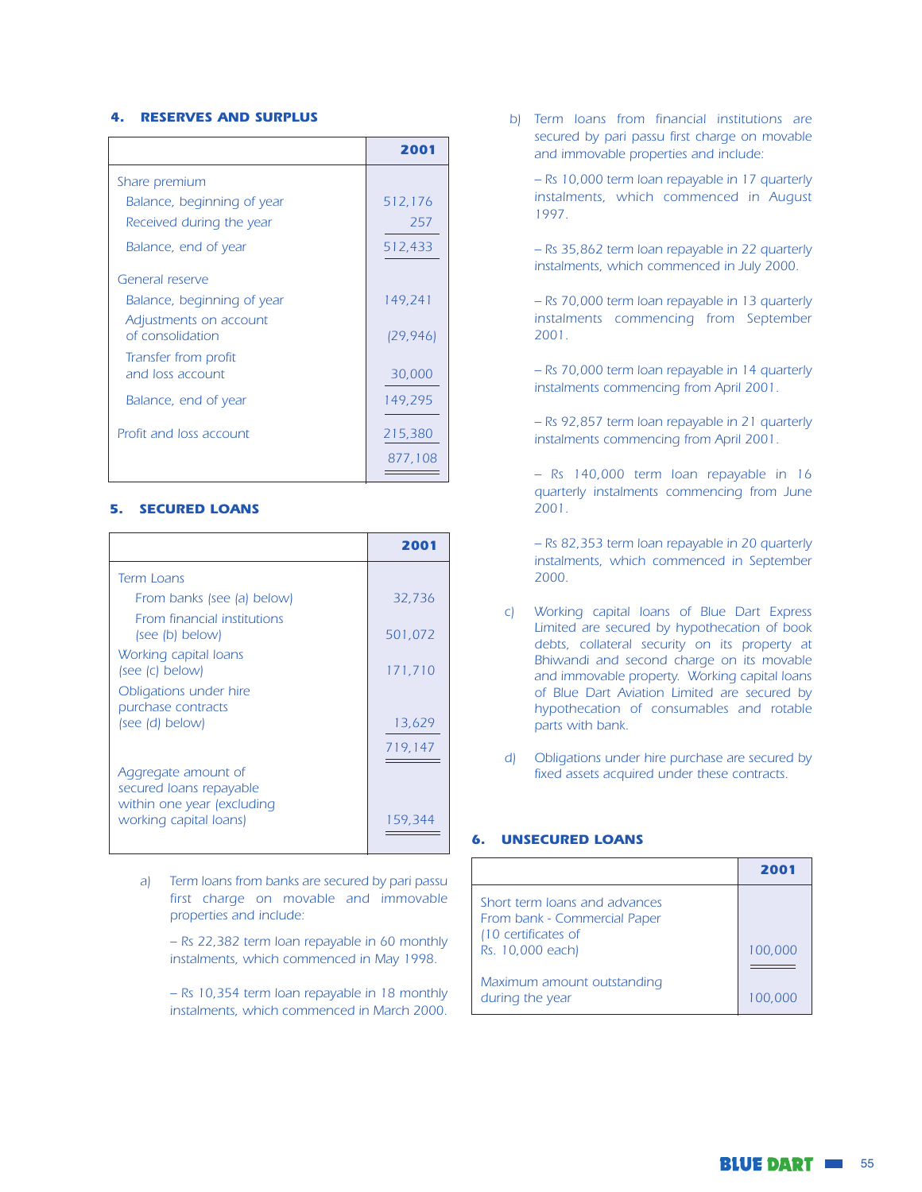## 4. RESERVES AND SURPLUS

| | 2001 |
|---|---|
| Share premium | |
| Balance, beginning of year | 512,176 |
| Received during the year | 257 |
| Balance, end of year | 512,433 |
| General reserve | |
| Balance, beginning of year | 149,241 |
| Adjustments on account of consolidation | (29,946) |
| Transfer from profit and loss account | 30,000 |
| Balance, end of year | 149,295 |
| Profit and loss account | 215,380 |
| | 877,108 |

## 5. SECURED LOANS

| | 2001 |
|---|---|
| Term Loans | |
| From banks (see (a) below) | 32,736 |
| From financial institutions (see (b) below) | 501,072 |
| Working capital loans (see (c) below) | 171,710 |
| Obligations under hire purchase contracts (see (d) below) | 13,629 |
| | 719,147 |
| Aggregate amount of secured loans repayable within one year (excluding working capital loans) | 159,344 |

a) Term loans from banks are secured by pari passu first charge on movable and immovable properties and include:

– Rs 22,382 term loan repayable in 60 monthly instalments, which commenced in May 1998.

– Rs 10,354 term loan repayable in 18 monthly instalments, which commenced in March 2000.

b) Term loans from financial institutions are secured by pari passu first charge on movable and immovable properties and include:

– Rs 10,000 term loan repayable in 17 quarterly instalments, which commenced in August 1997.

– Rs 35,862 term loan repayable in 22 quarterly instalments, which commenced in July 2000.

– Rs 70,000 term loan repayable in 13 quarterly instalments commencing from September 2001.

– Rs 70,000 term loan repayable in 14 quarterly instalments commencing from April 2001.

– Rs 92,857 term loan repayable in 21 quarterly instalments commencing from April 2001.

– Rs 140,000 term loan repayable in 16 quarterly instalments commencing from June 2001.

– Rs 82,353 term loan repayable in 20 quarterly instalments, which commenced in September 2000.

c) Working capital loans of Blue Dart Express Limited are secured by hypothecation of book debts, collateral security on its property at Bhiwandi and second charge on its movable and immovable property. Working capital loans of Blue Dart Aviation Limited are secured by hypothecation of consumables and rotable parts with bank.

d) Obligations under hire purchase are secured by fixed assets acquired under these contracts.

## 6. UNSECURED LOANS

| | 2001 |
|---|---|
| Short term loans and advances From bank - Commercial Paper (10 certificates of Rs. 10,000 each) | 100,000 |
| Maximum amount outstanding during the year | 100,000 |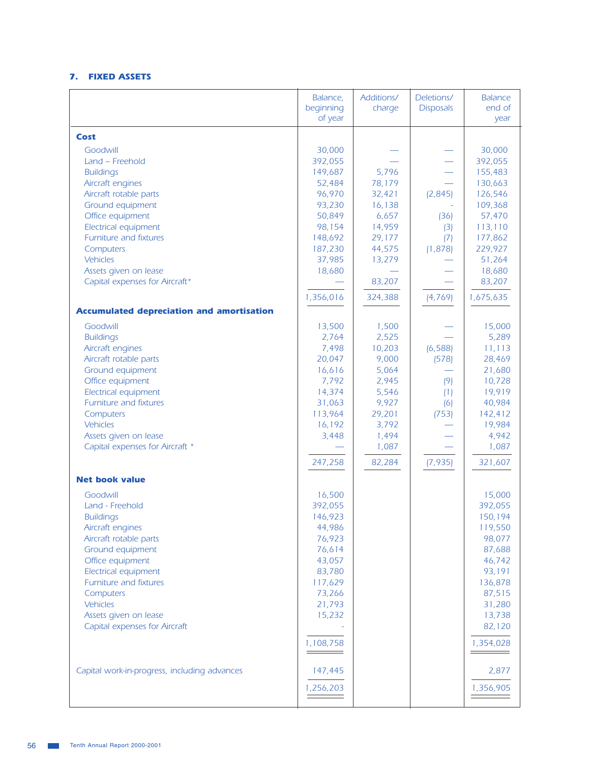## 7. FIXED ASSETS

| | Balance, beginning of year | Additions/ charge | Deletions/ Disposals | Balance end of year |
|---|---|---|---|---|
| **Cost** | | | | |
| Goodwill | 30,000 | — | — | 30,000 |
| Land – Freehold | 392,055 | — | — | 392,055 |
| Buildings | 149,687 | 5,796 | — | 155,483 |
| Aircraft engines | 52,484 | 78,179 | — | 130,663 |
| Aircraft rotable parts | 96,970 | 32,421 | (2,845) | 126,546 |
| Ground equipment | 93,230 | 16,138 | - | 109,368 |
| Office equipment | 50,849 | 6,657 | (36) | 57,470 |
| Electrical equipment | 98,154 | 14,959 | (3) | 113,110 |
| Furniture and fixtures | 148,692 | 29,177 | (7) | 177,862 |
| Computers | 187,230 | 44,575 | (1,878) | 229,927 |
| Vehicles | 37,985 | 13,279 | — | 51,264 |
| Assets given on lease | 18,680 | — | — | 18,680 |
| Capital expenses for Aircraft* | — | 83,207 | — | 83,207 |
| | 1,356,016 | 324,388 | (4,769) | 1,675,635 |
| **Accumulated depreciation and amortisation** | | | | |
| Goodwill | 13,500 | 1,500 | — | 15,000 |
| Buildings | 2,764 | 2,525 | — | 5,289 |
| Aircraft engines | 7,498 | 10,203 | (6,588) | 11,113 |
| Aircraft rotable parts | 20,047 | 9,000 | (578) | 28,469 |
| Ground equipment | 16,616 | 5,064 | — | 21,680 |
| Office equipment | 7,792 | 2,945 | (9) | 10,728 |
| Electrical equipment | 14,374 | 5,546 | (1) | 19,919 |
| Furniture and fixtures | 31,063 | 9,927 | (6) | 40,984 |
| Computers | 113,964 | 29,201 | (753) | 142,412 |
| Vehicles | 16,192 | 3,792 | — | 19,984 |
| Assets given on lease | 3,448 | 1,494 | — | 4,942 |
| Capital expenses for Aircraft * | — | 1,087 | — | 1,087 |
| | 247,258 | 82,284 | (7,935) | 321,607 |
| **Net book value** | | | | |
| Goodwill | 16,500 | | | 15,000 |
| Land - Freehold | 392,055 | | | 392,055 |
| Buildings | 146,923 | | | 150,194 |
| Aircraft engines | 44,986 | | | 119,550 |
| Aircraft rotable parts | 76,923 | | | 98,077 |
| Ground equipment | 76,614 | | | 87,688 |
| Office equipment | 43,057 | | | 46,742 |
| Electrical equipment | 83,780 | | | 93,191 |
| Furniture and fixtures | 117,629 | | | 136,878 |
| Computers | 73,266 | | | 87,515 |
| Vehicles | 21,793 | | | 31,280 |
| Assets given on lease | 15,232 | | | 13,738 |
| Capital expenses for Aircraft | - | | | 82,120 |
| | 1,108,758 | | | 1,354,028 |
| Capital work-in-progress, including advances | 147,445 | | | 2,877 |
| | 1,256,203 | | | 1,356,905 |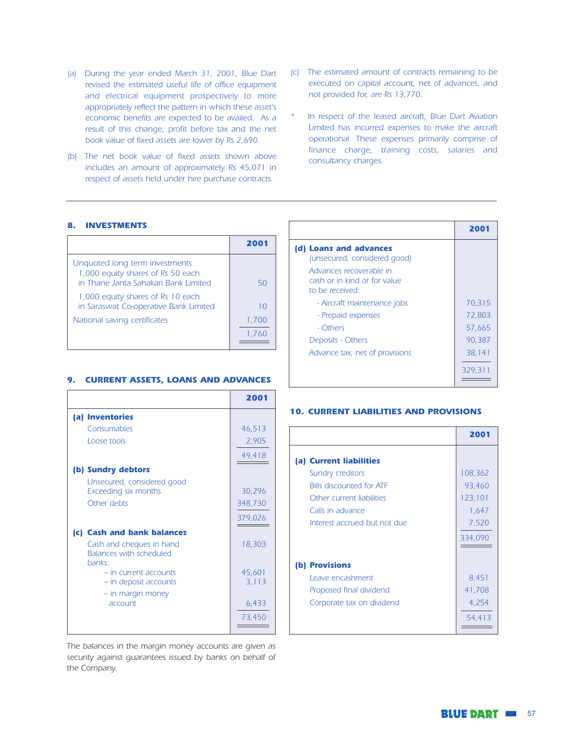(a) During the year ended March 31, 2001, Blue Dart revised the estimated useful life of office equipment and electrical equipment prospectively to more appropriately reflect the pattern in which these asset's economic benefits are expected to be availed. As a result of this change, profit before tax and the net book value of fixed assets are lower by Rs 2,690.

(b) The net book value of fixed assets shown above includes an amount of approximately Rs 45,071 in respect of assets held under hire purchase contracts.

(c) The estimated amount of contracts remaining to be executed on capital account, net of advances, and not provided for, are Rs 13,770.

\* In respect of the leased aircraft, Blue Dart Aviation Limited has incurred expenses to make the aircraft operational. These expenses primarily comprise of finance charge, training costs, salaries and consultancy charges.

## 8. INVESTMENTS

| | 2001 |
|---|---|
| Unquoted long term investments | |
| 1,000 equity shares of Rs 50 each in Thane Janta Sahakari Bank Limited | 50 |
| 1,000 equity shares of Rs 10 each in Saraswat Co-operative Bank Limited | 10 |
| National saving certificates | 1,700 |
| | 1,760 |

## 9. CURRENT ASSETS, LOANS AND ADVANCES

| | 2001 |
|---|---|
| **(a) Inventories** | |
| Consumables | 46,513 |
| Loose tools | 2,905 |
| | 49,418 |
| **(b) Sundry debtors** | |
| Unsecured, considered good Exceeding six months | 30,296 |
| Other debts | 348,730 |
| | 379,026 |
| **(c) Cash and bank balances** | |
| Cash and cheques in hand | 18,303 |
| Balances with scheduled banks: | |
| – in current accounts | 45,601 |
| – in deposit accounts | 3,113 |
| – in margin money account | 6,433 |
| | 73,450 |

The balances in the margin money accounts are given as security against guarantees issued by banks on behalf of the Company.

| | 2001 |
|---|---|
| **(d) Loans and advances** (unsecured, considered good) | |
| Advances recoverable in cash or in kind or for value to be received: | |
| - Aircraft maintenance jobs | 70,315 |
| - Prepaid expenses | 72,803 |
| - Others | 57,665 |
| Deposits - Others | 90,387 |
| Advance tax, net of provisions | 38,141 |
| | 329,311 |

## 10. CURRENT LIABILITIES AND PROVISIONS

| | 2001 |
|---|---|
| **(a) Current liabilities** | |
| Sundry creditors | 108,362 |
| Bills discounted for ATF | 93,460 |
| Other current liabilities | 123,101 |
| Calls in advance | 1,647 |
| Interest accrued but not due | 7,520 |
| | 334,090 |
| **(b) Provisions** | |
| Leave encashment | 8,451 |
| Proposed final dividend | 41,708 |
| Corporate tax on dividend | 4,254 |
| | 54,413 |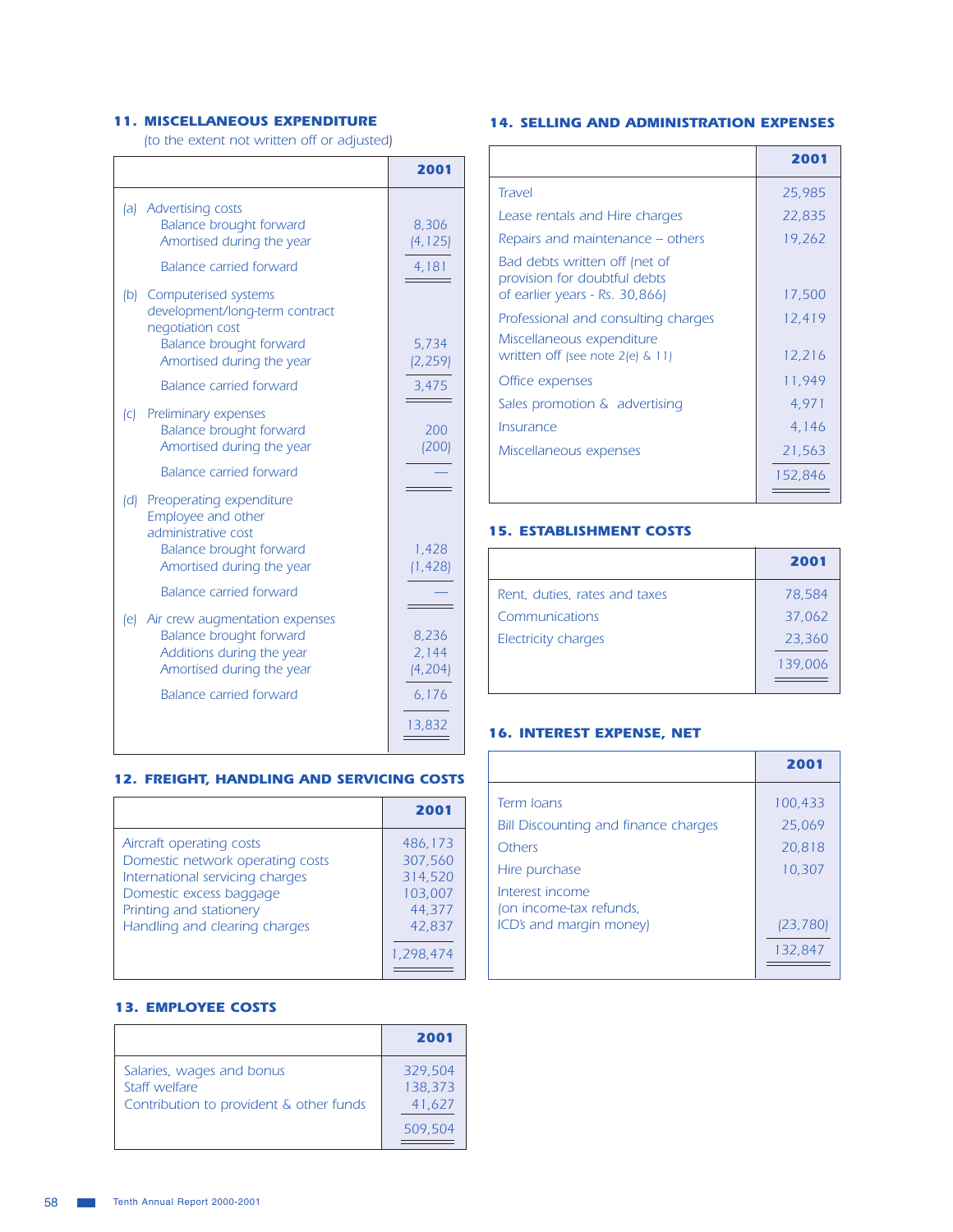## 11. MISCELLANEOUS EXPENDITURE

(to the extent not written off or adjusted)

| | 2001 |
|---|---|
| (a) Advertising costs | |
| Balance brought forward | 8,306 |
| Amortised during the year | (4,125) |
| Balance carried forward | 4,181 |
| (b) Computerised systems development/long-term contract negotiation cost | |
| Balance brought forward | 5,734 |
| Amortised during the year | (2,259) |
| Balance carried forward | 3,475 |
| (c) Preliminary expenses | |
| Balance brought forward | 200 |
| Amortised during the year | (200) |
| Balance carried forward | — |
| (d) Preoperating expenditure Employee and other administrative cost | |
| Balance brought forward | 1,428 |
| Amortised during the year | (1,428) |
| Balance carried forward | — |
| (e) Air crew augmentation expenses | |
| Balance brought forward | 8,236 |
| Additions during the year | 2,144 |
| Amortised during the year | (4,204) |
| Balance carried forward | 6,176 |
| | 13,832 |

## 12. FREIGHT, HANDLING AND SERVICING COSTS

| | 2001 |
|---|---|
| Aircraft operating costs | 486,173 |
| Domestic network operating costs | 307,560 |
| International servicing charges | 314,520 |
| Domestic excess baggage | 103,007 |
| Printing and stationery | 44,377 |
| Handling and clearing charges | 42,837 |
| | 1,298,474 |

## 13. EMPLOYEE COSTS

| | 2001 |
|---|---|
| Salaries, wages and bonus | 329,504 |
| Staff welfare | 138,373 |
| Contribution to provident & other funds | 41,627 |
| | 509,504 |

## 14. SELLING AND ADMINISTRATION EXPENSES

| | 2001 |
|---|---|
| Travel | 25,985 |
| Lease rentals and Hire charges | 22,835 |
| Repairs and maintenance – others | 19,262 |
| Bad debts written off (net of provision for doubtful debts of earlier years - Rs. 30,866) | 17,500 |
| Professional and consulting charges | 12,419 |
| Miscellaneous expenditure written off (see note 2(e) & 11) | 12,216 |
| Office expenses | 11,949 |
| Sales promotion & advertising | 4,971 |
| Insurance | 4,146 |
| Miscellaneous expenses | 21,563 |
| | 152,846 |

## 15. ESTABLISHMENT COSTS

| | 2001 |
|---|---|
| Rent, duties, rates and taxes | 78,584 |
| Communications | 37,062 |
| Electricity charges | 23,360 |
| | 139,006 |

## 16. INTEREST EXPENSE, NET

| | 2001 |
|---|---|
| Term loans | 100,433 |
| Bill Discounting and finance charges | 25,069 |
| Others | 20,818 |
| Hire purchase | 10,307 |
| Interest income (on income-tax refunds, ICD's and margin money) | (23,780) |
| | 132,847 |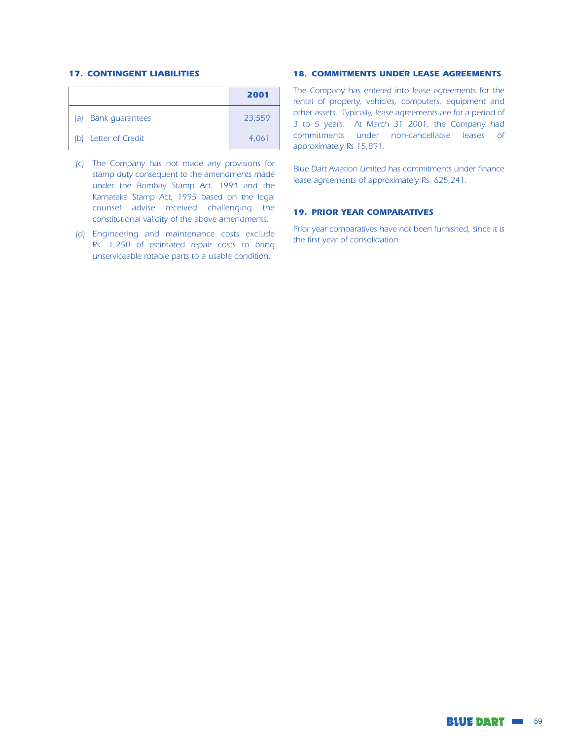## 17. CONTINGENT LIABILITIES

| | 2001 |
|---|---|
| (a) Bank guarantees | 23,559 |
| (b) Letter of Credit | 4,061 |

(c) The Company has not made any provisions for stamp duty consequent to the amendments made under the Bombay Stamp Act, 1994 and the Karnataka Stamp Act, 1995 based on the legal counsel advise received challenging the constitutional validity of the above amendments.

(d) Engineering and maintenance costs exclude Rs. 1,250 of estimated repair costs to bring unserviceable rotable parts to a usable condition.

## 18. COMMITMENTS UNDER LEASE AGREEMENTS

The Company has entered into lease agreements for the rental of property, vehicles, computers, equipment and other assets. Typically, lease agreements are for a period of 3 to 5 years. At March 31 2001, the Company had commitments under non-cancellable leases of approximately Rs 15,891.

Blue Dart Aviation Limited has commitments under finance lease agreements of approximately Rs. 625,241.

## 19. PRIOR YEAR COMPARATIVES

Prior year comparatives have not been furnished, since it is the first year of consolidation.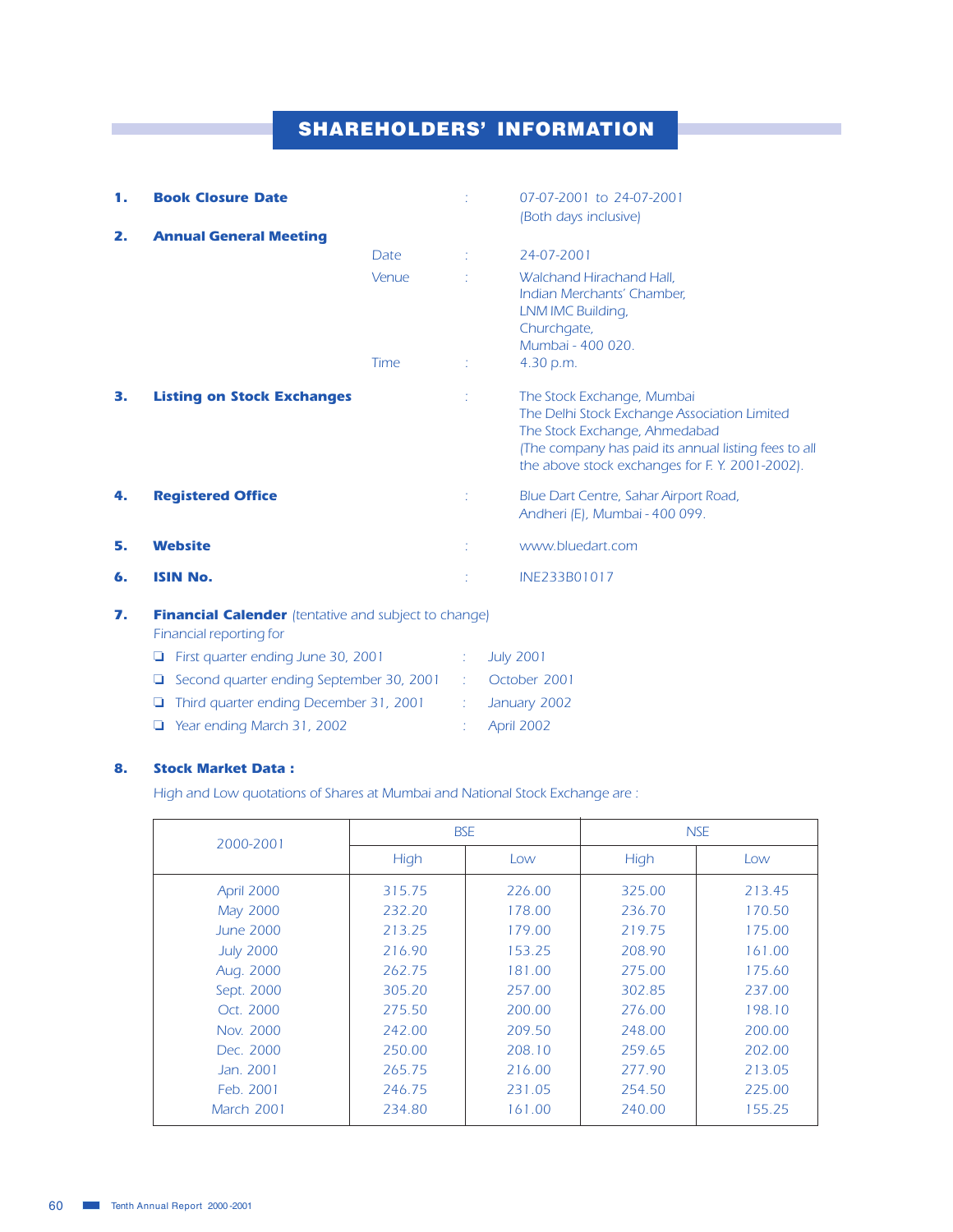# SHAREHOLDERS' INFORMATION

**1. Book Closure Date** : 07-07-2001 to 24-07-2001 (Both days inclusive)

**2. Annual General Meeting**

Date : 24-07-2001

Venue : Walchand Hirachand Hall, Indian Merchants' Chamber, LNM IMC Building, Churchgate, Mumbai - 400 020.

Time : 4.30 p.m.

**3. Listing on Stock Exchanges** : The Stock Exchange, Mumbai
The Delhi Stock Exchange Association Limited
The Stock Exchange, Ahmedabad
(The company has paid its annual listing fees to all the above stock exchanges for F. Y. 2001-2002).

**4. Registered Office** : Blue Dart Centre, Sahar Airport Road, Andheri (E), Mumbai - 400 099.

**5. Website** : www.bluedart.com

**6. ISIN No.** : INE233B01017

**7. Financial Calender** (tentative and subject to change)

Financial reporting for

- First quarter ending June 30, 2001 : July 2001
- Second quarter ending September 30, 2001 : October 2001
- Third quarter ending December 31, 2001 : January 2002
- Year ending March 31, 2002 : April 2002

**8. Stock Market Data :**

High and Low quotations of Shares at Mumbai and National Stock Exchange are :

| 2000-2001 | BSE | | NSE | |
|---|---|---|---|---|
| | High | Low | High | Low |
| April 2000 | 315.75 | 226.00 | 325.00 | 213.45 |
| May 2000 | 232.20 | 178.00 | 236.70 | 170.50 |
| June 2000 | 213.25 | 179.00 | 219.75 | 175.00 |
| July 2000 | 216.90 | 153.25 | 208.90 | 161.00 |
| Aug. 2000 | 262.75 | 181.00 | 275.00 | 175.60 |
| Sept. 2000 | 305.20 | 257.00 | 302.85 | 237.00 |
| Oct. 2000 | 275.50 | 200.00 | 276.00 | 198.10 |
| Nov. 2000 | 242.00 | 209.50 | 248.00 | 200.00 |
| Dec. 2000 | 250.00 | 208.10 | 259.65 | 202.00 |
| Jan. 2001 | 265.75 | 216.00 | 277.90 | 213.05 |
| Feb. 2001 | 246.75 | 231.05 | 254.50 | 225.00 |
| March 2001 | 234.80 | 161.00 | 240.00 | 155.25 |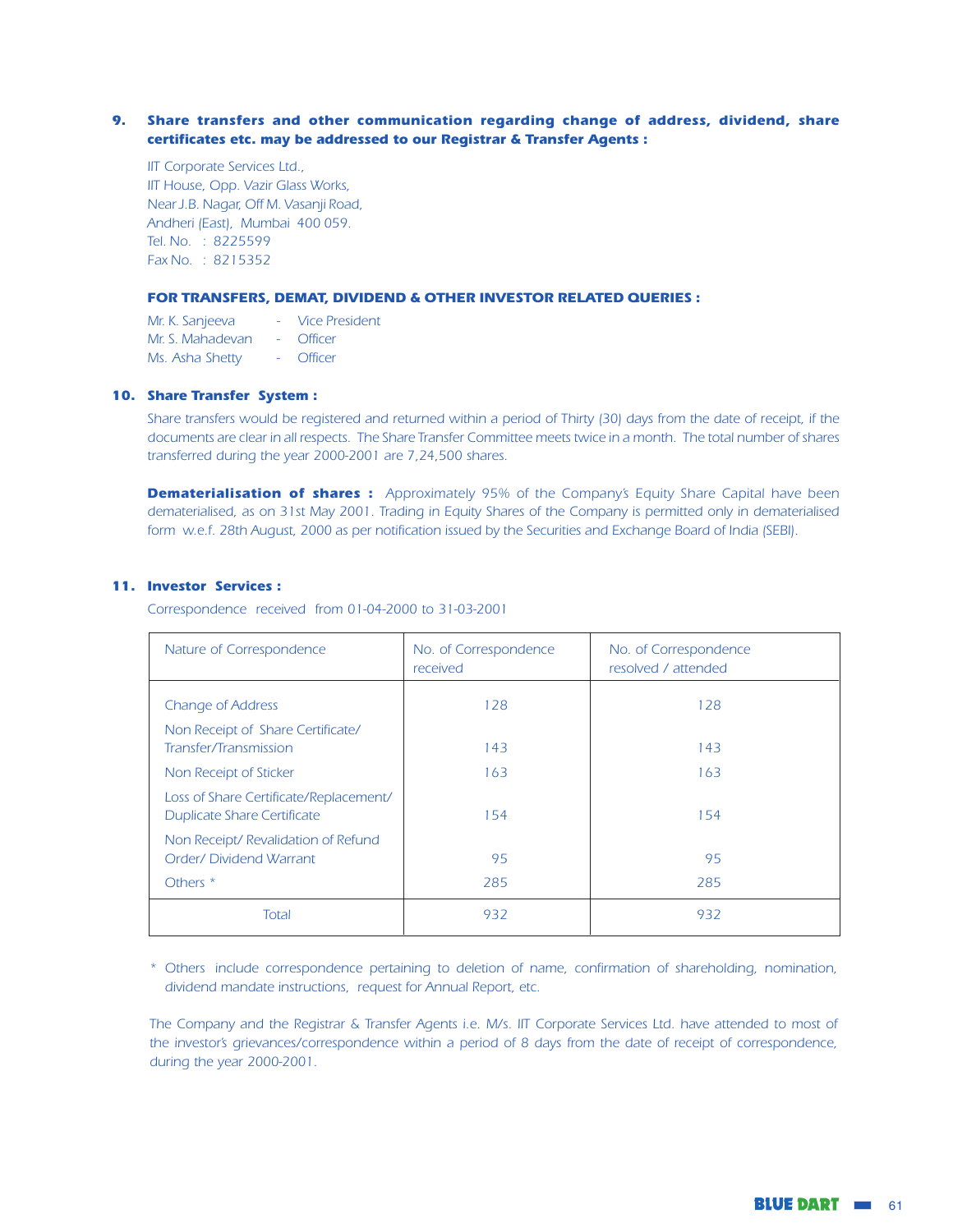**9. Share transfers and other communication regarding change of address, dividend, share certificates etc. may be addressed to our Registrar & Transfer Agents :**

IIT Corporate Services Ltd.,
IIT House, Opp. Vazir Glass Works,
Near J.B. Nagar, Off M. Vasanji Road,
Andheri (East), Mumbai 400 059.
Tel. No. : 8225599
Fax No. : 8215352

**FOR TRANSFERS, DEMAT, DIVIDEND & OTHER INVESTOR RELATED QUERIES :**

Mr. K. Sanjeeva - Vice President
Mr. S. Mahadevan - Officer
Ms. Asha Shetty - Officer

**10. Share Transfer System :**

Share transfers would be registered and returned within a period of Thirty (30) days from the date of receipt, if the documents are clear in all respects. The Share Transfer Committee meets twice in a month. The total number of shares transferred during the year 2000-2001 are 7,24,500 shares.

**Dematerialisation of shares :** Approximately 95% of the Company's Equity Share Capital have been dematerialised, as on 31st May 2001. Trading in Equity Shares of the Company is permitted only in dematerialised form w.e.f. 28th August, 2000 as per notification issued by the Securities and Exchange Board of India (SEBI).

**11. Investor Services :**

Correspondence received from 01-04-2000 to 31-03-2001

| Nature of Correspondence | No. of Correspondence received | No. of Correspondence resolved / attended |
|---|---|---|
| Change of Address | 128 | 128 |
| Non Receipt of Share Certificate/ Transfer/Transmission | 143 | 143 |
| Non Receipt of Sticker | 163 | 163 |
| Loss of Share Certificate/Replacement/ Duplicate Share Certificate | 154 | 154 |
| Non Receipt/ Revalidation of Refund Order/ Dividend Warrant | 95 | 95 |
| Others * | 285 | 285 |
| Total | 932 | 932 |

\* Others include correspondence pertaining to deletion of name, confirmation of shareholding, nomination, dividend mandate instructions, request for Annual Report, etc.

The Company and the Registrar & Transfer Agents i.e. M/s. IIT Corporate Services Ltd. have attended to most of the investor's grievances/correspondence within a period of 8 days from the date of receipt of correspondence, during the year 2000-2001.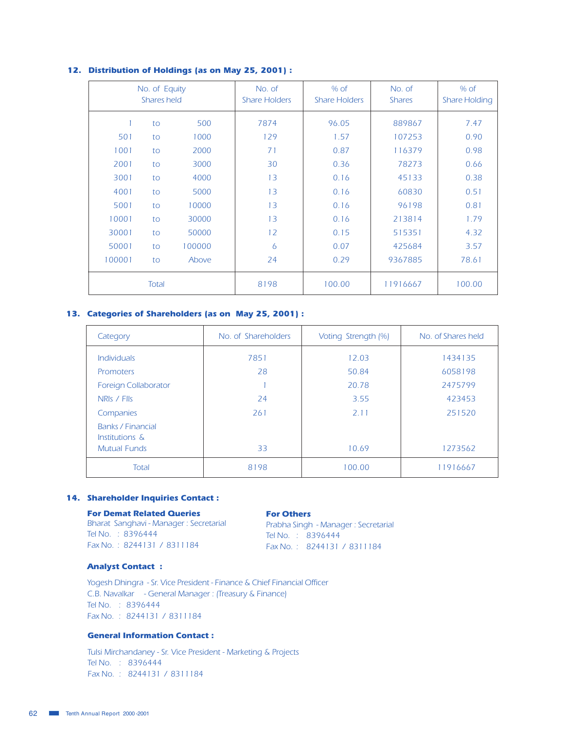### 12. Distribution of Holdings (as on May 25, 2001) :

| No. of Equity Shares held | No. of Share Holders | % of Share Holders | No. of Shares | % of Share Holding |
|---|---|---|---|---|
| 1 to 500 | 7874 | 96.05 | 889867 | 7.47 |
| 501 to 1000 | 129 | 1.57 | 107253 | 0.90 |
| 1001 to 2000 | 71 | 0.87 | 116379 | 0.98 |
| 2001 to 3000 | 30 | 0.36 | 78273 | 0.66 |
| 3001 to 4000 | 13 | 0.16 | 45133 | 0.38 |
| 4001 to 5000 | 13 | 0.16 | 60830 | 0.51 |
| 5001 to 10000 | 13 | 0.16 | 96198 | 0.81 |
| 10001 to 30000 | 13 | 0.16 | 213814 | 1.79 |
| 30001 to 50000 | 12 | 0.15 | 515351 | 4.32 |
| 50001 to 100000 | 6 | 0.07 | 425684 | 3.57 |
| 100001 to Above | 24 | 0.29 | 9367885 | 78.61 |
| Total | 8198 | 100.00 | 11916667 | 100.00 |

### 13. Categories of Shareholders (as on May 25, 2001) :

| Category | No. of Shareholders | Voting Strength (%) | No. of Shares held |
|---|---|---|---|
| Individuals | 7851 | 12.03 | 1434135 |
| Promoters | 28 | 50.84 | 6058198 |
| Foreign Collaborator | 1 | 20.78 | 2475799 |
| NRIs / FIIs | 24 | 3.55 | 423453 |
| Companies | 261 | 2.11 | 251520 |
| Banks / Financial Institutions & Mutual Funds | 33 | 10.69 | 1273562 |
| Total | 8198 | 100.00 | 11916667 |

### 14. Shareholder Inquiries Contact :

**For Demat Related Queries**
Bharat Sanghavi - Manager : Secretarial
Tel No. : 8396444
Fax No. : 8244131 / 8311184

**For Others**
Prabha Singh - Manager : Secretarial
Tel No. : 8396444
Fax No. : 8244131 / 8311184

**Analyst Contact :**

Yogesh Dhingra - Sr. Vice President - Finance & Chief Financial Officer
C.B. Navalkar - General Manager : (Treasury & Finance)
Tel No. : 8396444
Fax No. : 8244131 / 8311184

**General Information Contact :**

Tulsi Mirchandaney - Sr. Vice President - Marketing & Projects
Tel No. : 8396444
Fax No. : 8244131 / 8311184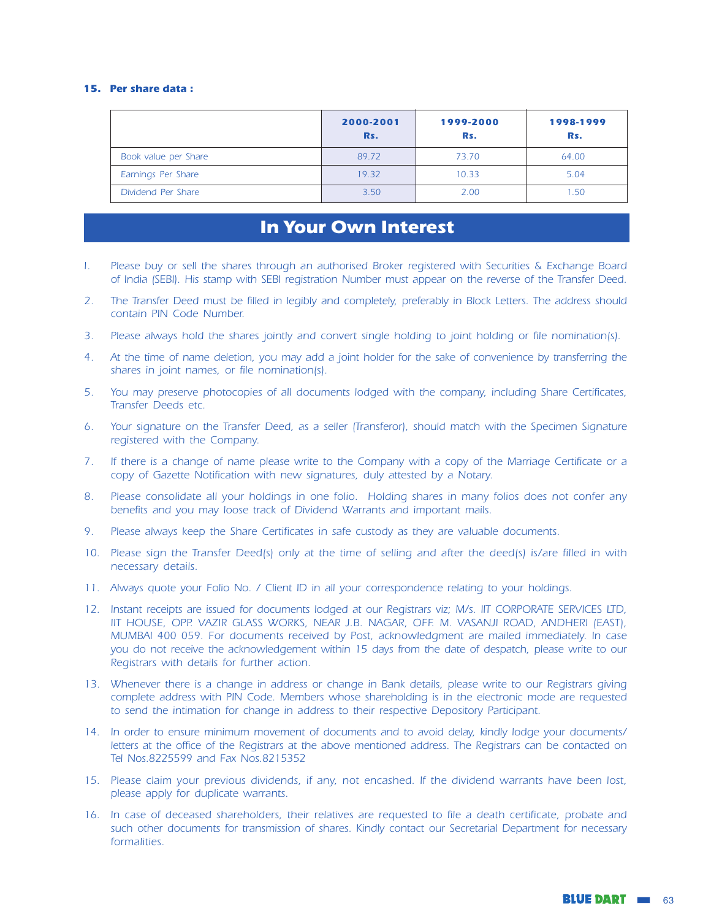**15. Per share data :**

| | 2000-2001<br>Rs. | 1999-2000<br>Rs. | 1998-1999<br>Rs. |
|---|---|---|---|
| Book value per Share | 89.72 | 73.70 | 64.00 |
| Earnings Per Share | 19.32 | 10.33 | 5.04 |
| Dividend Per Share | 3.50 | 2.00 | 1.50 |

# In Your Own Interest

1. Please buy or sell the shares through an authorised Broker registered with Securities & Exchange Board of India (SEBI). His stamp with SEBI registration Number must appear on the reverse of the Transfer Deed.
2. The Transfer Deed must be filled in legibly and completely, preferably in Block Letters. The address should contain PIN Code Number.
3. Please always hold the shares jointly and convert single holding to joint holding or file nomination(s).
4. At the time of name deletion, you may add a joint holder for the sake of convenience by transferring the shares in joint names, or file nomination(s).
5. You may preserve photocopies of all documents lodged with the company, including Share Certificates, Transfer Deeds etc.
6. Your signature on the Transfer Deed, as a seller (Transferor), should match with the Specimen Signature registered with the Company.
7. If there is a change of name please write to the Company with a copy of the Marriage Certificate or a copy of Gazette Notification with new signatures, duly attested by a Notary.
8. Please consolidate all your holdings in one folio. Holding shares in many folios does not confer any benefits and you may loose track of Dividend Warrants and important mails.
9. Please always keep the Share Certificates in safe custody as they are valuable documents.
10. Please sign the Transfer Deed(s) only at the time of selling and after the deed(s) is/are filled in with necessary details.
11. Always quote your Folio No. / Client ID in all your correspondence relating to your holdings.
12. Instant receipts are issued for documents lodged at our Registrars viz; M/s. IIT CORPORATE SERVICES LTD, IIT HOUSE, OPP. VAZIR GLASS WORKS, NEAR J.B. NAGAR, OFF. M. VASANJI ROAD, ANDHERI (EAST), MUMBAI 400 059. For documents received by Post, acknowledgment are mailed immediately. In case you do not receive the acknowledgement within 15 days from the date of despatch, please write to our Registrars with details for further action.
13. Whenever there is a change in address or change in Bank details, please write to our Registrars giving complete address with PIN Code. Members whose shareholding is in the electronic mode are requested to send the intimation for change in address to their respective Depository Participant.
14. In order to ensure minimum movement of documents and to avoid delay, kindly lodge your documents/ letters at the office of the Registrars at the above mentioned address. The Registrars can be contacted on Tel Nos.8225599 and Fax Nos.8215352
15. Please claim your previous dividends, if any, not encashed. If the dividend warrants have been lost, please apply for duplicate warrants.
16. In case of deceased shareholders, their relatives are requested to file a death certificate, probate and such other documents for transmission of shares. Kindly contact our Secretarial Department for necessary formalities.